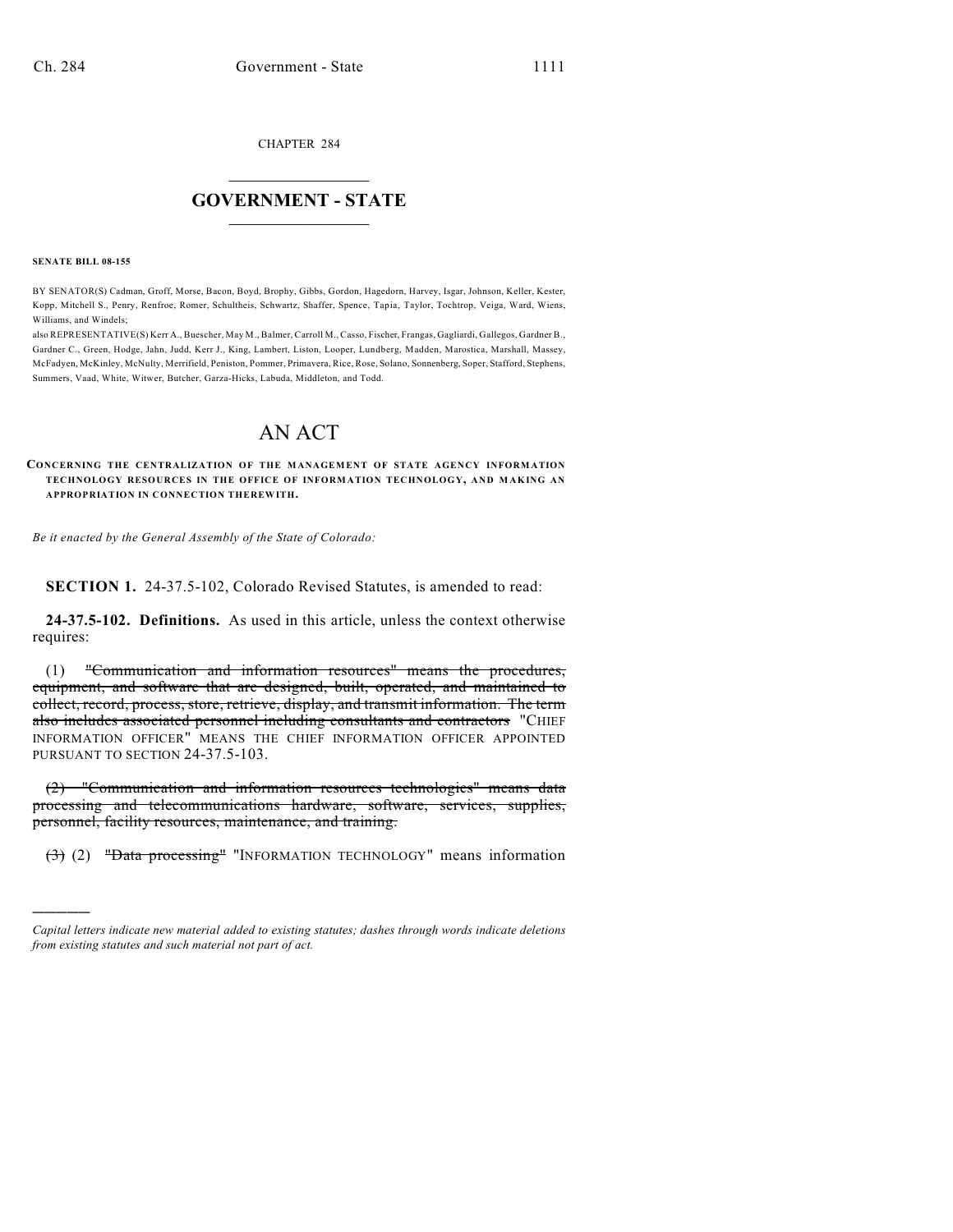CHAPTER 284

# GOVERNMENT - STATE

**SENATE BILL 08-155**

BY SENATOR(S) Cadman, Groff, Morse, Bacon, Boyd, Brophy, Gibbs, Gordon, Hagedorn, Harvey, Isgar, Johnson, Keller, Kester, Kopp, Mitchell S., Penry, Renfroe, Romer, Schultheis, Schwartz, Shaffer, Spence, Tapia, Taylor, Tochtrop, Veiga, Ward, Wiens, Williams, and Windels;

also REPRESENTATIVE(S) Kerr A., Buescher, May M., Balmer, Carroll M., Casso, Fischer, Frangas, Gagliardi, Gallegos, Gardner B., Gardner C., Green, Hodge, Jahn, Judd, Kerr J., King, Lambert, Liston, Looper, Lundberg, Madden, Marostica, Marshall, Massey, McFadyen, McKinley, McNulty, Merrifield, Peniston, Pommer, Primavera, Rice, Rose, Solano, Sonnenberg, Soper, Stafford, Stephens, Summers, Vaad, White, Witwer, Butcher, Garza-Hicks, Labuda, Middleton, and Todd.

# AN ACT

**CONCERNING THE CENTRALIZATION OF THE MANAGEMENT OF STATE AGENCY INFORMATION TECHNOLOGY RESOURCES IN THE OFFICE OF INFORMATION TECHNOLOGY, AND MAKING AN APPROPRIATION IN CONNECTION THEREWITH.**

*Be it enacted by the General Assembly of the State of Colorado:*

**SECTION 1.** 24-37.5-102, Colorado Revised Statutes, is amended to read:

**24-37.5-102. Definitions.** As used in this article, unless the context otherwise requires:

(1) ~~"Communication and information resources" means the procedures, equipment, and software that are designed, built, operated, and maintained to collect, record, process, store, retrieve, display, and transmit information. The term also includes associated personnel including consultants and contractors~~ "CHIEF INFORMATION OFFICER" MEANS THE CHIEF INFORMATION OFFICER APPOINTED PURSUANT TO SECTION 24-37.5-103.

~~(2) "Communication and information resources technologies" means data processing and telecommunications hardware, software, services, supplies, personnel, facility resources, maintenance, and training.~~

~~(3)~~ (2) ~~"Data processing"~~ "INFORMATION TECHNOLOGY" means information

*Capital letters indicate new material added to existing statutes; dashes through words indicate deletions from existing statutes and such material not part of act.*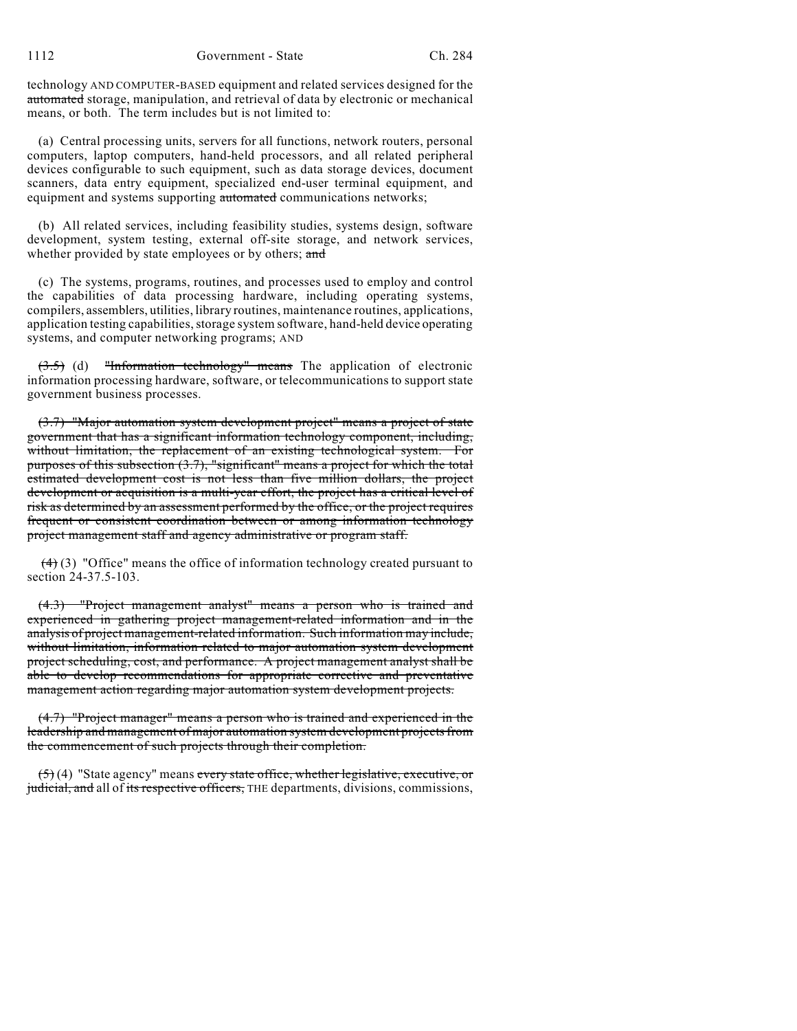technology AND COMPUTER-BASED equipment and related services designed for the ~~automated~~ storage, manipulation, and retrieval of data by electronic or mechanical means, or both. The term includes but is not limited to:

(a) Central processing units, servers for all functions, network routers, personal computers, laptop computers, hand-held processors, and all related peripheral devices configurable to such equipment, such as data storage devices, document scanners, data entry equipment, specialized end-user terminal equipment, and equipment and systems supporting ~~automated~~ communications networks;

(b) All related services, including feasibility studies, systems design, software development, system testing, external off-site storage, and network services, whether provided by state employees or by others; ~~and~~

(c) The systems, programs, routines, and processes used to employ and control the capabilities of data processing hardware, including operating systems, compilers, assemblers, utilities, library routines, maintenance routines, applications, application testing capabilities, storage system software, hand-held device operating systems, and computer networking programs; AND

~~(3.5)~~ (d) ~~"Information technology" means~~ The application of electronic information processing hardware, software, or telecommunications to support state government business processes.

~~(3.7) "Major automation system development project" means a project of state government that has a significant information technology component, including, without limitation, the replacement of an existing technological system. For purposes of this subsection (3.7), "significant" means a project for which the total estimated development cost is not less than five million dollars, the project development or acquisition is a multi-year effort, the project has a critical level of risk as determined by an assessment performed by the office, or the project requires frequent or consistent coordination between or among information technology project management staff and agency administrative or program staff.~~

~~(4)~~ (3) "Office" means the office of information technology created pursuant to section 24-37.5-103.

~~(4.3) "Project management analyst" means a person who is trained and experienced in gathering project management-related information and in the analysis of project management-related information. Such information may include, without limitation, information related to major automation system development project scheduling, cost, and performance. A project management analyst shall be able to develop recommendations for appropriate corrective and preventative management action regarding major automation system development projects.~~

~~(4.7) "Project manager" means a person who is trained and experienced in the leadership and management of major automation system development projects from the commencement of such projects through their completion.~~

~~(5)~~ (4) "State agency" means ~~every state office, whether legislative, executive, or judicial, and~~ all of ~~its respective officers,~~ THE departments, divisions, commissions,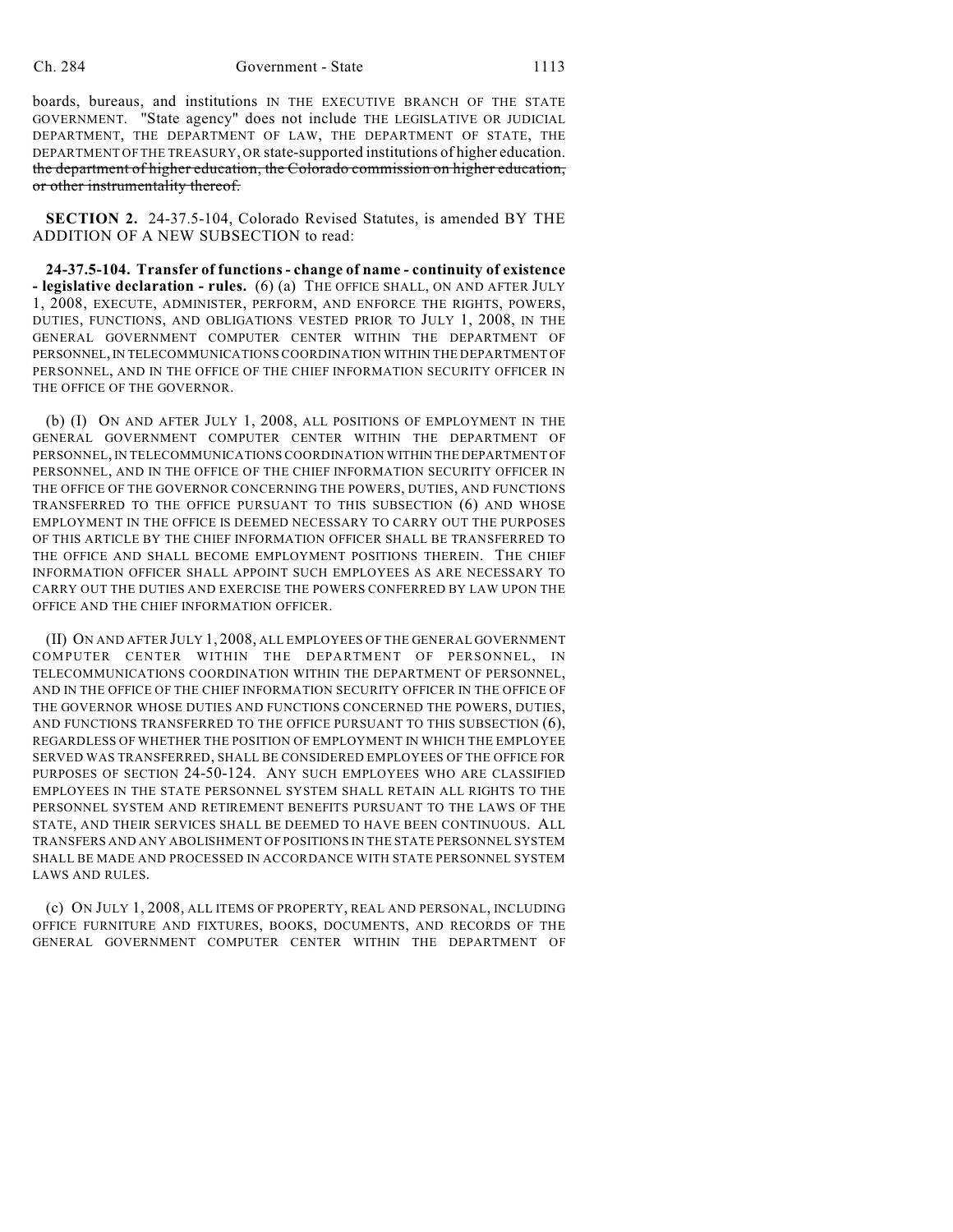boards, bureaus, and institutions IN THE EXECUTIVE BRANCH OF THE STATE GOVERNMENT. "State agency" does not include THE LEGISLATIVE OR JUDICIAL DEPARTMENT, THE DEPARTMENT OF LAW, THE DEPARTMENT OF STATE, THE DEPARTMENT OF THE TREASURY, OR state-supported institutions of higher education. ~~the department of higher education, the Colorado commission on higher education, or other instrumentality thereof.~~

**SECTION 2.** 24-37.5-104, Colorado Revised Statutes, is amended BY THE ADDITION OF A NEW SUBSECTION to read:

**24-37.5-104. Transfer of functions - change of name - continuity of existence - legislative declaration - rules.** (6) (a) THE OFFICE SHALL, ON AND AFTER JULY 1, 2008, EXECUTE, ADMINISTER, PERFORM, AND ENFORCE THE RIGHTS, POWERS, DUTIES, FUNCTIONS, AND OBLIGATIONS VESTED PRIOR TO JULY 1, 2008, IN THE GENERAL GOVERNMENT COMPUTER CENTER WITHIN THE DEPARTMENT OF PERSONNEL, IN TELECOMMUNICATIONS COORDINATION WITHIN THE DEPARTMENT OF PERSONNEL, AND IN THE OFFICE OF THE CHIEF INFORMATION SECURITY OFFICER IN THE OFFICE OF THE GOVERNOR.

(b) (I) ON AND AFTER JULY 1, 2008, ALL POSITIONS OF EMPLOYMENT IN THE GENERAL GOVERNMENT COMPUTER CENTER WITHIN THE DEPARTMENT OF PERSONNEL, IN TELECOMMUNICATIONS COORDINATION WITHIN THE DEPARTMENT OF PERSONNEL, AND IN THE OFFICE OF THE CHIEF INFORMATION SECURITY OFFICER IN THE OFFICE OF THE GOVERNOR CONCERNING THE POWERS, DUTIES, AND FUNCTIONS TRANSFERRED TO THE OFFICE PURSUANT TO THIS SUBSECTION (6) AND WHOSE EMPLOYMENT IN THE OFFICE IS DEEMED NECESSARY TO CARRY OUT THE PURPOSES OF THIS ARTICLE BY THE CHIEF INFORMATION OFFICER SHALL BE TRANSFERRED TO THE OFFICE AND SHALL BECOME EMPLOYMENT POSITIONS THEREIN. THE CHIEF INFORMATION OFFICER SHALL APPOINT SUCH EMPLOYEES AS ARE NECESSARY TO CARRY OUT THE DUTIES AND EXERCISE THE POWERS CONFERRED BY LAW UPON THE OFFICE AND THE CHIEF INFORMATION OFFICER.

(II) ON AND AFTER JULY 1, 2008, ALL EMPLOYEES OF THE GENERAL GOVERNMENT COMPUTER CENTER WITHIN THE DEPARTMENT OF PERSONNEL, IN TELECOMMUNICATIONS COORDINATION WITHIN THE DEPARTMENT OF PERSONNEL, AND IN THE OFFICE OF THE CHIEF INFORMATION SECURITY OFFICER IN THE OFFICE OF THE GOVERNOR WHOSE DUTIES AND FUNCTIONS CONCERNED THE POWERS, DUTIES, AND FUNCTIONS TRANSFERRED TO THE OFFICE PURSUANT TO THIS SUBSECTION (6), REGARDLESS OF WHETHER THE POSITION OF EMPLOYMENT IN WHICH THE EMPLOYEE SERVED WAS TRANSFERRED, SHALL BE CONSIDERED EMPLOYEES OF THE OFFICE FOR PURPOSES OF SECTION 24-50-124. ANY SUCH EMPLOYEES WHO ARE CLASSIFIED EMPLOYEES IN THE STATE PERSONNEL SYSTEM SHALL RETAIN ALL RIGHTS TO THE PERSONNEL SYSTEM AND RETIREMENT BENEFITS PURSUANT TO THE LAWS OF THE STATE, AND THEIR SERVICES SHALL BE DEEMED TO HAVE BEEN CONTINUOUS. ALL TRANSFERS AND ANY ABOLISHMENT OF POSITIONS IN THE STATE PERSONNEL SYSTEM SHALL BE MADE AND PROCESSED IN ACCORDANCE WITH STATE PERSONNEL SYSTEM LAWS AND RULES.

(c) ON JULY 1, 2008, ALL ITEMS OF PROPERTY, REAL AND PERSONAL, INCLUDING OFFICE FURNITURE AND FIXTURES, BOOKS, DOCUMENTS, AND RECORDS OF THE GENERAL GOVERNMENT COMPUTER CENTER WITHIN THE DEPARTMENT OF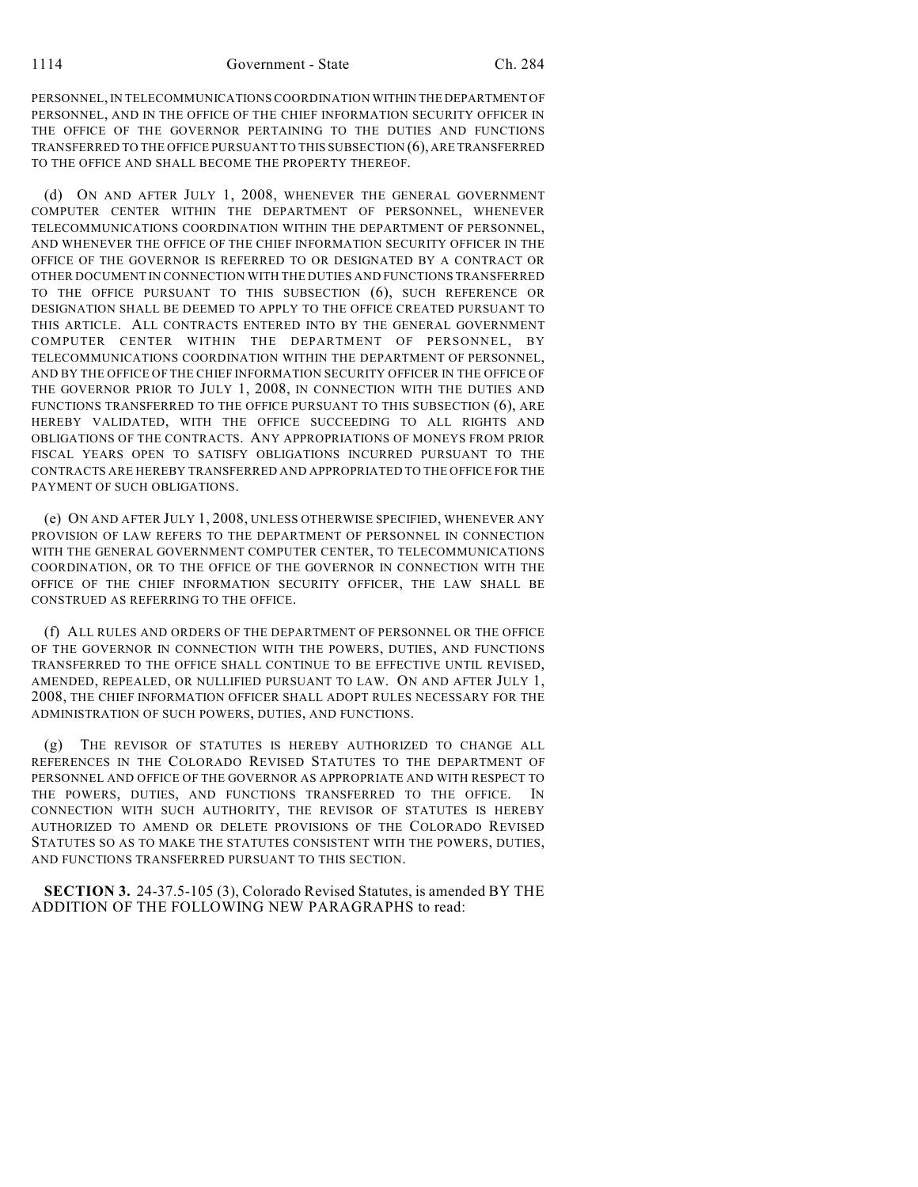PERSONNEL, IN TELECOMMUNICATIONS COORDINATION WITHIN THE DEPARTMENT OF PERSONNEL, AND IN THE OFFICE OF THE CHIEF INFORMATION SECURITY OFFICER IN THE OFFICE OF THE GOVERNOR PERTAINING TO THE DUTIES AND FUNCTIONS TRANSFERRED TO THE OFFICE PURSUANT TO THIS SUBSECTION (6), ARE TRANSFERRED TO THE OFFICE AND SHALL BECOME THE PROPERTY THEREOF.

(d) ON AND AFTER JULY 1, 2008, WHENEVER THE GENERAL GOVERNMENT COMPUTER CENTER WITHIN THE DEPARTMENT OF PERSONNEL, WHENEVER TELECOMMUNICATIONS COORDINATION WITHIN THE DEPARTMENT OF PERSONNEL, AND WHENEVER THE OFFICE OF THE CHIEF INFORMATION SECURITY OFFICER IN THE OFFICE OF THE GOVERNOR IS REFERRED TO OR DESIGNATED BY A CONTRACT OR OTHER DOCUMENT IN CONNECTION WITH THE DUTIES AND FUNCTIONS TRANSFERRED TO THE OFFICE PURSUANT TO THIS SUBSECTION (6), SUCH REFERENCE OR DESIGNATION SHALL BE DEEMED TO APPLY TO THE OFFICE CREATED PURSUANT TO THIS ARTICLE. ALL CONTRACTS ENTERED INTO BY THE GENERAL GOVERNMENT COMPUTER CENTER WITHIN THE DEPARTMENT OF PERSONNEL, BY TELECOMMUNICATIONS COORDINATION WITHIN THE DEPARTMENT OF PERSONNEL, AND BY THE OFFICE OF THE CHIEF INFORMATION SECURITY OFFICER IN THE OFFICE OF THE GOVERNOR PRIOR TO JULY 1, 2008, IN CONNECTION WITH THE DUTIES AND FUNCTIONS TRANSFERRED TO THE OFFICE PURSUANT TO THIS SUBSECTION (6), ARE HEREBY VALIDATED, WITH THE OFFICE SUCCEEDING TO ALL RIGHTS AND OBLIGATIONS OF THE CONTRACTS. ANY APPROPRIATIONS OF MONEYS FROM PRIOR FISCAL YEARS OPEN TO SATISFY OBLIGATIONS INCURRED PURSUANT TO THE CONTRACTS ARE HEREBY TRANSFERRED AND APPROPRIATED TO THE OFFICE FOR THE PAYMENT OF SUCH OBLIGATIONS.

(e) ON AND AFTER JULY 1, 2008, UNLESS OTHERWISE SPECIFIED, WHENEVER ANY PROVISION OF LAW REFERS TO THE DEPARTMENT OF PERSONNEL IN CONNECTION WITH THE GENERAL GOVERNMENT COMPUTER CENTER, TO TELECOMMUNICATIONS COORDINATION, OR TO THE OFFICE OF THE GOVERNOR IN CONNECTION WITH THE OFFICE OF THE CHIEF INFORMATION SECURITY OFFICER, THE LAW SHALL BE CONSTRUED AS REFERRING TO THE OFFICE.

(f) ALL RULES AND ORDERS OF THE DEPARTMENT OF PERSONNEL OR THE OFFICE OF THE GOVERNOR IN CONNECTION WITH THE POWERS, DUTIES, AND FUNCTIONS TRANSFERRED TO THE OFFICE SHALL CONTINUE TO BE EFFECTIVE UNTIL REVISED, AMENDED, REPEALED, OR NULLIFIED PURSUANT TO LAW. ON AND AFTER JULY 1, 2008, THE CHIEF INFORMATION OFFICER SHALL ADOPT RULES NECESSARY FOR THE ADMINISTRATION OF SUCH POWERS, DUTIES, AND FUNCTIONS.

(g) THE REVISOR OF STATUTES IS HEREBY AUTHORIZED TO CHANGE ALL REFERENCES IN THE COLORADO REVISED STATUTES TO THE DEPARTMENT OF PERSONNEL AND OFFICE OF THE GOVERNOR AS APPROPRIATE AND WITH RESPECT TO THE POWERS, DUTIES, AND FUNCTIONS TRANSFERRED TO THE OFFICE. IN CONNECTION WITH SUCH AUTHORITY, THE REVISOR OF STATUTES IS HEREBY AUTHORIZED TO AMEND OR DELETE PROVISIONS OF THE COLORADO REVISED STATUTES SO AS TO MAKE THE STATUTES CONSISTENT WITH THE POWERS, DUTIES, AND FUNCTIONS TRANSFERRED PURSUANT TO THIS SECTION.

**SECTION 3.** 24-37.5-105 (3), Colorado Revised Statutes, is amended BY THE ADDITION OF THE FOLLOWING NEW PARAGRAPHS to read: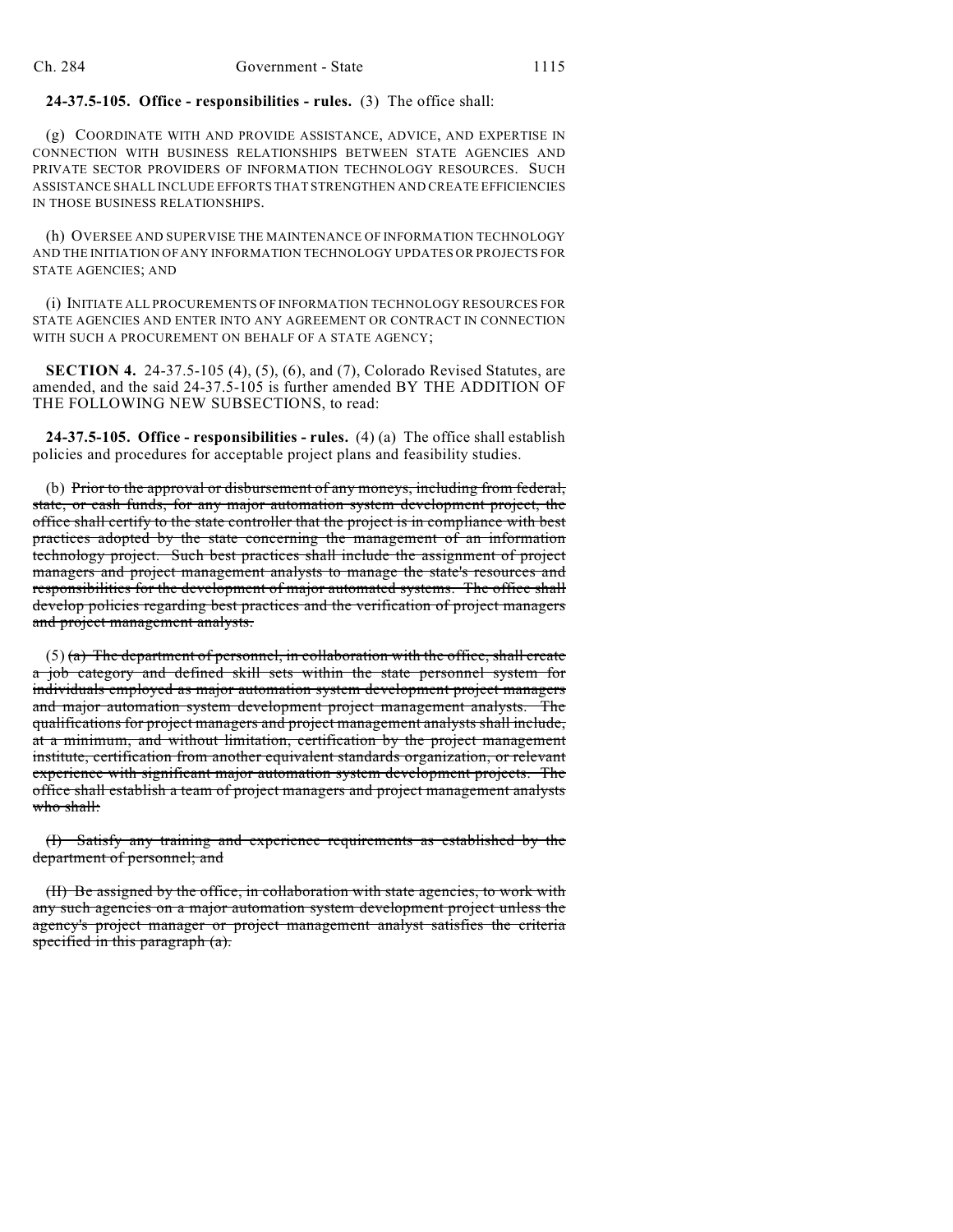**24-37.5-105. Office - responsibilities - rules.** (3) The office shall:

(g) COORDINATE WITH AND PROVIDE ASSISTANCE, ADVICE, AND EXPERTISE IN CONNECTION WITH BUSINESS RELATIONSHIPS BETWEEN STATE AGENCIES AND PRIVATE SECTOR PROVIDERS OF INFORMATION TECHNOLOGY RESOURCES. SUCH ASSISTANCE SHALL INCLUDE EFFORTS THAT STRENGTHEN AND CREATE EFFICIENCIES IN THOSE BUSINESS RELATIONSHIPS.

(h) OVERSEE AND SUPERVISE THE MAINTENANCE OF INFORMATION TECHNOLOGY AND THE INITIATION OF ANY INFORMATION TECHNOLOGY UPDATES OR PROJECTS FOR STATE AGENCIES; AND

(i) INITIATE ALL PROCUREMENTS OF INFORMATION TECHNOLOGY RESOURCES FOR STATE AGENCIES AND ENTER INTO ANY AGREEMENT OR CONTRACT IN CONNECTION WITH SUCH A PROCUREMENT ON BEHALF OF A STATE AGENCY;

**SECTION 4.** 24-37.5-105 (4), (5), (6), and (7), Colorado Revised Statutes, are amended, and the said 24-37.5-105 is further amended BY THE ADDITION OF THE FOLLOWING NEW SUBSECTIONS, to read:

**24-37.5-105. Office - responsibilities - rules.** (4) (a) The office shall establish policies and procedures for acceptable project plans and feasibility studies.

(b) ~~Prior to the approval or disbursement of any moneys, including from federal, state, or cash funds, for any major automation system development project, the office shall certify to the state controller that the project is in compliance with best practices adopted by the state concerning the management of an information technology project. Such best practices shall include the assignment of project managers and project management analysts to manage the state's resources and responsibilities for the development of major automated systems. The office shall develop policies regarding best practices and the verification of project managers and project management analysts.~~

(5) ~~(a) The department of personnel, in collaboration with the office, shall create a job category and defined skill sets within the state personnel system for individuals employed as major automation system development project managers and major automation system development project management analysts. The qualifications for project managers and project management analysts shall include, at a minimum, and without limitation, certification by the project management institute, certification from another equivalent standards organization, or relevant experience with significant major automation system development projects. The office shall establish a team of project managers and project management analysts who shall:~~

~~(I) Satisfy any training and experience requirements as established by the department of personnel; and~~

~~(II) Be assigned by the office, in collaboration with state agencies, to work with any such agencies on a major automation system development project unless the agency's project manager or project management analyst satisfies the criteria specified in this paragraph (a).~~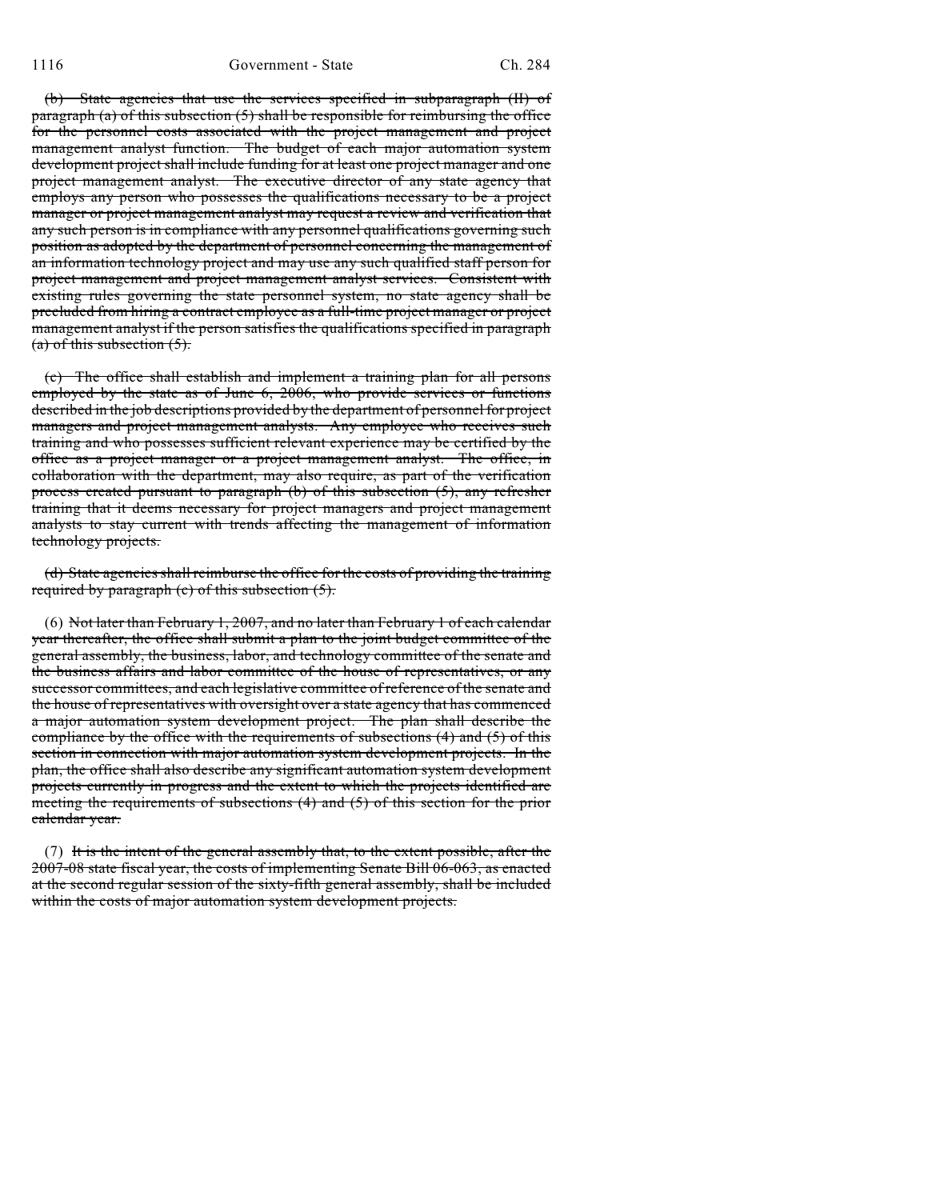~~(b) State agencies that use the services specified in subparagraph (II) of paragraph (a) of this subsection (5) shall be responsible for reimbursing the office for the personnel costs associated with the project management and project management analyst function. The budget of each major automation system development project shall include funding for at least one project manager and one project management analyst. The executive director of any state agency that employs any person who possesses the qualifications necessary to be a project manager or project management analyst may request a review and verification that any such person is in compliance with any personnel qualifications governing such position as adopted by the department of personnel concerning the management of an information technology project and may use any such qualified staff person for project management and project management analyst services. Consistent with existing rules governing the state personnel system, no state agency shall be precluded from hiring a contract employee as a full-time project manager or project management analyst if the person satisfies the qualifications specified in paragraph (a) of this subsection (5).~~

~~(c) The office shall establish and implement a training plan for all persons employed by the state as of June 6, 2006, who provide services or functions described in the job descriptions provided by the department of personnel for project managers and project management analysts. Any employee who receives such training and who possesses sufficient relevant experience may be certified by the office as a project manager or a project management analyst. The office, in collaboration with the department, may also require, as part of the verification process created pursuant to paragraph (b) of this subsection (5), any refresher training that it deems necessary for project managers and project management analysts to stay current with trends affecting the management of information technology projects.~~

~~(d) State agencies shall reimburse the office for the costs of providing the training required by paragraph (c) of this subsection (5).~~

(6) ~~Not later than February 1, 2007, and no later than February 1 of each calendar year thereafter, the office shall submit a plan to the joint budget committee of the general assembly, the business, labor, and technology committee of the senate and the business affairs and labor committee of the house of representatives, or any successor committees, and each legislative committee of reference of the senate and the house of representatives with oversight over a state agency that has commenced a major automation system development project. The plan shall describe the compliance by the office with the requirements of subsections (4) and (5) of this section in connection with major automation system development projects. In the plan, the office shall also describe any significant automation system development projects currently in progress and the extent to which the projects identified are meeting the requirements of subsections (4) and (5) of this section for the prior calendar year.~~

(7) ~~It is the intent of the general assembly that, to the extent possible, after the 2007-08 state fiscal year, the costs of implementing Senate Bill 06-063, as enacted at the second regular session of the sixty-fifth general assembly, shall be included within the costs of major automation system development projects.~~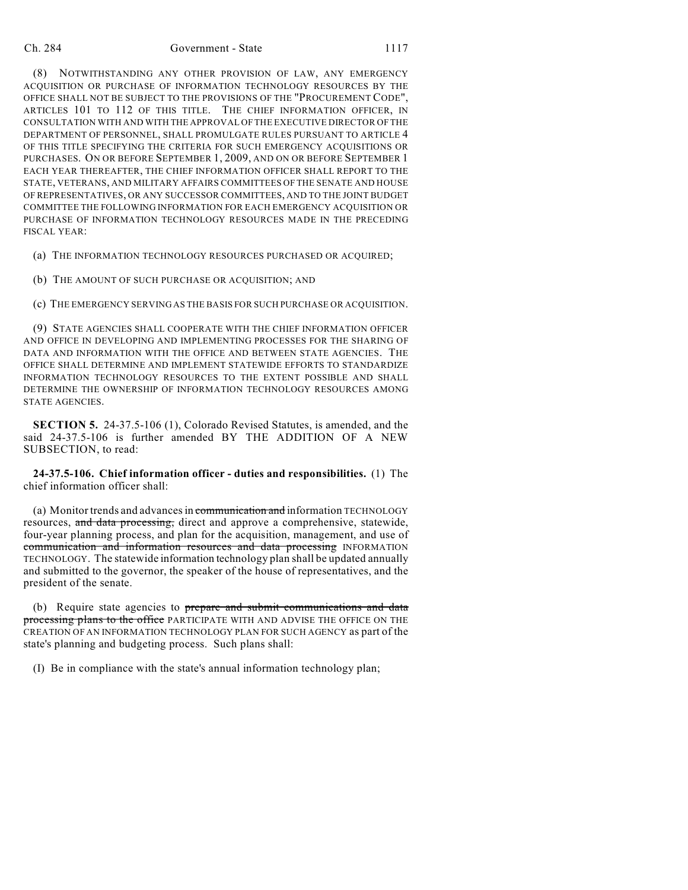(8) NOTWITHSTANDING ANY OTHER PROVISION OF LAW, ANY EMERGENCY ACQUISITION OR PURCHASE OF INFORMATION TECHNOLOGY RESOURCES BY THE OFFICE SHALL NOT BE SUBJECT TO THE PROVISIONS OF THE "PROCUREMENT CODE", ARTICLES 101 TO 112 OF THIS TITLE. THE CHIEF INFORMATION OFFICER, IN CONSULTATION WITH AND WITH THE APPROVAL OF THE EXECUTIVE DIRECTOR OF THE DEPARTMENT OF PERSONNEL, SHALL PROMULGATE RULES PURSUANT TO ARTICLE 4 OF THIS TITLE SPECIFYING THE CRITERIA FOR SUCH EMERGENCY ACQUISITIONS OR PURCHASES. ON OR BEFORE SEPTEMBER 1, 2009, AND ON OR BEFORE SEPTEMBER 1 EACH YEAR THEREAFTER, THE CHIEF INFORMATION OFFICER SHALL REPORT TO THE STATE, VETERANS, AND MILITARY AFFAIRS COMMITTEES OF THE SENATE AND HOUSE OF REPRESENTATIVES, OR ANY SUCCESSOR COMMITTEES, AND TO THE JOINT BUDGET COMMITTEE THE FOLLOWING INFORMATION FOR EACH EMERGENCY ACQUISITION OR PURCHASE OF INFORMATION TECHNOLOGY RESOURCES MADE IN THE PRECEDING FISCAL YEAR:

(a) THE INFORMATION TECHNOLOGY RESOURCES PURCHASED OR ACQUIRED;

(b) THE AMOUNT OF SUCH PURCHASE OR ACQUISITION; AND

(c) THE EMERGENCY SERVING AS THE BASIS FOR SUCH PURCHASE OR ACQUISITION.

(9) STATE AGENCIES SHALL COOPERATE WITH THE CHIEF INFORMATION OFFICER AND OFFICE IN DEVELOPING AND IMPLEMENTING PROCESSES FOR THE SHARING OF DATA AND INFORMATION WITH THE OFFICE AND BETWEEN STATE AGENCIES. THE OFFICE SHALL DETERMINE AND IMPLEMENT STATEWIDE EFFORTS TO STANDARDIZE INFORMATION TECHNOLOGY RESOURCES TO THE EXTENT POSSIBLE AND SHALL DETERMINE THE OWNERSHIP OF INFORMATION TECHNOLOGY RESOURCES AMONG STATE AGENCIES.

**SECTION 5.** 24-37.5-106 (1), Colorado Revised Statutes, is amended, and the said 24-37.5-106 is further amended BY THE ADDITION OF A NEW SUBSECTION, to read:

**24-37.5-106. Chief information officer - duties and responsibilities.** (1) The chief information officer shall:

(a) Monitor trends and advances in ~~communication and~~ information TECHNOLOGY resources, ~~and data processing,~~ direct and approve a comprehensive, statewide, four-year planning process, and plan for the acquisition, management, and use of ~~communication and information resources and data processing~~ INFORMATION TECHNOLOGY. The statewide information technology plan shall be updated annually and submitted to the governor, the speaker of the house of representatives, and the president of the senate.

(b) Require state agencies to ~~prepare and submit communications and data processing plans to the office~~ PARTICIPATE WITH AND ADVISE THE OFFICE ON THE CREATION OF AN INFORMATION TECHNOLOGY PLAN FOR SUCH AGENCY as part of the state's planning and budgeting process. Such plans shall:

(I) Be in compliance with the state's annual information technology plan;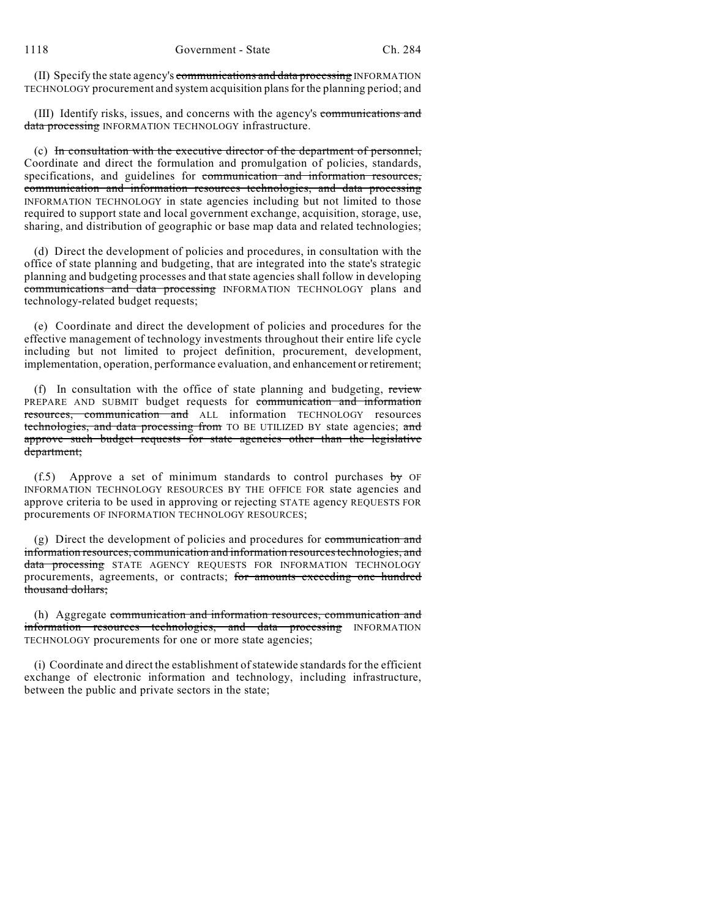(II) Specify the state agency's ~~communications and data processing~~ INFORMATION TECHNOLOGY procurement and system acquisition plans for the planning period; and

(III) Identify risks, issues, and concerns with the agency's ~~communications and data processing~~ INFORMATION TECHNOLOGY infrastructure.

(c) ~~In consultation with the executive director of the department of personnel,~~ Coordinate and direct the formulation and promulgation of policies, standards, specifications, and guidelines for ~~communication and information resources, communication and information resources technologies, and data processing~~ INFORMATION TECHNOLOGY in state agencies including but not limited to those required to support state and local government exchange, acquisition, storage, use, sharing, and distribution of geographic or base map data and related technologies;

(d) Direct the development of policies and procedures, in consultation with the office of state planning and budgeting, that are integrated into the state's strategic planning and budgeting processes and that state agencies shall follow in developing ~~communications and data processing~~ INFORMATION TECHNOLOGY plans and technology-related budget requests;

(e) Coordinate and direct the development of policies and procedures for the effective management of technology investments throughout their entire life cycle including but not limited to project definition, procurement, development, implementation, operation, performance evaluation, and enhancement or retirement;

(f) In consultation with the office of state planning and budgeting, ~~review~~ PREPARE AND SUBMIT budget requests for ~~communication and information resources, communication and~~ ALL information TECHNOLOGY resources ~~technologies, and data processing from~~ TO BE UTILIZED BY state agencies; ~~and approve such budget requests for state agencies other than the legislative department;~~

(f.5) Approve a set of minimum standards to control purchases ~~by~~ OF INFORMATION TECHNOLOGY RESOURCES BY THE OFFICE FOR state agencies and approve criteria to be used in approving or rejecting STATE agency REQUESTS FOR procurements OF INFORMATION TECHNOLOGY RESOURCES;

(g) Direct the development of policies and procedures for ~~communication and information resources, communication and information resources technologies, and data processing~~ STATE AGENCY REQUESTS FOR INFORMATION TECHNOLOGY procurements, agreements, or contracts; ~~for amounts exceeding one hundred thousand dollars;~~

(h) Aggregate ~~communication and information resources, communication and information resources technologies, and data processing~~ INFORMATION TECHNOLOGY procurements for one or more state agencies;

(i) Coordinate and direct the establishment of statewide standards for the efficient exchange of electronic information and technology, including infrastructure, between the public and private sectors in the state;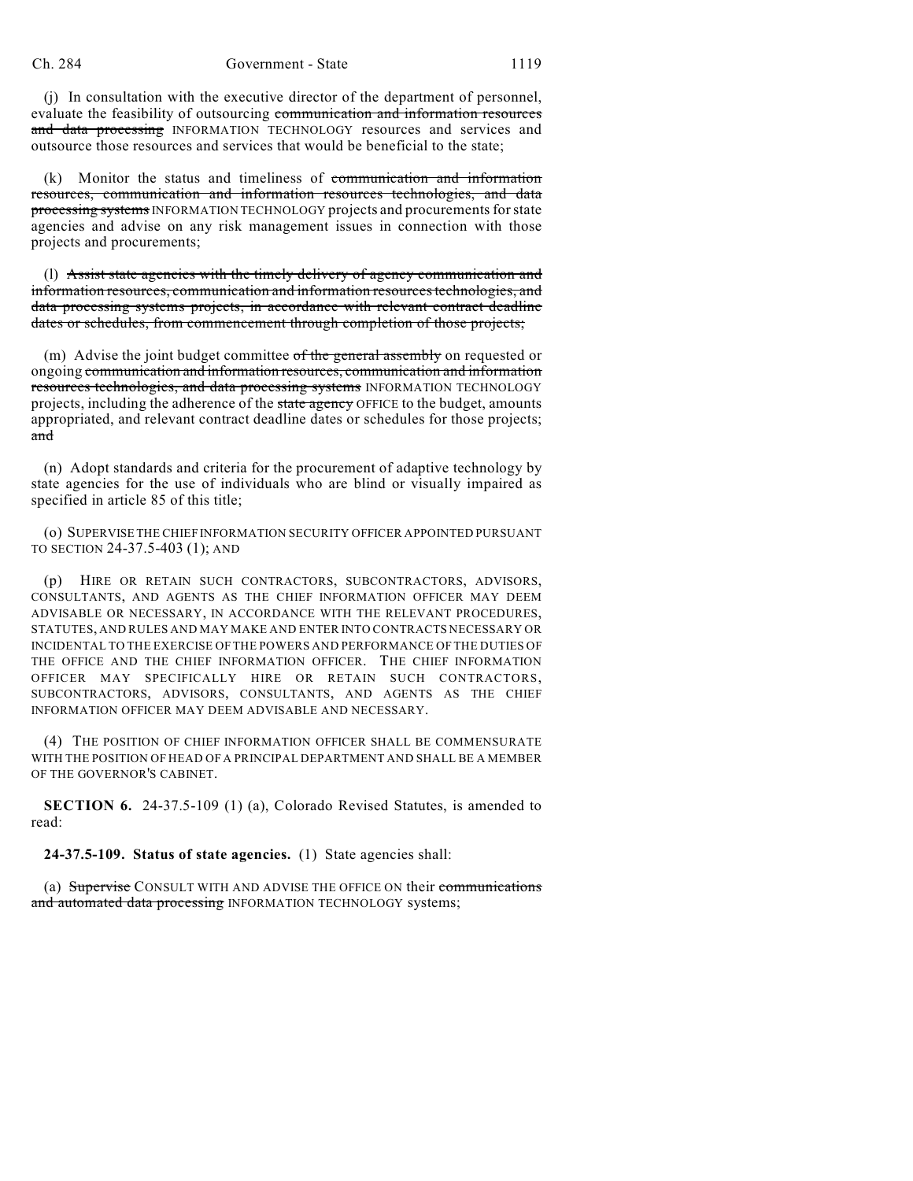(j) In consultation with the executive director of the department of personnel, evaluate the feasibility of outsourcing ~~communication and information resources and data processing~~ INFORMATION TECHNOLOGY resources and services and outsource those resources and services that would be beneficial to the state;

(k) Monitor the status and timeliness of ~~communication and information resources, communication and information resources technologies, and data processing systems~~ INFORMATION TECHNOLOGY projects and procurements for state agencies and advise on any risk management issues in connection with those projects and procurements;

(l) ~~Assist state agencies with the timely delivery of agency communication and information resources, communication and information resources technologies, and data processing systems projects, in accordance with relevant contract deadline dates or schedules, from commencement through completion of those projects;~~

(m) Advise the joint budget committee ~~of the general assembly~~ on requested or ongoing ~~communication and information resources, communication and information resources technologies, and data processing systems~~ INFORMATION TECHNOLOGY projects, including the adherence of the ~~state agency~~ OFFICE to the budget, amounts appropriated, and relevant contract deadline dates or schedules for those projects; ~~and~~

(n) Adopt standards and criteria for the procurement of adaptive technology by state agencies for the use of individuals who are blind or visually impaired as specified in article 85 of this title;

(o) SUPERVISE THE CHIEF INFORMATION SECURITY OFFICER APPOINTED PURSUANT TO SECTION 24-37.5-403 (1); AND

(p) HIRE OR RETAIN SUCH CONTRACTORS, SUBCONTRACTORS, ADVISORS, CONSULTANTS, AND AGENTS AS THE CHIEF INFORMATION OFFICER MAY DEEM ADVISABLE OR NECESSARY, IN ACCORDANCE WITH THE RELEVANT PROCEDURES, STATUTES, AND RULES AND MAY MAKE AND ENTER INTO CONTRACTS NECESSARY OR INCIDENTAL TO THE EXERCISE OF THE POWERS AND PERFORMANCE OF THE DUTIES OF THE OFFICE AND THE CHIEF INFORMATION OFFICER. THE CHIEF INFORMATION OFFICER MAY SPECIFICALLY HIRE OR RETAIN SUCH CONTRACTORS, SUBCONTRACTORS, ADVISORS, CONSULTANTS, AND AGENTS AS THE CHIEF INFORMATION OFFICER MAY DEEM ADVISABLE AND NECESSARY.

(4) THE POSITION OF CHIEF INFORMATION OFFICER SHALL BE COMMENSURATE WITH THE POSITION OF HEAD OF A PRINCIPAL DEPARTMENT AND SHALL BE A MEMBER OF THE GOVERNOR'S CABINET.

**SECTION 6.** 24-37.5-109 (1) (a), Colorado Revised Statutes, is amended to read:

**24-37.5-109. Status of state agencies.** (1) State agencies shall:

(a) ~~Supervise~~ CONSULT WITH AND ADVISE THE OFFICE ON their ~~communications and automated data processing~~ INFORMATION TECHNOLOGY systems;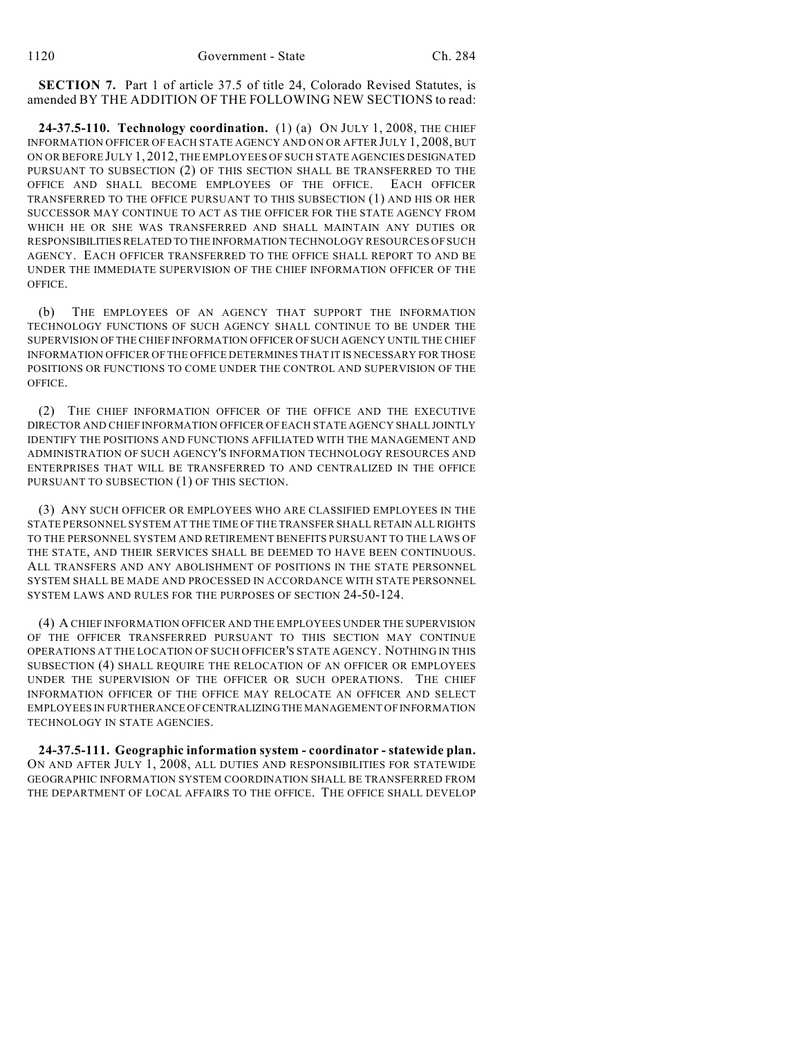**SECTION 7.** Part 1 of article 37.5 of title 24, Colorado Revised Statutes, is amended BY THE ADDITION OF THE FOLLOWING NEW SECTIONS to read:

**24-37.5-110. Technology coordination.** (1) (a) ON JULY 1, 2008, THE CHIEF INFORMATION OFFICER OF EACH STATE AGENCY AND ON OR AFTER JULY 1, 2008, BUT ON OR BEFORE JULY 1, 2012, THE EMPLOYEES OF SUCH STATE AGENCIES DESIGNATED PURSUANT TO SUBSECTION (2) OF THIS SECTION SHALL BE TRANSFERRED TO THE OFFICE AND SHALL BECOME EMPLOYEES OF THE OFFICE. EACH OFFICER TRANSFERRED TO THE OFFICE PURSUANT TO THIS SUBSECTION (1) AND HIS OR HER SUCCESSOR MAY CONTINUE TO ACT AS THE OFFICER FOR THE STATE AGENCY FROM WHICH HE OR SHE WAS TRANSFERRED AND SHALL MAINTAIN ANY DUTIES OR RESPONSIBILITIES RELATED TO THE INFORMATION TECHNOLOGY RESOURCES OF SUCH AGENCY. EACH OFFICER TRANSFERRED TO THE OFFICE SHALL REPORT TO AND BE UNDER THE IMMEDIATE SUPERVISION OF THE CHIEF INFORMATION OFFICER OF THE OFFICE.

(b) THE EMPLOYEES OF AN AGENCY THAT SUPPORT THE INFORMATION TECHNOLOGY FUNCTIONS OF SUCH AGENCY SHALL CONTINUE TO BE UNDER THE SUPERVISION OF THE CHIEF INFORMATION OFFICER OF SUCH AGENCY UNTIL THE CHIEF INFORMATION OFFICER OF THE OFFICE DETERMINES THAT IT IS NECESSARY FOR THOSE POSITIONS OR FUNCTIONS TO COME UNDER THE CONTROL AND SUPERVISION OF THE OFFICE.

(2) THE CHIEF INFORMATION OFFICER OF THE OFFICE AND THE EXECUTIVE DIRECTOR AND CHIEF INFORMATION OFFICER OF EACH STATE AGENCY SHALL JOINTLY IDENTIFY THE POSITIONS AND FUNCTIONS AFFILIATED WITH THE MANAGEMENT AND ADMINISTRATION OF SUCH AGENCY'S INFORMATION TECHNOLOGY RESOURCES AND ENTERPRISES THAT WILL BE TRANSFERRED TO AND CENTRALIZED IN THE OFFICE PURSUANT TO SUBSECTION (1) OF THIS SECTION.

(3) ANY SUCH OFFICER OR EMPLOYEES WHO ARE CLASSIFIED EMPLOYEES IN THE STATE PERSONNEL SYSTEM AT THE TIME OF THE TRANSFER SHALL RETAIN ALL RIGHTS TO THE PERSONNEL SYSTEM AND RETIREMENT BENEFITS PURSUANT TO THE LAWS OF THE STATE, AND THEIR SERVICES SHALL BE DEEMED TO HAVE BEEN CONTINUOUS. ALL TRANSFERS AND ANY ABOLISHMENT OF POSITIONS IN THE STATE PERSONNEL SYSTEM SHALL BE MADE AND PROCESSED IN ACCORDANCE WITH STATE PERSONNEL SYSTEM LAWS AND RULES FOR THE PURPOSES OF SECTION 24-50-124.

(4) A CHIEF INFORMATION OFFICER AND THE EMPLOYEES UNDER THE SUPERVISION OF THE OFFICER TRANSFERRED PURSUANT TO THIS SECTION MAY CONTINUE OPERATIONS AT THE LOCATION OF SUCH OFFICER'S STATE AGENCY. NOTHING IN THIS SUBSECTION (4) SHALL REQUIRE THE RELOCATION OF AN OFFICER OR EMPLOYEES UNDER THE SUPERVISION OF THE OFFICER OR SUCH OPERATIONS. THE CHIEF INFORMATION OFFICER OF THE OFFICE MAY RELOCATE AN OFFICER AND SELECT EMPLOYEES IN FURTHERANCE OF CENTRALIZING THE MANAGEMENT OF INFORMATION TECHNOLOGY IN STATE AGENCIES.

**24-37.5-111. Geographic information system - coordinator - statewide plan.** ON AND AFTER JULY 1, 2008, ALL DUTIES AND RESPONSIBILITIES FOR STATEWIDE GEOGRAPHIC INFORMATION SYSTEM COORDINATION SHALL BE TRANSFERRED FROM THE DEPARTMENT OF LOCAL AFFAIRS TO THE OFFICE. THE OFFICE SHALL DEVELOP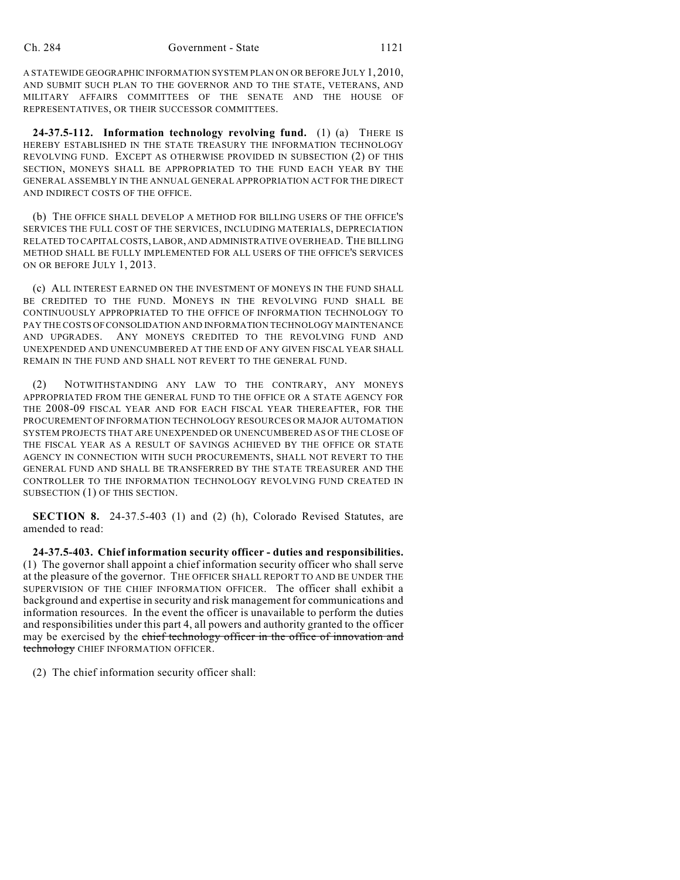A STATEWIDE GEOGRAPHIC INFORMATION SYSTEM PLAN ON OR BEFORE JULY 1, 2010, AND SUBMIT SUCH PLAN TO THE GOVERNOR AND TO THE STATE, VETERANS, AND MILITARY AFFAIRS COMMITTEES OF THE SENATE AND THE HOUSE OF REPRESENTATIVES, OR THEIR SUCCESSOR COMMITTEES.

**24-37.5-112. Information technology revolving fund.** (1) (a) THERE IS HEREBY ESTABLISHED IN THE STATE TREASURY THE INFORMATION TECHNOLOGY REVOLVING FUND. EXCEPT AS OTHERWISE PROVIDED IN SUBSECTION (2) OF THIS SECTION, MONEYS SHALL BE APPROPRIATED TO THE FUND EACH YEAR BY THE GENERAL ASSEMBLY IN THE ANNUAL GENERAL APPROPRIATION ACT FOR THE DIRECT AND INDIRECT COSTS OF THE OFFICE.

(b) THE OFFICE SHALL DEVELOP A METHOD FOR BILLING USERS OF THE OFFICE'S SERVICES THE FULL COST OF THE SERVICES, INCLUDING MATERIALS, DEPRECIATION RELATED TO CAPITAL COSTS, LABOR, AND ADMINISTRATIVE OVERHEAD. THE BILLING METHOD SHALL BE FULLY IMPLEMENTED FOR ALL USERS OF THE OFFICE'S SERVICES ON OR BEFORE JULY 1, 2013.

(c) ALL INTEREST EARNED ON THE INVESTMENT OF MONEYS IN THE FUND SHALL BE CREDITED TO THE FUND. MONEYS IN THE REVOLVING FUND SHALL BE CONTINUOUSLY APPROPRIATED TO THE OFFICE OF INFORMATION TECHNOLOGY TO PAY THE COSTS OF CONSOLIDATION AND INFORMATION TECHNOLOGY MAINTENANCE AND UPGRADES. ANY MONEYS CREDITED TO THE REVOLVING FUND AND UNEXPENDED AND UNENCUMBERED AT THE END OF ANY GIVEN FISCAL YEAR SHALL REMAIN IN THE FUND AND SHALL NOT REVERT TO THE GENERAL FUND.

(2) NOTWITHSTANDING ANY LAW TO THE CONTRARY, ANY MONEYS APPROPRIATED FROM THE GENERAL FUND TO THE OFFICE OR A STATE AGENCY FOR THE 2008-09 FISCAL YEAR AND FOR EACH FISCAL YEAR THEREAFTER, FOR THE PROCUREMENT OF INFORMATION TECHNOLOGY RESOURCES OR MAJOR AUTOMATION SYSTEM PROJECTS THAT ARE UNEXPENDED OR UNENCUMBERED AS OF THE CLOSE OF THE FISCAL YEAR AS A RESULT OF SAVINGS ACHIEVED BY THE OFFICE OR STATE AGENCY IN CONNECTION WITH SUCH PROCUREMENTS, SHALL NOT REVERT TO THE GENERAL FUND AND SHALL BE TRANSFERRED BY THE STATE TREASURER AND THE CONTROLLER TO THE INFORMATION TECHNOLOGY REVOLVING FUND CREATED IN SUBSECTION (1) OF THIS SECTION.

**SECTION 8.** 24-37.5-403 (1) and (2) (h), Colorado Revised Statutes, are amended to read:

**24-37.5-403. Chief information security officer - duties and responsibilities.** (1) The governor shall appoint a chief information security officer who shall serve at the pleasure of the governor. THE OFFICER SHALL REPORT TO AND BE UNDER THE SUPERVISION OF THE CHIEF INFORMATION OFFICER. The officer shall exhibit a background and expertise in security and risk management for communications and information resources. In the event the officer is unavailable to perform the duties and responsibilities under this part 4, all powers and authority granted to the officer may be exercised by the ~~chief technology officer in the office of innovation and technology~~ CHIEF INFORMATION OFFICER.

(2) The chief information security officer shall: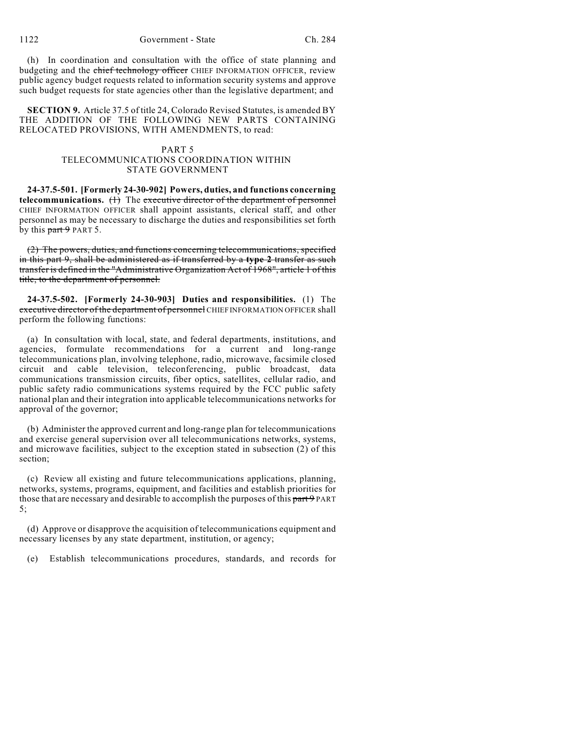(h) In coordination and consultation with the office of state planning and budgeting and the ~~chief technology officer~~ CHIEF INFORMATION OFFICER, review public agency budget requests related to information security systems and approve such budget requests for state agencies other than the legislative department; and

**SECTION 9.** Article 37.5 of title 24, Colorado Revised Statutes, is amended BY THE ADDITION OF THE FOLLOWING NEW PARTS CONTAINING RELOCATED PROVISIONS, WITH AMENDMENTS, to read:

PART 5
TELECOMMUNICATIONS COORDINATION WITHIN STATE GOVERNMENT

**24-37.5-501. [Formerly 24-30-902] Powers, duties, and functions concerning telecommunications.** ~~(1)~~ The ~~executive director of the department of personnel~~ CHIEF INFORMATION OFFICER shall appoint assistants, clerical staff, and other personnel as may be necessary to discharge the duties and responsibilities set forth by this ~~part 9~~ PART 5.

~~(2) The powers, duties, and functions concerning telecommunications, specified in this part 9, shall be administered as if transferred by a **type 2** transfer as such transfer is defined in the "Administrative Organization Act of 1968", article 1 of this title, to the department of personnel.~~

**24-37.5-502. [Formerly 24-30-903] Duties and responsibilities.** (1) The ~~executive director of the department of personnel~~ CHIEF INFORMATION OFFICER shall perform the following functions:

(a) In consultation with local, state, and federal departments, institutions, and agencies, formulate recommendations for a current and long-range telecommunications plan, involving telephone, radio, microwave, facsimile closed circuit and cable television, teleconferencing, public broadcast, data communications transmission circuits, fiber optics, satellites, cellular radio, and public safety radio communications systems required by the FCC public safety national plan and their integration into applicable telecommunications networks for approval of the governor;

(b) Administer the approved current and long-range plan for telecommunications and exercise general supervision over all telecommunications networks, systems, and microwave facilities, subject to the exception stated in subsection (2) of this section;

(c) Review all existing and future telecommunications applications, planning, networks, systems, programs, equipment, and facilities and establish priorities for those that are necessary and desirable to accomplish the purposes of this ~~part 9~~ PART 5;

(d) Approve or disapprove the acquisition of telecommunications equipment and necessary licenses by any state department, institution, or agency;

(e) Establish telecommunications procedures, standards, and records for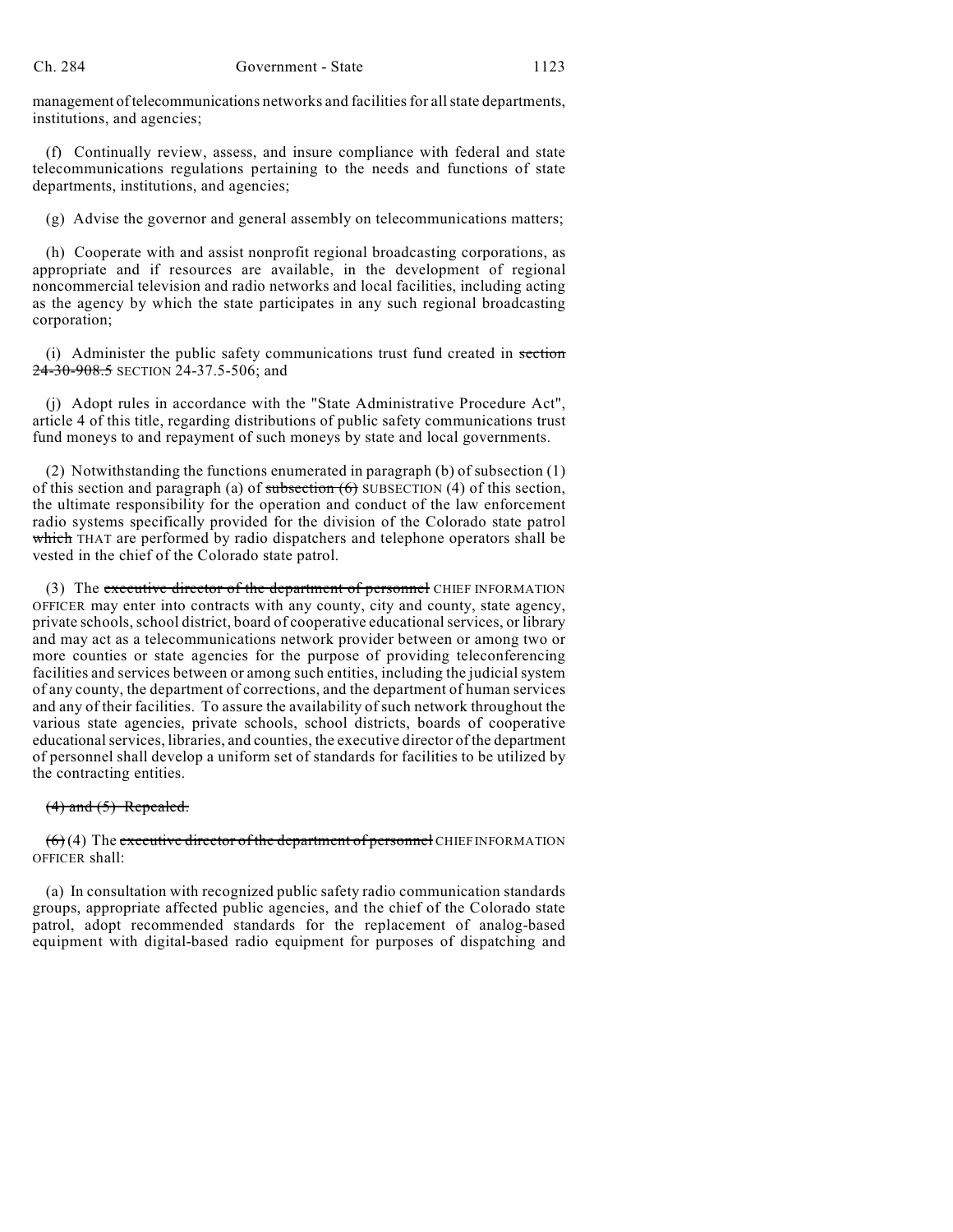management of telecommunications networks and facilities for all state departments, institutions, and agencies;

(f) Continually review, assess, and insure compliance with federal and state telecommunications regulations pertaining to the needs and functions of state departments, institutions, and agencies;

(g) Advise the governor and general assembly on telecommunications matters;

(h) Cooperate with and assist nonprofit regional broadcasting corporations, as appropriate and if resources are available, in the development of regional noncommercial television and radio networks and local facilities, including acting as the agency by which the state participates in any such regional broadcasting corporation;

(i) Administer the public safety communications trust fund created in ~~section 24-30-908.5~~ SECTION 24-37.5-506; and

(j) Adopt rules in accordance with the "State Administrative Procedure Act", article 4 of this title, regarding distributions of public safety communications trust fund moneys to and repayment of such moneys by state and local governments.

(2) Notwithstanding the functions enumerated in paragraph (b) of subsection (1) of this section and paragraph (a) of ~~subsection (6)~~ SUBSECTION (4) of this section, the ultimate responsibility for the operation and conduct of the law enforcement radio systems specifically provided for the division of the Colorado state patrol ~~which~~ THAT are performed by radio dispatchers and telephone operators shall be vested in the chief of the Colorado state patrol.

(3) The ~~executive director of the department of personnel~~ CHIEF INFORMATION OFFICER may enter into contracts with any county, city and county, state agency, private schools, school district, board of cooperative educational services, or library and may act as a telecommunications network provider between or among two or more counties or state agencies for the purpose of providing teleconferencing facilities and services between or among such entities, including the judicial system of any county, the department of corrections, and the department of human services and any of their facilities. To assure the availability of such network throughout the various state agencies, private schools, school districts, boards of cooperative educational services, libraries, and counties, the executive director of the department of personnel shall develop a uniform set of standards for facilities to be utilized by the contracting entities.

~~(4) and (5) Repealed.~~

~~(6)~~ (4) The ~~executive director of the department of personnel~~ CHIEF INFORMATION OFFICER shall:

(a) In consultation with recognized public safety radio communication standards groups, appropriate affected public agencies, and the chief of the Colorado state patrol, adopt recommended standards for the replacement of analog-based equipment with digital-based radio equipment for purposes of dispatching and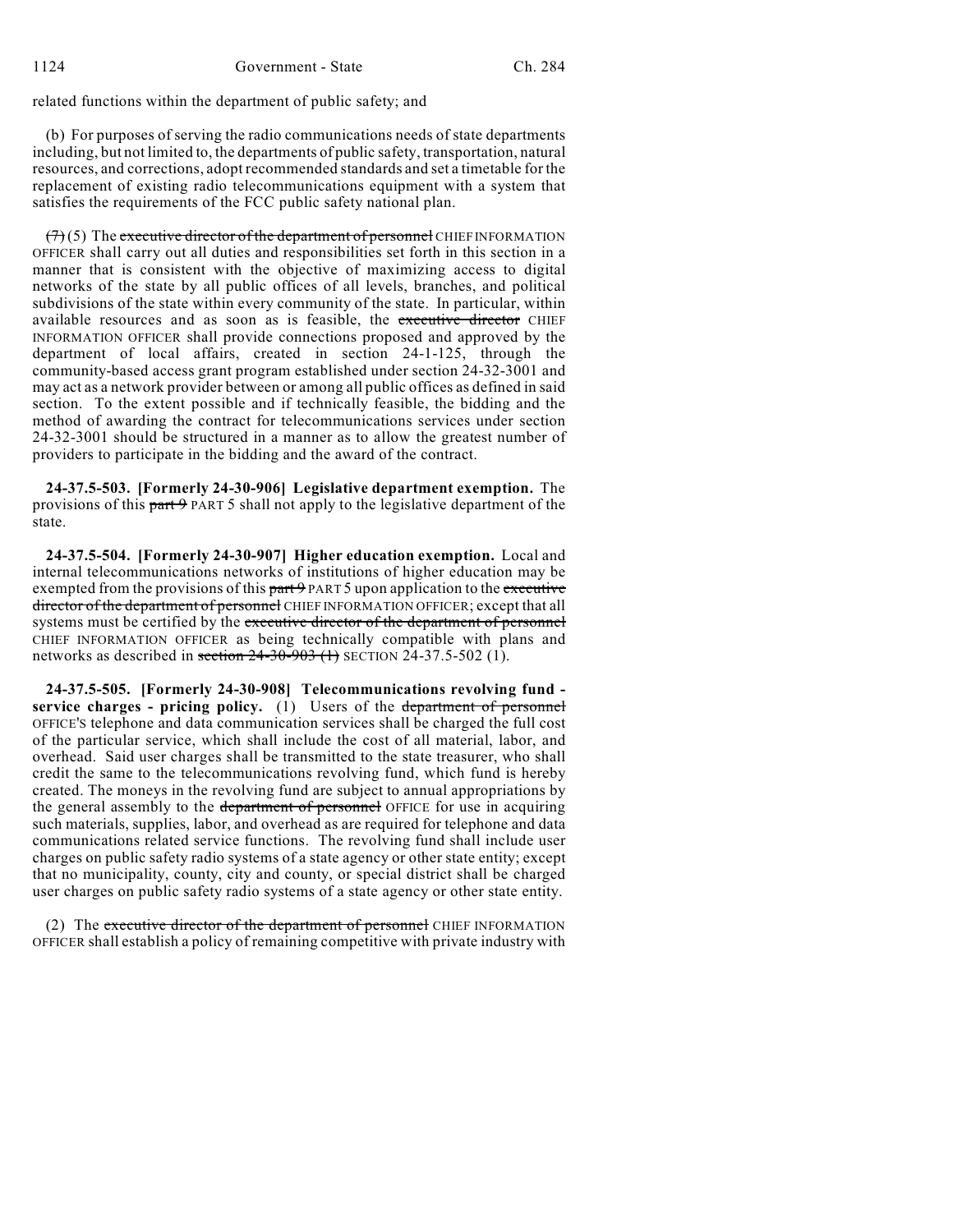related functions within the department of public safety; and

(b) For purposes of serving the radio communications needs of state departments including, but not limited to, the departments of public safety, transportation, natural resources, and corrections, adopt recommended standards and set a timetable for the replacement of existing radio telecommunications equipment with a system that satisfies the requirements of the FCC public safety national plan.

~~(7)~~ (5) The ~~executive director of the department of personnel~~ CHIEF INFORMATION OFFICER shall carry out all duties and responsibilities set forth in this section in a manner that is consistent with the objective of maximizing access to digital networks of the state by all public offices of all levels, branches, and political subdivisions of the state within every community of the state. In particular, within available resources and as soon as is feasible, the ~~executive director~~ CHIEF INFORMATION OFFICER shall provide connections proposed and approved by the department of local affairs, created in section 24-1-125, through the community-based access grant program established under section 24-32-3001 and may act as a network provider between or among all public offices as defined in said section. To the extent possible and if technically feasible, the bidding and the method of awarding the contract for telecommunications services under section 24-32-3001 should be structured in a manner as to allow the greatest number of providers to participate in the bidding and the award of the contract.

**24-37.5-503. [Formerly 24-30-906] Legislative department exemption.** The provisions of this ~~part 9~~ PART 5 shall not apply to the legislative department of the state.

**24-37.5-504. [Formerly 24-30-907] Higher education exemption.** Local and internal telecommunications networks of institutions of higher education may be exempted from the provisions of this ~~part 9~~ PART 5 upon application to the ~~executive director of the department of personnel~~ CHIEF INFORMATION OFFICER; except that all systems must be certified by the ~~executive director of the department of personnel~~ CHIEF INFORMATION OFFICER as being technically compatible with plans and networks as described in ~~section 24-30-903 (1)~~ SECTION 24-37.5-502 (1).

**24-37.5-505. [Formerly 24-30-908] Telecommunications revolving fund - service charges - pricing policy.** (1) Users of the ~~department of personnel~~ OFFICE'S telephone and data communication services shall be charged the full cost of the particular service, which shall include the cost of all material, labor, and overhead. Said user charges shall be transmitted to the state treasurer, who shall credit the same to the telecommunications revolving fund, which fund is hereby created. The moneys in the revolving fund are subject to annual appropriations by the general assembly to the ~~department of personnel~~ OFFICE for use in acquiring such materials, supplies, labor, and overhead as are required for telephone and data communications related service functions. The revolving fund shall include user charges on public safety radio systems of a state agency or other state entity; except that no municipality, county, city and county, or special district shall be charged user charges on public safety radio systems of a state agency or other state entity.

(2) The ~~executive director of the department of personnel~~ CHIEF INFORMATION OFFICER shall establish a policy of remaining competitive with private industry with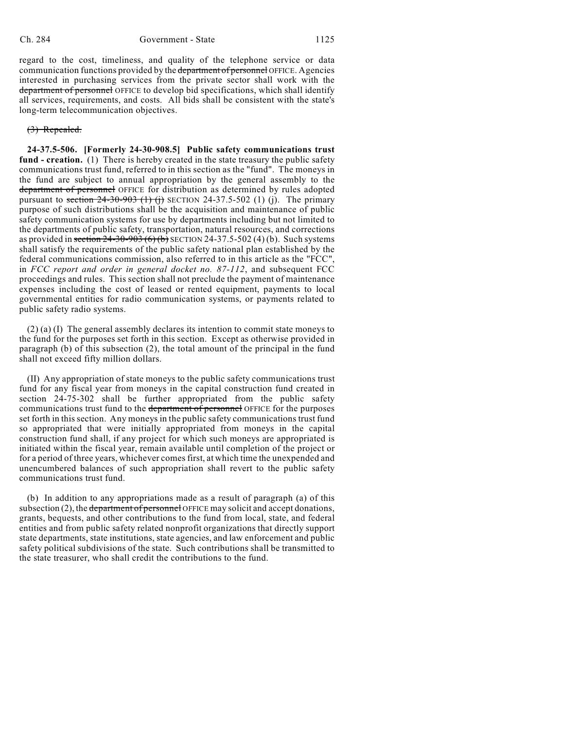regard to the cost, timeliness, and quality of the telephone service or data communication functions provided by the ~~department of personnel~~ OFFICE. Agencies interested in purchasing services from the private sector shall work with the ~~department of personnel~~ OFFICE to develop bid specifications, which shall identify all services, requirements, and costs. All bids shall be consistent with the state's long-term telecommunication objectives.

~~(3) Repealed.~~

**24-37.5-506. [Formerly 24-30-908.5] Public safety communications trust fund - creation.** (1) There is hereby created in the state treasury the public safety communications trust fund, referred to in this section as the "fund". The moneys in the fund are subject to annual appropriation by the general assembly to the ~~department of personnel~~ OFFICE for distribution as determined by rules adopted pursuant to ~~section 24-30-903 (1) (j)~~ SECTION 24-37.5-502 (1) (j). The primary purpose of such distributions shall be the acquisition and maintenance of public safety communication systems for use by departments including but not limited to the departments of public safety, transportation, natural resources, and corrections as provided in ~~section 24-30-903 (6) (b)~~ SECTION 24-37.5-502 (4) (b). Such systems shall satisfy the requirements of the public safety national plan established by the federal communications commission, also referred to in this article as the "FCC", in *FCC report and order in general docket no. 87-112*, and subsequent FCC proceedings and rules. This section shall not preclude the payment of maintenance expenses including the cost of leased or rented equipment, payments to local governmental entities for radio communication systems, or payments related to public safety radio systems.

(2) (a) (I) The general assembly declares its intention to commit state moneys to the fund for the purposes set forth in this section. Except as otherwise provided in paragraph (b) of this subsection (2), the total amount of the principal in the fund shall not exceed fifty million dollars.

(II) Any appropriation of state moneys to the public safety communications trust fund for any fiscal year from moneys in the capital construction fund created in section 24-75-302 shall be further appropriated from the public safety communications trust fund to the ~~department of personnel~~ OFFICE for the purposes set forth in this section. Any moneys in the public safety communications trust fund so appropriated that were initially appropriated from moneys in the capital construction fund shall, if any project for which such moneys are appropriated is initiated within the fiscal year, remain available until completion of the project or for a period of three years, whichever comes first, at which time the unexpended and unencumbered balances of such appropriation shall revert to the public safety communications trust fund.

(b) In addition to any appropriations made as a result of paragraph (a) of this subsection (2), the ~~department of personnel~~ OFFICE may solicit and accept donations, grants, bequests, and other contributions to the fund from local, state, and federal entities and from public safety related nonprofit organizations that directly support state departments, state institutions, state agencies, and law enforcement and public safety political subdivisions of the state. Such contributions shall be transmitted to the state treasurer, who shall credit the contributions to the fund.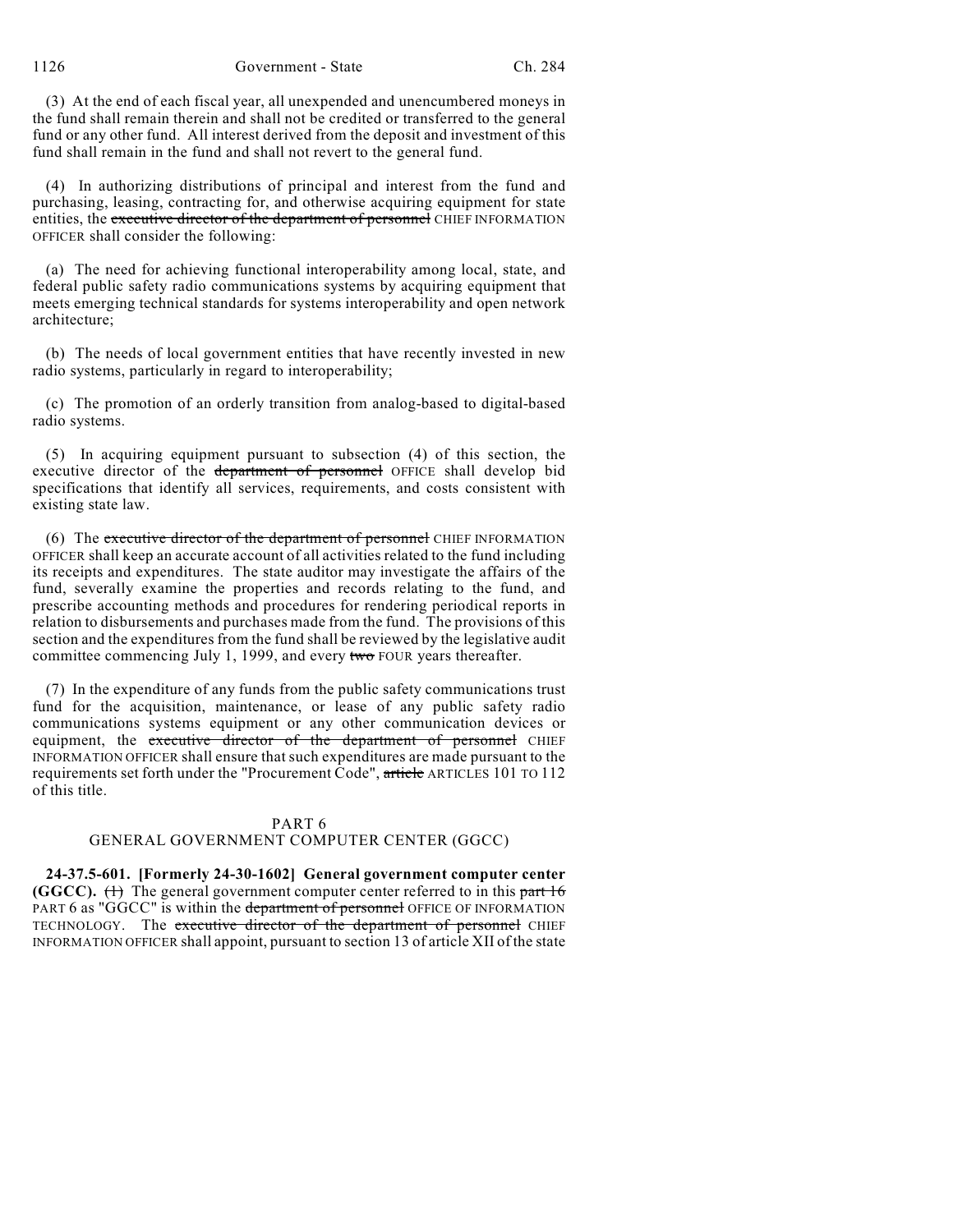(3) At the end of each fiscal year, all unexpended and unencumbered moneys in the fund shall remain therein and shall not be credited or transferred to the general fund or any other fund. All interest derived from the deposit and investment of this fund shall remain in the fund and shall not revert to the general fund.

(4) In authorizing distributions of principal and interest from the fund and purchasing, leasing, contracting for, and otherwise acquiring equipment for state entities, the ~~executive director of the department of personnel~~ CHIEF INFORMATION OFFICER shall consider the following:

(a) The need for achieving functional interoperability among local, state, and federal public safety radio communications systems by acquiring equipment that meets emerging technical standards for systems interoperability and open network architecture;

(b) The needs of local government entities that have recently invested in new radio systems, particularly in regard to interoperability;

(c) The promotion of an orderly transition from analog-based to digital-based radio systems.

(5) In acquiring equipment pursuant to subsection (4) of this section, the executive director of the ~~department of personnel~~ OFFICE shall develop bid specifications that identify all services, requirements, and costs consistent with existing state law.

(6) The ~~executive director of the department of personnel~~ CHIEF INFORMATION OFFICER shall keep an accurate account of all activities related to the fund including its receipts and expenditures. The state auditor may investigate the affairs of the fund, severally examine the properties and records relating to the fund, and prescribe accounting methods and procedures for rendering periodical reports in relation to disbursements and purchases made from the fund. The provisions of this section and the expenditures from the fund shall be reviewed by the legislative audit committee commencing July 1, 1999, and every ~~two~~ FOUR years thereafter.

(7) In the expenditure of any funds from the public safety communications trust fund for the acquisition, maintenance, or lease of any public safety radio communications systems equipment or any other communication devices or equipment, the ~~executive director of the department of personnel~~ CHIEF INFORMATION OFFICER shall ensure that such expenditures are made pursuant to the requirements set forth under the "Procurement Code", ~~article~~ ARTICLES 101 TO 112 of this title.

## PART 6
## GENERAL GOVERNMENT COMPUTER CENTER (GGCC)

**24-37.5-601. [Formerly 24-30-1602] General government computer center (GGCC).** ~~(1)~~ The general government computer center referred to in this ~~part 16~~ PART 6 as "GGCC" is within the ~~department of personnel~~ OFFICE OF INFORMATION TECHNOLOGY. The ~~executive director of the department of personnel~~ CHIEF INFORMATION OFFICER shall appoint, pursuant to section 13 of article XII of the state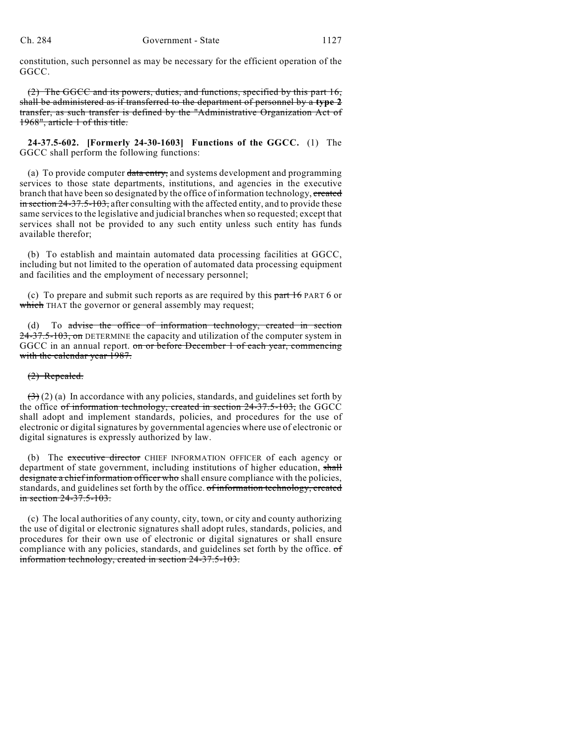constitution, such personnel as may be necessary for the efficient operation of the GGCC.

~~(2) The GGCC and its powers, duties, and functions, specified by this part 16, shall be administered as if transferred to the department of personnel by a **type 2** transfer, as such transfer is defined by the "Administrative Organization Act of 1968", article 1 of this title.~~

**24-37.5-602. [Formerly 24-30-1603] Functions of the GGCC.** (1) The GGCC shall perform the following functions:

(a) To provide computer ~~data entry,~~ and systems development and programming services to those state departments, institutions, and agencies in the executive branch that have been so designated by the office of information technology, ~~created in section 24-37.5-103,~~ after consulting with the affected entity, and to provide these same services to the legislative and judicial branches when so requested; except that services shall not be provided to any such entity unless such entity has funds available therefor;

(b) To establish and maintain automated data processing facilities at GGCC, including but not limited to the operation of automated data processing equipment and facilities and the employment of necessary personnel;

(c) To prepare and submit such reports as are required by this ~~part 16~~ PART 6 or ~~which~~ THAT the governor or general assembly may request;

(d) To ~~advise the office of information technology, created in section 24-37.5-103, on~~ DETERMINE the capacity and utilization of the computer system in GGCC in an annual report. ~~on or before December 1 of each year, commencing with the calendar year 1987.~~

~~(2) Repealed.~~

~~(3)~~ (2) (a) In accordance with any policies, standards, and guidelines set forth by the office ~~of information technology, created in section 24-37.5-103,~~ the GGCC shall adopt and implement standards, policies, and procedures for the use of electronic or digital signatures by governmental agencies where use of electronic or digital signatures is expressly authorized by law.

(b) The ~~executive director~~ CHIEF INFORMATION OFFICER of each agency or department of state government, including institutions of higher education, ~~shall designate a chief information officer who~~ shall ensure compliance with the policies, standards, and guidelines set forth by the office. ~~of information technology, created in section 24-37.5-103.~~

(c) The local authorities of any county, city, town, or city and county authorizing the use of digital or electronic signatures shall adopt rules, standards, policies, and procedures for their own use of electronic or digital signatures or shall ensure compliance with any policies, standards, and guidelines set forth by the office. ~~of information technology, created in section 24-37.5-103.~~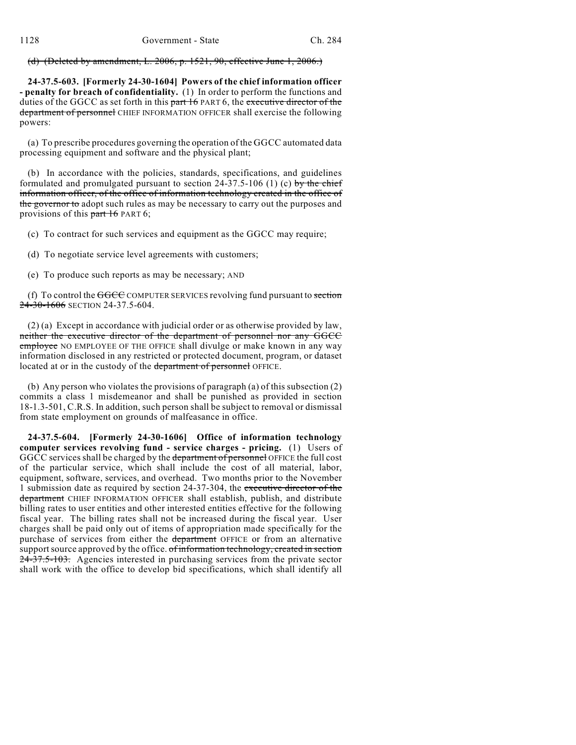~~(d) (Deleted by amendment, L. 2006, p. 1521, 90, effective June 1, 2006.)~~

**24-37.5-603. [Formerly 24-30-1604] Powers of the chief information officer - penalty for breach of confidentiality.** (1) In order to perform the functions and duties of the GGCC as set forth in this ~~part 16~~ PART 6, the ~~executive director of the department of personnel~~ CHIEF INFORMATION OFFICER shall exercise the following powers:

(a) To prescribe procedures governing the operation of the GGCC automated data processing equipment and software and the physical plant;

(b) In accordance with the policies, standards, specifications, and guidelines formulated and promulgated pursuant to section 24-37.5-106 (1) (c) ~~by the chief information officer, of the office of information technology created in the office of the governor to~~ adopt such rules as may be necessary to carry out the purposes and provisions of this ~~part 16~~ PART 6;

(c) To contract for such services and equipment as the GGCC may require;

(d) To negotiate service level agreements with customers;

(e) To produce such reports as may be necessary; AND

(f) To control the ~~GGCC~~ COMPUTER SERVICES revolving fund pursuant to ~~section 24-30-1606~~ SECTION 24-37.5-604.

(2) (a) Except in accordance with judicial order or as otherwise provided by law, ~~neither the executive director of the department of personnel nor any GGCC employee~~ NO EMPLOYEE OF THE OFFICE shall divulge or make known in any way information disclosed in any restricted or protected document, program, or dataset located at or in the custody of the ~~department of personnel~~ OFFICE.

(b) Any person who violates the provisions of paragraph (a) of this subsection (2) commits a class 1 misdemeanor and shall be punished as provided in section 18-1.3-501, C.R.S. In addition, such person shall be subject to removal or dismissal from state employment on grounds of malfeasance in office.

**24-37.5-604. [Formerly 24-30-1606] Office of information technology computer services revolving fund - service charges - pricing.** (1) Users of GGCC services shall be charged by the ~~department of personnel~~ OFFICE the full cost of the particular service, which shall include the cost of all material, labor, equipment, software, services, and overhead. Two months prior to the November 1 submission date as required by section 24-37-304, the ~~executive director of the department~~ CHIEF INFORMATION OFFICER shall establish, publish, and distribute billing rates to user entities and other interested entities effective for the following fiscal year. The billing rates shall not be increased during the fiscal year. User charges shall be paid only out of items of appropriation made specifically for the purchase of services from either the ~~department~~ OFFICE or from an alternative support source approved by the office. ~~of information technology, created in section 24-37.5-103.~~ Agencies interested in purchasing services from the private sector shall work with the office to develop bid specifications, which shall identify all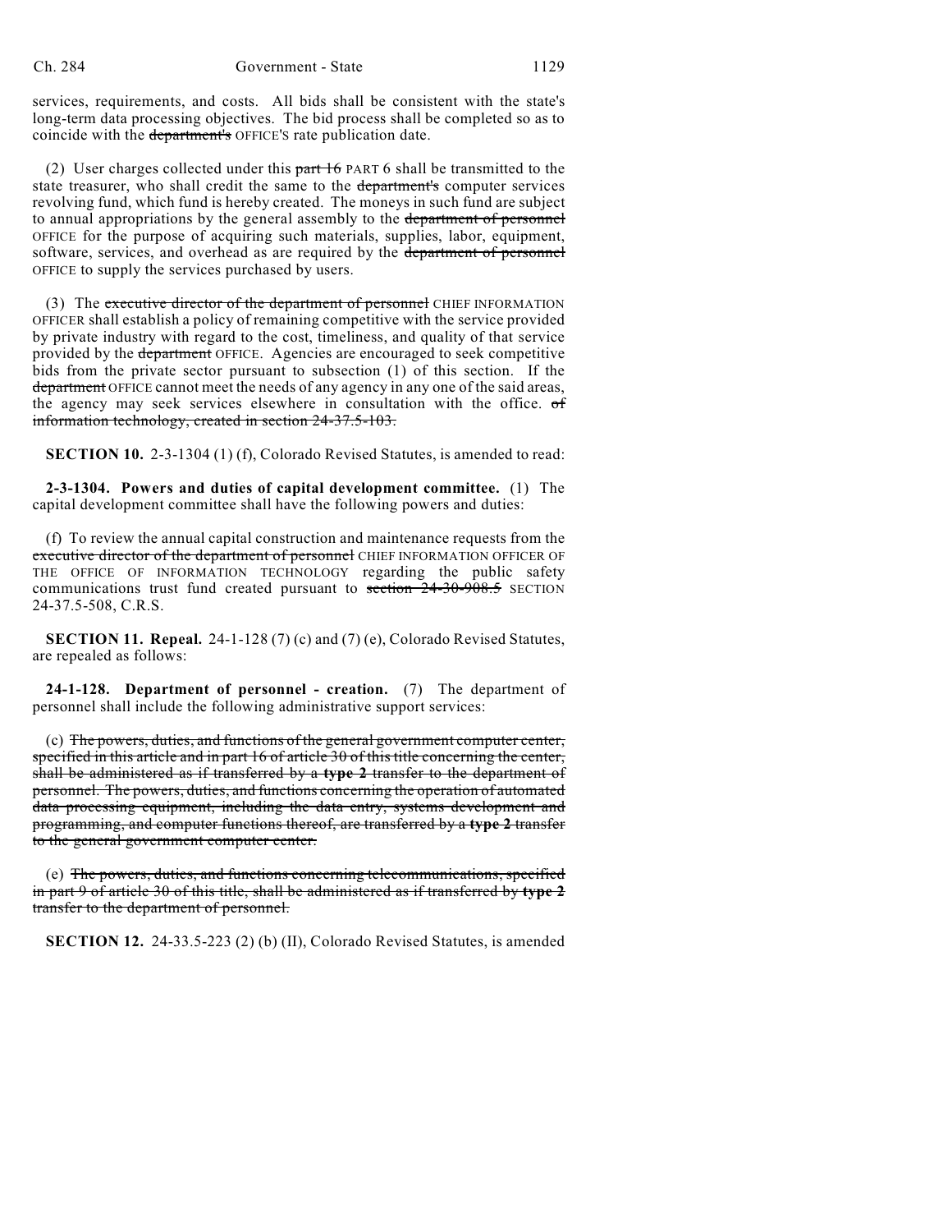services, requirements, and costs. All bids shall be consistent with the state's long-term data processing objectives. The bid process shall be completed so as to coincide with the ~~department's~~ OFFICE'S rate publication date.

(2) User charges collected under this ~~part 16~~ PART 6 shall be transmitted to the state treasurer, who shall credit the same to the ~~department's~~ computer services revolving fund, which fund is hereby created. The moneys in such fund are subject to annual appropriations by the general assembly to the ~~department of personnel~~ OFFICE for the purpose of acquiring such materials, supplies, labor, equipment, software, services, and overhead as are required by the ~~department of personnel~~ OFFICE to supply the services purchased by users.

(3) The ~~executive director of the department of personnel~~ CHIEF INFORMATION OFFICER shall establish a policy of remaining competitive with the service provided by private industry with regard to the cost, timeliness, and quality of that service provided by the ~~department~~ OFFICE. Agencies are encouraged to seek competitive bids from the private sector pursuant to subsection (1) of this section. If the ~~department~~ OFFICE cannot meet the needs of any agency in any one of the said areas, the agency may seek services elsewhere in consultation with the office. ~~of information technology, created in section 24-37.5-103.~~

**SECTION 10.** 2-3-1304 (1) (f), Colorado Revised Statutes, is amended to read:

**2-3-1304. Powers and duties of capital development committee.** (1) The capital development committee shall have the following powers and duties:

(f) To review the annual capital construction and maintenance requests from the ~~executive director of the department of personnel~~ CHIEF INFORMATION OFFICER OF THE OFFICE OF INFORMATION TECHNOLOGY regarding the public safety communications trust fund created pursuant to ~~section 24-30-908.5~~ SECTION 24-37.5-508, C.R.S.

**SECTION 11. Repeal.** 24-1-128 (7) (c) and (7) (e), Colorado Revised Statutes, are repealed as follows:

**24-1-128. Department of personnel - creation.** (7) The department of personnel shall include the following administrative support services:

(c) ~~The powers, duties, and functions of the general government computer center, specified in this article and in part 16 of article 30 of this title concerning the center, shall be administered as if transferred by a **type 2** transfer to the department of personnel. The powers, duties, and functions concerning the operation of automated data processing equipment, including the data entry, systems development and programming, and computer functions thereof, are transferred by a **type 2** transfer to the general government computer center.~~

(e) ~~The powers, duties, and functions concerning telecommunications, specified in part 9 of article 30 of this title, shall be administered as if transferred by **type 2** transfer to the department of personnel.~~

**SECTION 12.** 24-33.5-223 (2) (b) (II), Colorado Revised Statutes, is amended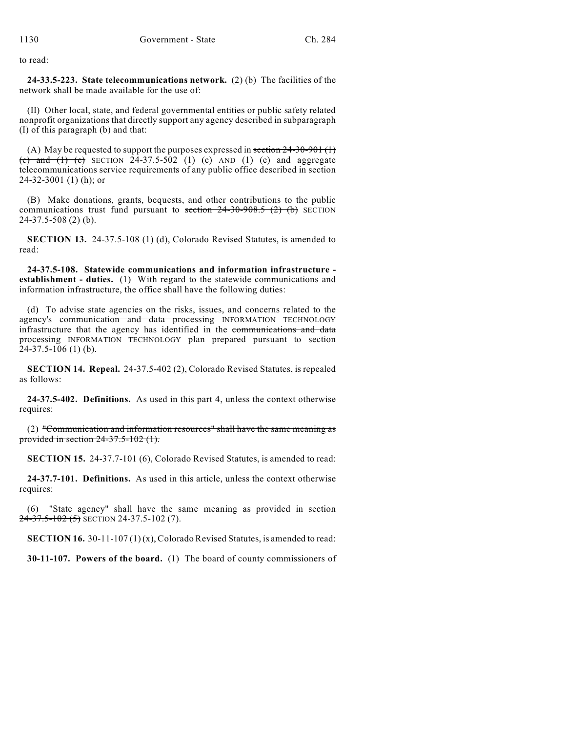to read:

**24-33.5-223. State telecommunications network.** (2) (b) The facilities of the network shall be made available for the use of:

(II) Other local, state, and federal governmental entities or public safety related nonprofit organizations that directly support any agency described in subparagraph (I) of this paragraph (b) and that:

(A) May be requested to support the purposes expressed in ~~section 24-30-901 (1) (c) and (1) (e)~~ SECTION 24-37.5-502 (1) (c) AND (1) (e) and aggregate telecommunications service requirements of any public office described in section 24-32-3001 (1) (h); or

(B) Make donations, grants, bequests, and other contributions to the public communications trust fund pursuant to ~~section 24-30-908.5 (2) (b)~~ SECTION 24-37.5-508 (2) (b).

**SECTION 13.** 24-37.5-108 (1) (d), Colorado Revised Statutes, is amended to read:

**24-37.5-108. Statewide communications and information infrastructure - establishment - duties.** (1) With regard to the statewide communications and information infrastructure, the office shall have the following duties:

(d) To advise state agencies on the risks, issues, and concerns related to the agency's ~~communication and data processing~~ INFORMATION TECHNOLOGY infrastructure that the agency has identified in the ~~communications and data processing~~ INFORMATION TECHNOLOGY plan prepared pursuant to section 24-37.5-106 (1) (b).

**SECTION 14. Repeal.** 24-37.5-402 (2), Colorado Revised Statutes, is repealed as follows:

**24-37.5-402. Definitions.** As used in this part 4, unless the context otherwise requires:

(2) ~~"Communication and information resources" shall have the same meaning as provided in section 24-37.5-102 (1).~~

**SECTION 15.** 24-37.7-101 (6), Colorado Revised Statutes, is amended to read:

**24-37.7-101. Definitions.** As used in this article, unless the context otherwise requires:

(6) "State agency" shall have the same meaning as provided in section ~~24-37.5-102 (5)~~ SECTION 24-37.5-102 (7).

**SECTION 16.** 30-11-107 (1) (x), Colorado Revised Statutes, is amended to read:

**30-11-107. Powers of the board.** (1) The board of county commissioners of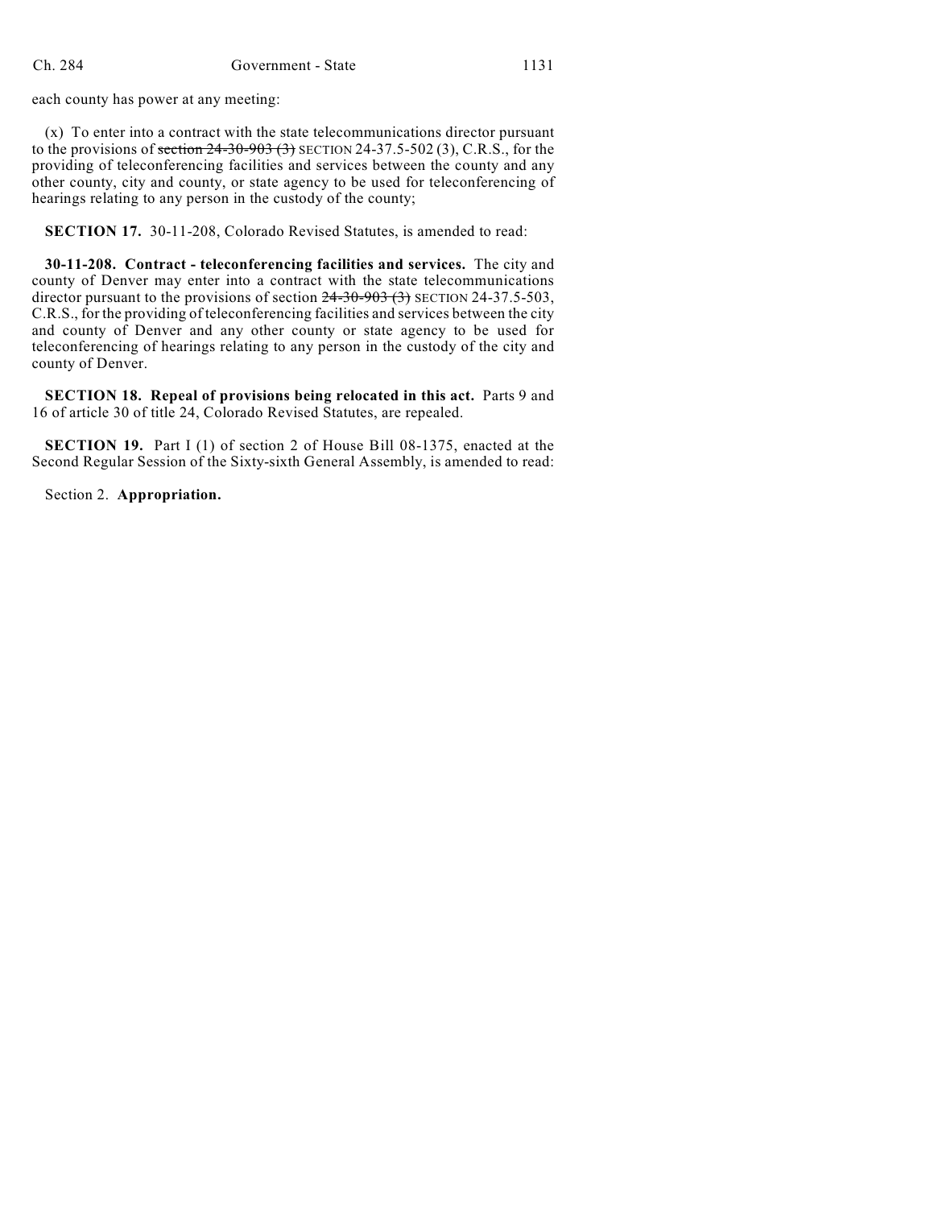each county has power at any meeting:

(x) To enter into a contract with the state telecommunications director pursuant to the provisions of ~~section 24-30-903 (3)~~ SECTION 24-37.5-502 (3), C.R.S., for the providing of teleconferencing facilities and services between the county and any other county, city and county, or state agency to be used for teleconferencing of hearings relating to any person in the custody of the county;

**SECTION 17.** 30-11-208, Colorado Revised Statutes, is amended to read:

**30-11-208. Contract - teleconferencing facilities and services.** The city and county of Denver may enter into a contract with the state telecommunications director pursuant to the provisions of section ~~24-30-903 (3)~~ SECTION 24-37.5-503, C.R.S., for the providing of teleconferencing facilities and services between the city and county of Denver and any other county or state agency to be used for teleconferencing of hearings relating to any person in the custody of the city and county of Denver.

**SECTION 18. Repeal of provisions being relocated in this act.** Parts 9 and 16 of article 30 of title 24, Colorado Revised Statutes, are repealed.

**SECTION 19.** Part I (1) of section 2 of House Bill 08-1375, enacted at the Second Regular Session of the Sixty-sixth General Assembly, is amended to read:

Section 2. **Appropriation.**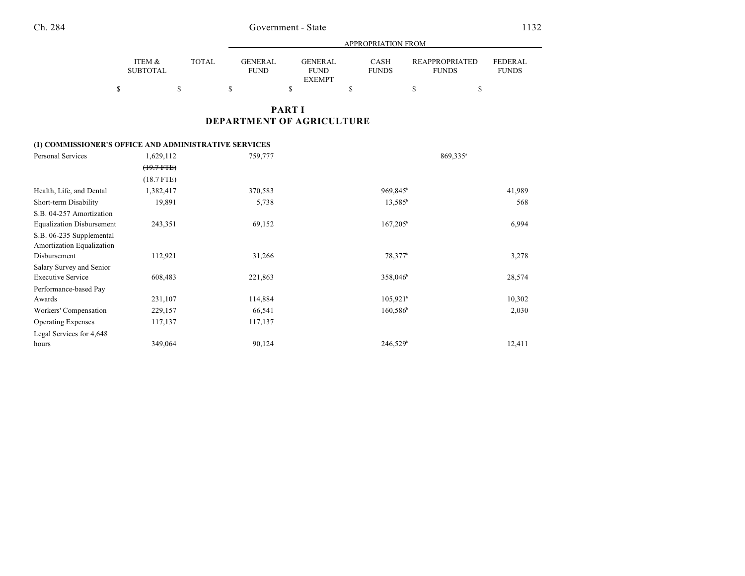|  | ITEM & SUBTOTAL | TOTAL | APPROPRIATION FROM | | | | |
|---|---|---|---|---|---|---|---|
|  |  |  | GENERAL FUND | GENERAL FUND EXEMPT | CASH FUNDS | REAPPROPRIATED FUNDS | FEDERAL FUNDS |
|  | $ | $ | $ | $ | $ | $ | $ |

# PART I
# DEPARTMENT OF AGRICULTURE

**(1) COMMISSIONER'S OFFICE AND ADMINISTRATIVE SERVICES**

|  | ITEM & SUBTOTAL | TOTAL | GENERAL FUND | GENERAL FUND EXEMPT | CASH FUNDS | REAPPROPRIATED FUNDS | FEDERAL FUNDS |
|---|---|---|---|---|---|---|---|
| Personal Services | 1,629,112 |  | 759,777 |  |  | 869,335[a] |  |
|  | ~~(19.7 FTE)~~ |  |  |  |  |  |  |
|  | (18.7 FTE) |  |  |  |  |  |  |
| Health, Life, and Dental | 1,382,417 |  | 370,583 |  | 969,845[b] |  | 41,989 |
| Short-term Disability | 19,891 |  | 5,738 |  | 13,585[b] |  | 568 |
| S.B. 04-257 Amortization Equalization Disbursement | 243,351 |  | 69,152 |  | 167,205[b] |  | 6,994 |
| S.B. 06-235 Supplemental Amortization Equalization Disbursement | 112,921 |  | 31,266 |  | 78,377[b] |  | 3,278 |
| Salary Survey and Senior Executive Service | 608,483 |  | 221,863 |  | 358,046[b] |  | 28,574 |
| Performance-based Pay Awards | 231,107 |  | 114,884 |  | 105,921[b] |  | 10,302 |
| Workers' Compensation | 229,157 |  | 66,541 |  | 160,586[b] |  | 2,030 |
| Operating Expenses | 117,137 |  | 117,137 |  |  |  |  |
| Legal Services for 4,648 hours | 349,064 |  | 90,124 |  | 246,529[b] |  | 12,411 |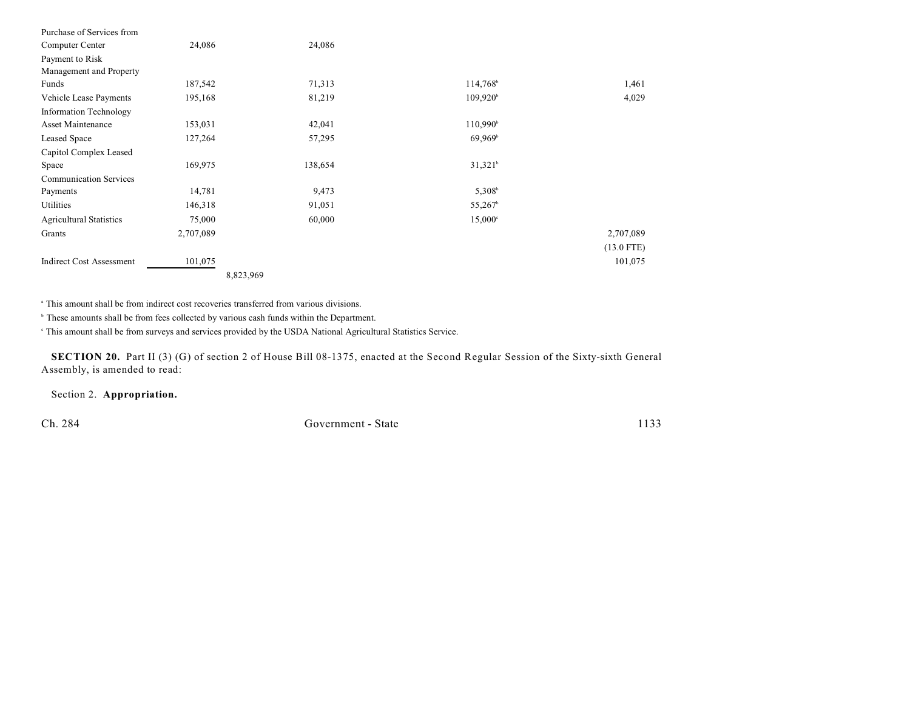| | | | | | |
|---|---|---|---|---|---|
| Purchase of Services from Computer Center | 24,086 | | 24,086 | | |
| Payment to Risk Management and Property Funds | 187,542 | | 71,313 | 114,768[b] | 1,461 |
| Vehicle Lease Payments | 195,168 | | 81,219 | 109,920[b] | 4,029 |
| Information Technology Asset Maintenance | 153,031 | | 42,041 | 110,990[b] | |
| Leased Space | 127,264 | | 57,295 | 69,969[b] | |
| Capitol Complex Leased Space | 169,975 | | 138,654 | 31,321[b] | |
| Communication Services Payments | 14,781 | | 9,473 | 5,308[b] | |
| Utilities | 146,318 | | 91,051 | 55,267[b] | |
| Agricultural Statistics | 75,000 | | 60,000 | 15,000[c] | |
| Grants | 2,707,089 | | | | 2,707,089<br>(13.0 FTE) |
| Indirect Cost Assessment | 101,075 | | | | 101,075 |
| | | 8,823,969 | | | |

[a] This amount shall be from indirect cost recoveries transferred from various divisions.

[b] These amounts shall be from fees collected by various cash funds within the Department.

[c] This amount shall be from surveys and services provided by the USDA National Agricultural Statistics Service.

**SECTION 20.** Part II (3) (G) of section 2 of House Bill 08-1375, enacted at the Second Regular Session of the Sixty-sixth General Assembly, is amended to read:

Section 2. **Appropriation.**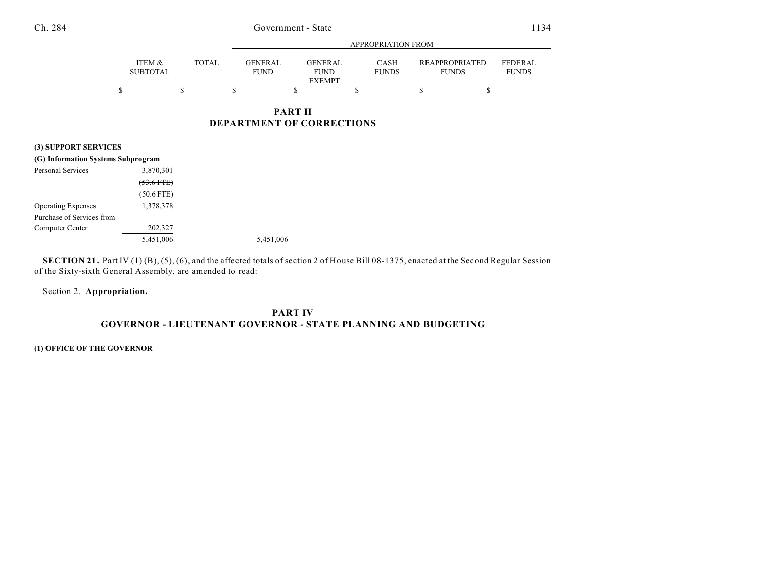| | ITEM & SUBTOTAL | TOTAL | APPROPRIATION FROM GENERAL FUND | GENERAL FUND EXEMPT | CASH FUNDS | REAPPROPRIATED FUNDS | FEDERAL FUNDS |
|---|---|---|---|---|---|---|---|
| | $ | $ | $ | $ | $ | $ | $ |

## PART II
## DEPARTMENT OF CORRECTIONS

**(3) SUPPORT SERVICES**

**(G) Information Systems Subprogram**

| | ITEM & SUBTOTAL | TOTAL | GENERAL FUND | GENERAL FUND EXEMPT | CASH FUNDS | REAPPROPRIATED FUNDS | FEDERAL FUNDS |
|---|---|---|---|---|---|---|---|
| Personal Services | 3,870,301 | | | | | | |
| | ~~(53.6 FTE)~~ | | | | | | |
| | (50.6 FTE) | | | | | | |
| Operating Expenses | 1,378,378 | | | | | | |
| Purchase of Services from Computer Center | 202,327 | | | | | | |
| | 5,451,006 | | 5,451,006 | | | | |

**SECTION 21.** Part IV (1) (B), (5), (6), and the affected totals of section 2 of House Bill 08-1375, enacted at the Second Regular Session of the Sixty-sixth General Assembly, are amended to read:

Section 2. **Appropriation.**

## PART IV
## GOVERNOR - LIEUTENANT GOVERNOR - STATE PLANNING AND BUDGETING

**(1) OFFICE OF THE GOVERNOR**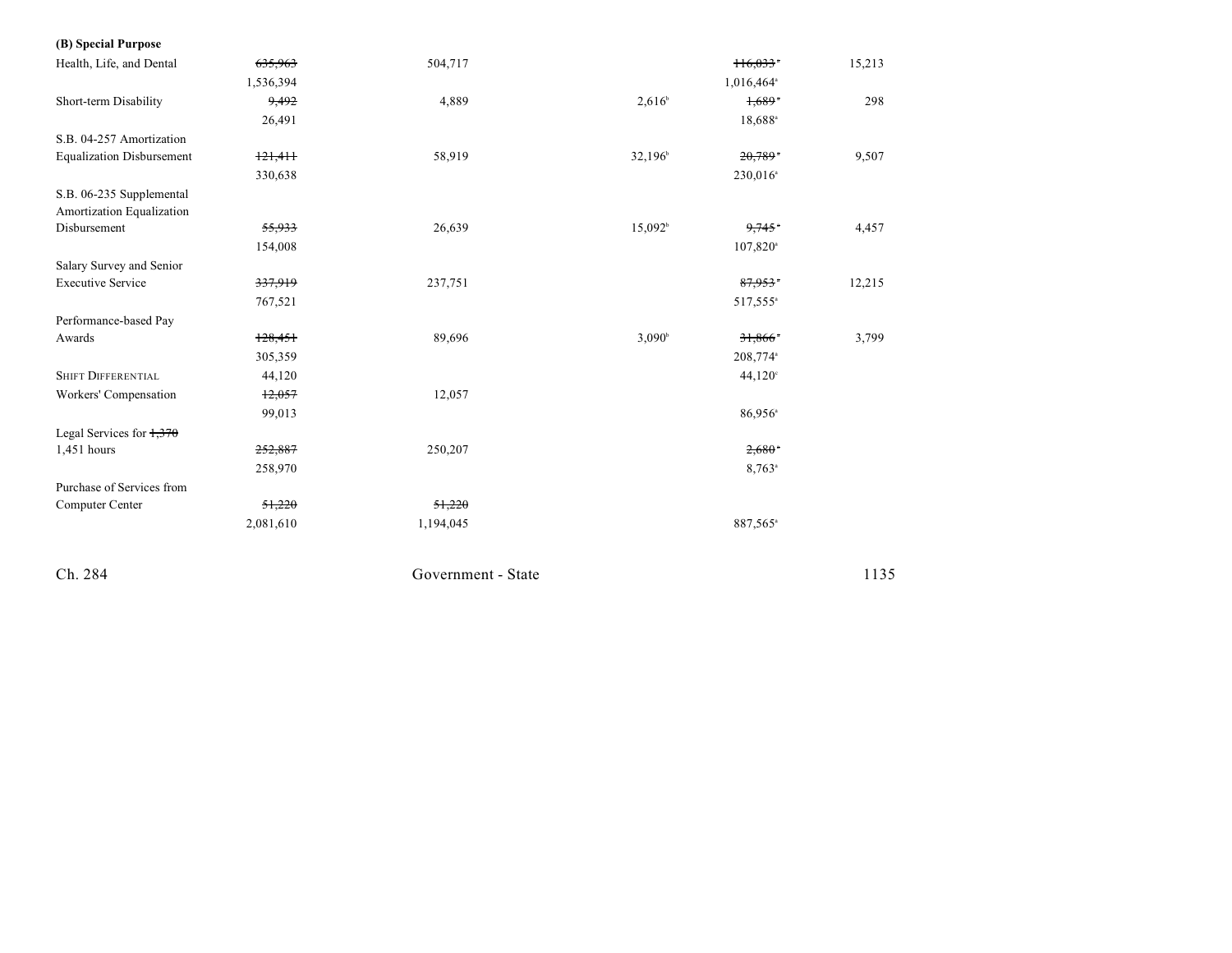**(B) Special Purpose**

| | | | | | |
|---|---|---|---|---|---|
| Health, Life, and Dental | ~~635,963~~ | 504,717 | | ~~116,033~~[a] | 15,213 |
| | 1,536,394 | | | 1,016,464[a] | |
| Short-term Disability | ~~9,492~~ | 4,889 | 2,616[b] | ~~1,689~~[a] | 298 |
| | 26,491 | | | 18,688[a] | |
| S.B. 04-257 Amortization Equalization Disbursement | ~~121,411~~ | 58,919 | 32,196[b] | ~~20,789~~[a] | 9,507 |
| | 330,638 | | | 230,016[a] | |
| S.B. 06-235 Supplemental Amortization Equalization Disbursement | ~~55,933~~ | 26,639 | 15,092[b] | ~~9,745~~[a] | 4,457 |
| | 154,008 | | | 107,820[a] | |
| Salary Survey and Senior Executive Service | ~~337,919~~ | 237,751 | | ~~87,953~~[a] | 12,215 |
| | 767,521 | | | 517,555[a] | |
| Performance-based Pay Awards | ~~128,451~~ | 89,696 | 3,090[b] | ~~31,866~~[a] | 3,799 |
| | 305,359 | | | 208,774[a] | |
| SHIFT DIFFERENTIAL | 44,120 | | | 44,120[c] | |
| Workers' Compensation | ~~12,057~~ | 12,057 | | | |
| | 99,013 | | | 86,956[a] | |
| Legal Services for ~~1,370~~ 1,451 hours | ~~252,887~~ | 250,207 | | ~~2,680~~[a] | |
| | 258,970 | | | 8,763[a] | |
| Purchase of Services from Computer Center | ~~51,220~~ | ~~51,220~~ | | | |
| | 2,081,610 | 1,194,045 | | 887,565[a] | |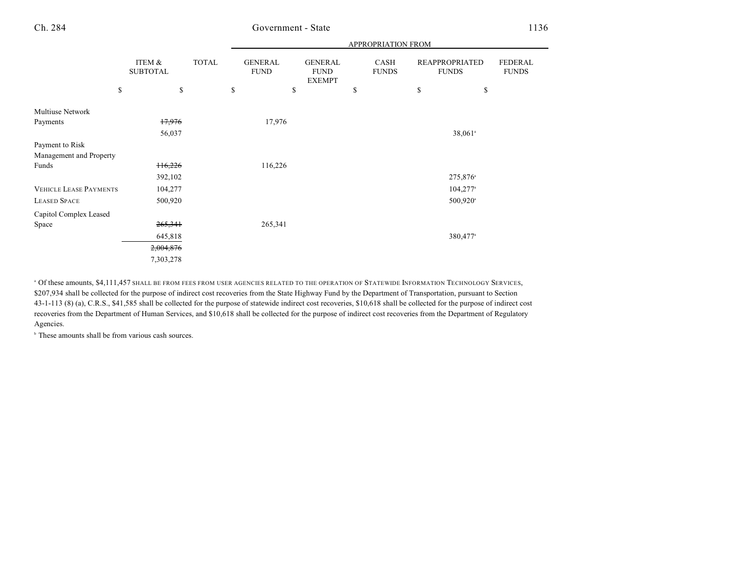| | ITEM & SUBTOTAL | TOTAL | APPROPRIATION FROM GENERAL FUND | GENERAL FUND EXEMPT | CASH FUNDS | REAPPROPRIATED FUNDS | FEDERAL FUNDS |
|---|---|---|---|---|---|---|---|
| | $ | $ | $ | $ | $ | $ | $ |
| Multiuse Network Payments | ~~17,976~~ | | 17,976 | | | | |
| | 56,037 | | | | | 38,061[a] | |
| Payment to Risk Management and Property Funds | ~~116,226~~ | | 116,226 | | | | |
| | 392,102 | | | | | 275,876[a] | |
| VEHICLE LEASE PAYMENTS | 104,277 | | | | | 104,277[a] | |
| LEASED SPACE | 500,920 | | | | | 500,920[a] | |
| Capitol Complex Leased Space | ~~265,341~~ | | 265,341 | | | | |
| | 645,818 | | | | | 380,477[a] | |
| | ~~2,004,876~~ | | | | | | |
| | 7,303,278 | | | | | | |

[a] Of these amounts, $4,111,457 SHALL BE FROM FEES FROM USER AGENCIES RELATED TO THE OPERATION OF STATEWIDE INFORMATION TECHNOLOGY SERVICES, $207,934 shall be collected for the purpose of indirect cost recoveries from the State Highway Fund by the Department of Transportation, pursuant to Section 43-1-113 (8) (a), C.R.S., $41,585 shall be collected for the purpose of statewide indirect cost recoveries, $10,618 shall be collected for the purpose of indirect cost recoveries from the Department of Human Services, and $10,618 shall be collected for the purpose of indirect cost recoveries from the Department of Regulatory Agencies.

[b] These amounts shall be from various cash sources.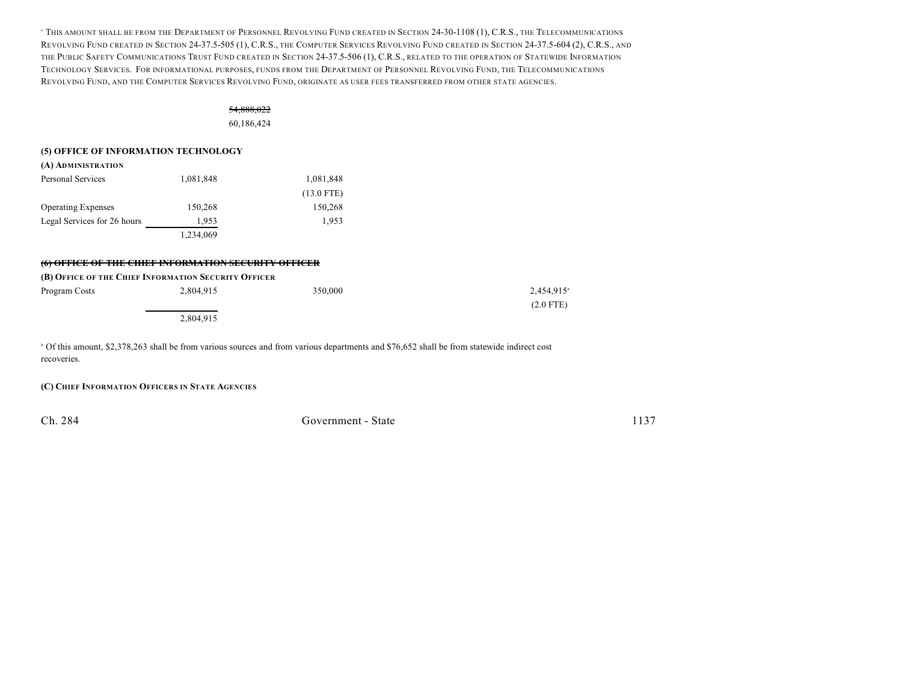[c] This amount shall be from the Department of Personnel Revolving Fund created in Section 24-30-1108 (1), C.R.S., the Telecommunications Revolving Fund created in Section 24-37.5-505 (1), C.R.S., the Computer Services Revolving Fund created in Section 24-37.5-604 (2), C.R.S., and the Public Safety Communications Trust Fund created in Section 24-37.5-506 (1), C.R.S., related to the operation of Statewide Information Technology Services. For informational purposes, funds from the Department of Personnel Revolving Fund, the Telecommunications Revolving Fund, and the Computer Services Revolving Fund, originate as user fees transferred from other state agencies.

~~54,888,022~~
60,186,424

**(5) OFFICE OF INFORMATION TECHNOLOGY**

**(A) Administration**

| | | | | |
|---|---|---|---|---|
| Personal Services | 1,081,848 | 1,081,848 | | |
| | | (13.0 FTE) | | |
| Operating Expenses | 150,268 | 150,268 | | |
| Legal Services for 26 hours | 1,953 | 1,953 | | |
| | 1,234,069 | | | |

~~**(6) OFFICE OF THE CHIEF INFORMATION SECURITY OFFICER**~~

**(B) Office of the Chief Information Security Officer**

| | | | | |
|---|---|---|---|---|
| Program Costs | 2,804,915 | 350,000 | | 2,454,915[a] |
| | | | | (2.0 FTE) |
| | 2,804,915 | | | |

[a] Of this amount, $2,378,263 shall be from various sources and from various departments and $76,652 shall be from statewide indirect cost recoveries.

**(C) Chief Information Officers in State Agencies**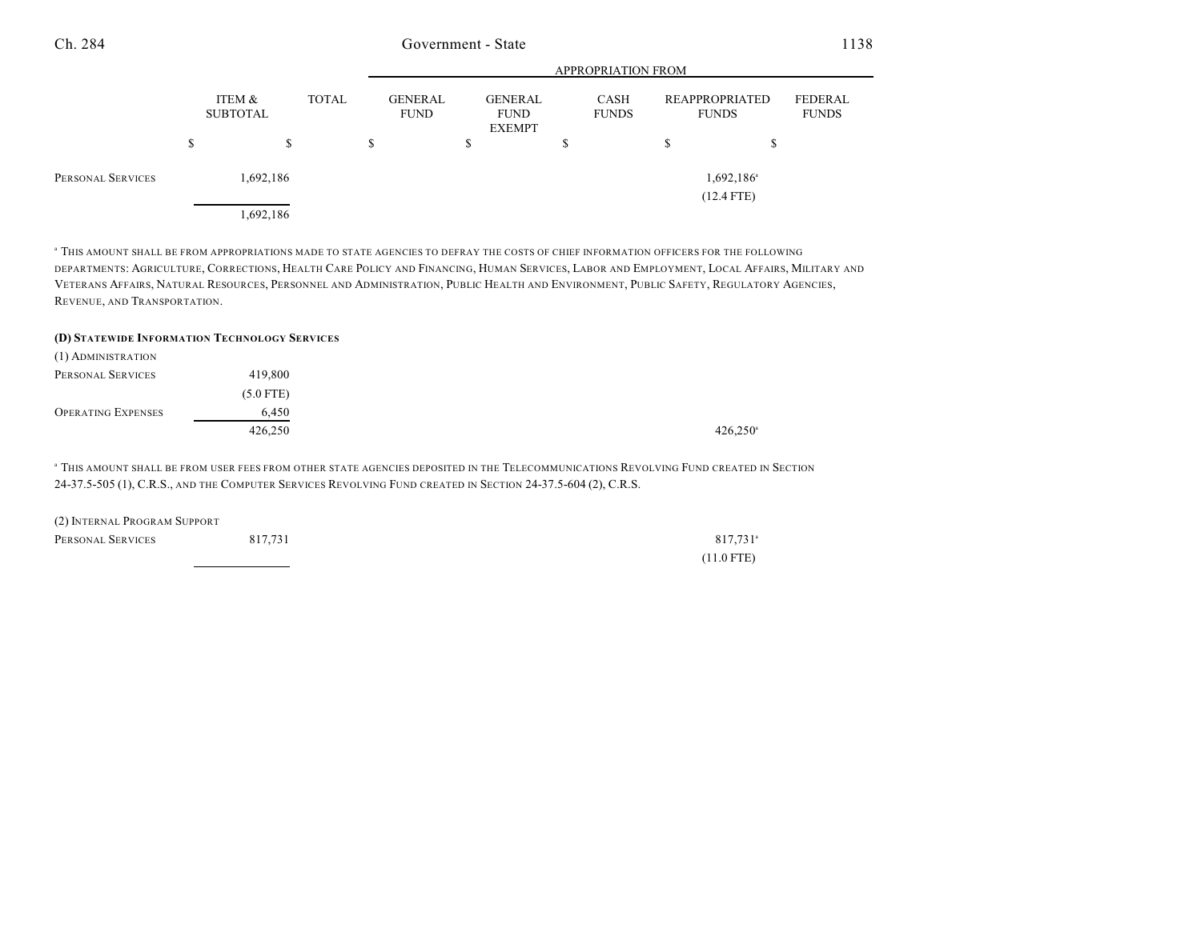| | ITEM & SUBTOTAL | TOTAL | APPROPRIATION FROM GENERAL FUND | GENERAL FUND EXEMPT | CASH FUNDS | REAPPROPRIATED FUNDS | FEDERAL FUNDS |
|---|---|---|---|---|---|---|---|
| | $ | $ | $ | $ | $ | $ | $ |
| PERSONAL SERVICES | 1,692,186 | | | | | 1,692,186[a] (12.4 FTE) | |
| | 1,692,186 | | | | | | |

[a] THIS AMOUNT SHALL BE FROM APPROPRIATIONS MADE TO STATE AGENCIES TO DEFRAY THE COSTS OF CHIEF INFORMATION OFFICERS FOR THE FOLLOWING DEPARTMENTS: AGRICULTURE, CORRECTIONS, HEALTH CARE POLICY AND FINANCING, HUMAN SERVICES, LABOR AND EMPLOYMENT, LOCAL AFFAIRS, MILITARY AND VETERANS AFFAIRS, NATURAL RESOURCES, PERSONNEL AND ADMINISTRATION, PUBLIC HEALTH AND ENVIRONMENT, PUBLIC SAFETY, REGULATORY AGENCIES, REVENUE, AND TRANSPORTATION.

**(D) STATEWIDE INFORMATION TECHNOLOGY SERVICES**

(1) ADMINISTRATION

| | ITEM & SUBTOTAL | TOTAL | GENERAL FUND | GENERAL FUND EXEMPT | CASH FUNDS | REAPPROPRIATED FUNDS | FEDERAL FUNDS |
|---|---|---|---|---|---|---|---|
| PERSONAL SERVICES | 419,800 (5.0 FTE) | | | | | | |
| OPERATING EXPENSES | 6,450 | | | | | | |
| | 426,250 | | | | | 426,250[a] | |

[a] THIS AMOUNT SHALL BE FROM USER FEES FROM OTHER STATE AGENCIES DEPOSITED IN THE TELECOMMUNICATIONS REVOLVING FUND CREATED IN SECTION 24-37.5-505 (1), C.R.S., AND THE COMPUTER SERVICES REVOLVING FUND CREATED IN SECTION 24-37.5-604 (2), C.R.S.

(2) INTERNAL PROGRAM SUPPORT

| | ITEM & SUBTOTAL | TOTAL | GENERAL FUND | GENERAL FUND EXEMPT | CASH FUNDS | REAPPROPRIATED FUNDS | FEDERAL FUNDS |
|---|---|---|---|---|---|---|---|
| PERSONAL SERVICES | 817,731 | | | | | 817,731[a] (11.0 FTE) | |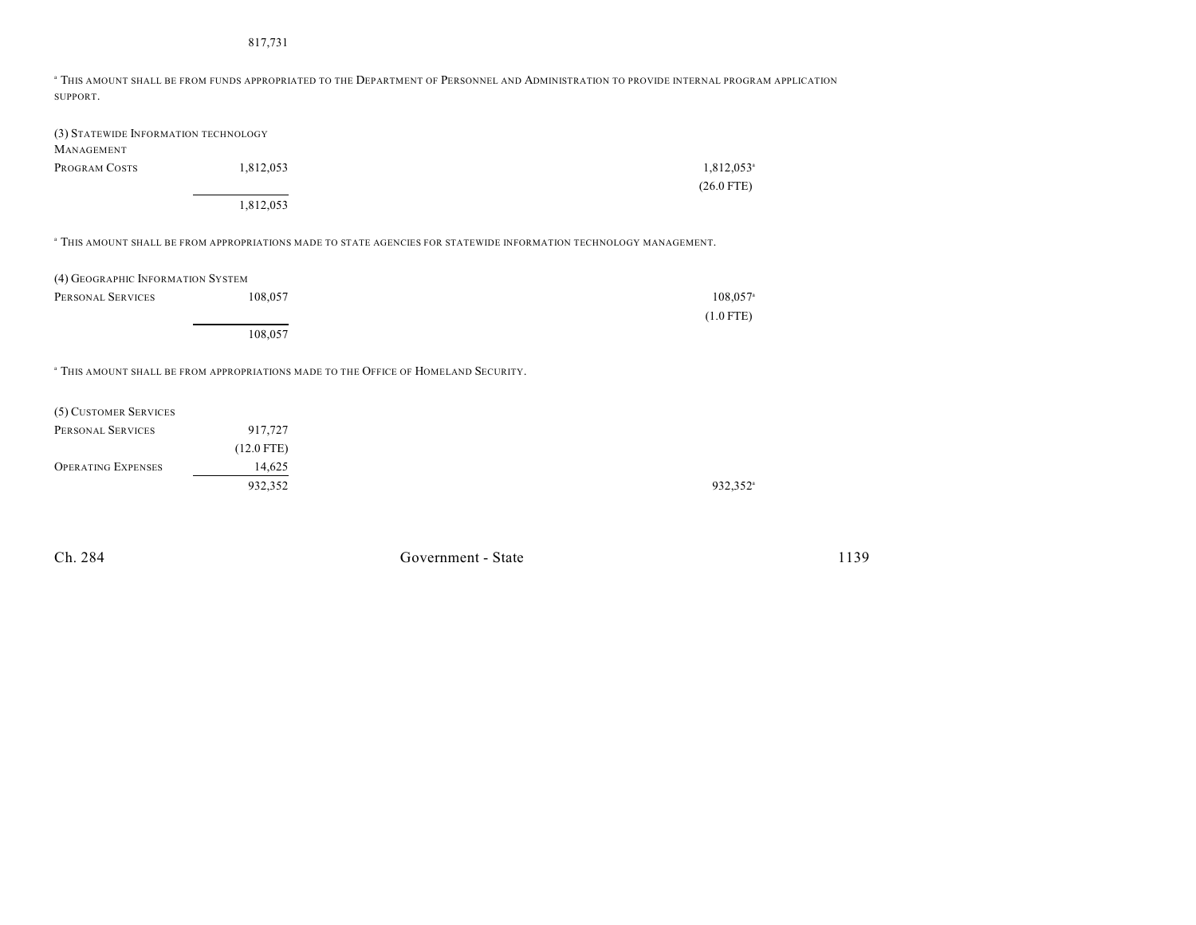817,731

[a] This amount shall be from funds appropriated to the Department of Personnel and Administration to provide internal program application support.

| | | | | | | |
|---|---|---|---|---|---|---|
| (3) Statewide Information technology Management | | | | | | |
| Program Costs | 1,812,053 | | | | 1,812,053[a] | |
| | | | | | (26.0 FTE) | |
| | 1,812,053 | | | | | |

[a] This amount shall be from appropriations made to state agencies for statewide information technology management.

| | | | | | | |
|---|---|---|---|---|---|---|
| (4) Geographic Information System | | | | | | |
| Personal Services | 108,057 | | | | 108,057[a] | |
| | | | | | (1.0 FTE) | |
| | 108,057 | | | | | |

[a] This amount shall be from appropriations made to the Office of Homeland Security.

| | | | | | | |
|---|---|---|---|---|---|---|
| (5) Customer Services | | | | | | |
| Personal Services | 917,727 | | | | | |
| | (12.0 FTE) | | | | | |
| Operating Expenses | 14,625 | | | | | |
| | 932,352 | | | | 932,352[a] | |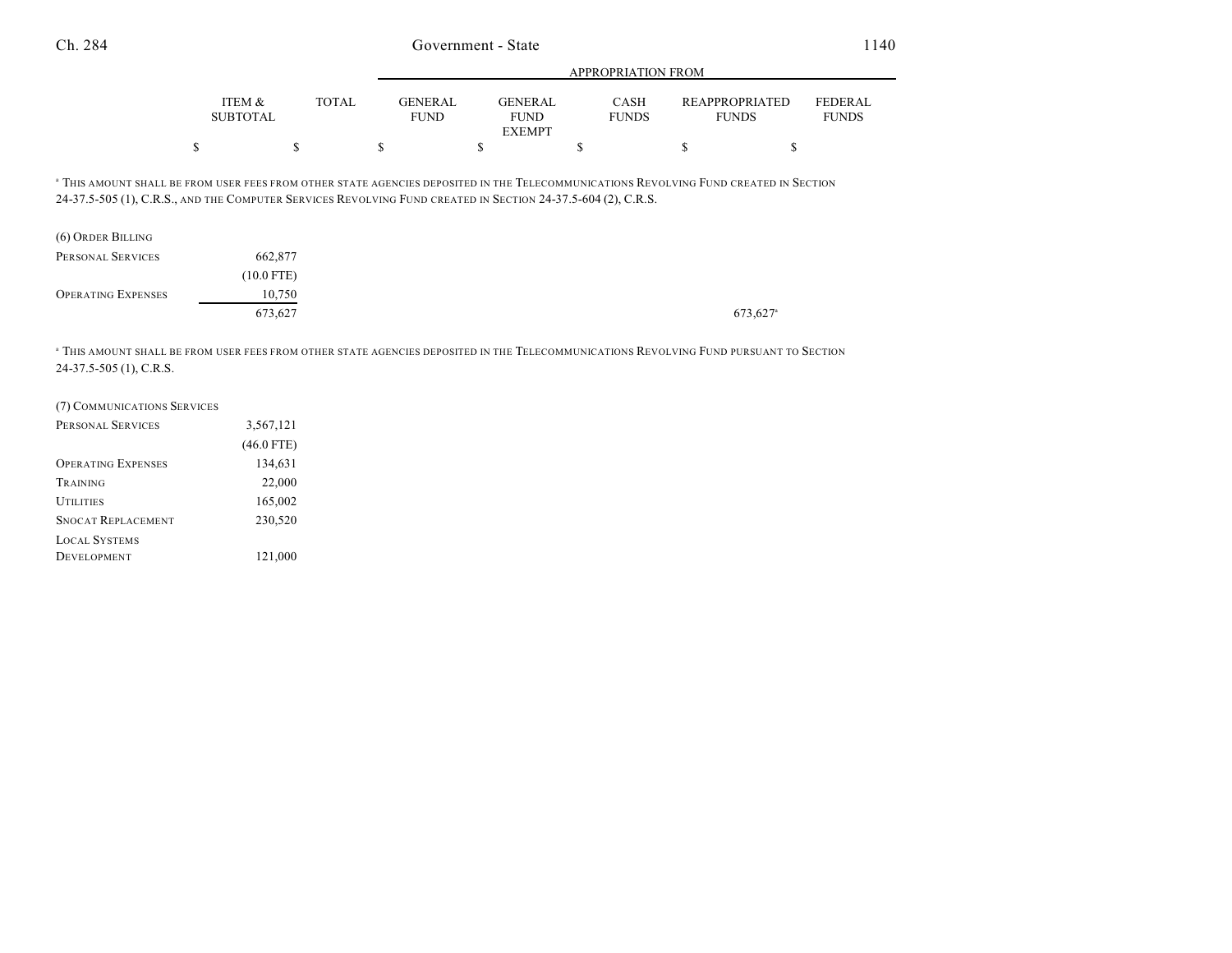| | ITEM & SUBTOTAL | TOTAL | APPROPRIATION FROM GENERAL FUND | GENERAL FUND EXEMPT | CASH FUNDS | REAPPROPRIATED FUNDS | FEDERAL FUNDS |
|---|---|---|---|---|---|---|---|
| | $ | $ | $ | $ | $ | $ | $ |

[a] THIS AMOUNT SHALL BE FROM USER FEES FROM OTHER STATE AGENCIES DEPOSITED IN THE TELECOMMUNICATIONS REVOLVING FUND CREATED IN SECTION 24-37.5-505 (1), C.R.S., AND THE COMPUTER SERVICES REVOLVING FUND CREATED IN SECTION 24-37.5-604 (2), C.R.S.

| | ITEM & SUBTOTAL | TOTAL | GENERAL FUND | GENERAL FUND EXEMPT | CASH FUNDS | REAPPROPRIATED FUNDS | FEDERAL FUNDS |
|---|---|---|---|---|---|---|---|
| (6) ORDER BILLING | | | | | | | |
| PERSONAL SERVICES | 662,877 | | | | | | |
| | (10.0 FTE) | | | | | | |
| OPERATING EXPENSES | 10,750 | | | | | | |
| | 673,627 | | | | | 673,627[a] | |

[a] THIS AMOUNT SHALL BE FROM USER FEES FROM OTHER STATE AGENCIES DEPOSITED IN THE TELECOMMUNICATIONS REVOLVING FUND PURSUANT TO SECTION 24-37.5-505 (1), C.R.S.

| | ITEM & SUBTOTAL | TOTAL | GENERAL FUND | GENERAL FUND EXEMPT | CASH FUNDS | REAPPROPRIATED FUNDS | FEDERAL FUNDS |
|---|---|---|---|---|---|---|---|
| (7) COMMUNICATIONS SERVICES | | | | | | | |
| PERSONAL SERVICES | 3,567,121 | | | | | | |
| | (46.0 FTE) | | | | | | |
| OPERATING EXPENSES | 134,631 | | | | | | |
| TRAINING | 22,000 | | | | | | |
| UTILITIES | 165,002 | | | | | | |
| SNOCAT REPLACEMENT | 230,520 | | | | | | |
| LOCAL SYSTEMS DEVELOPMENT | 121,000 | | | | | | |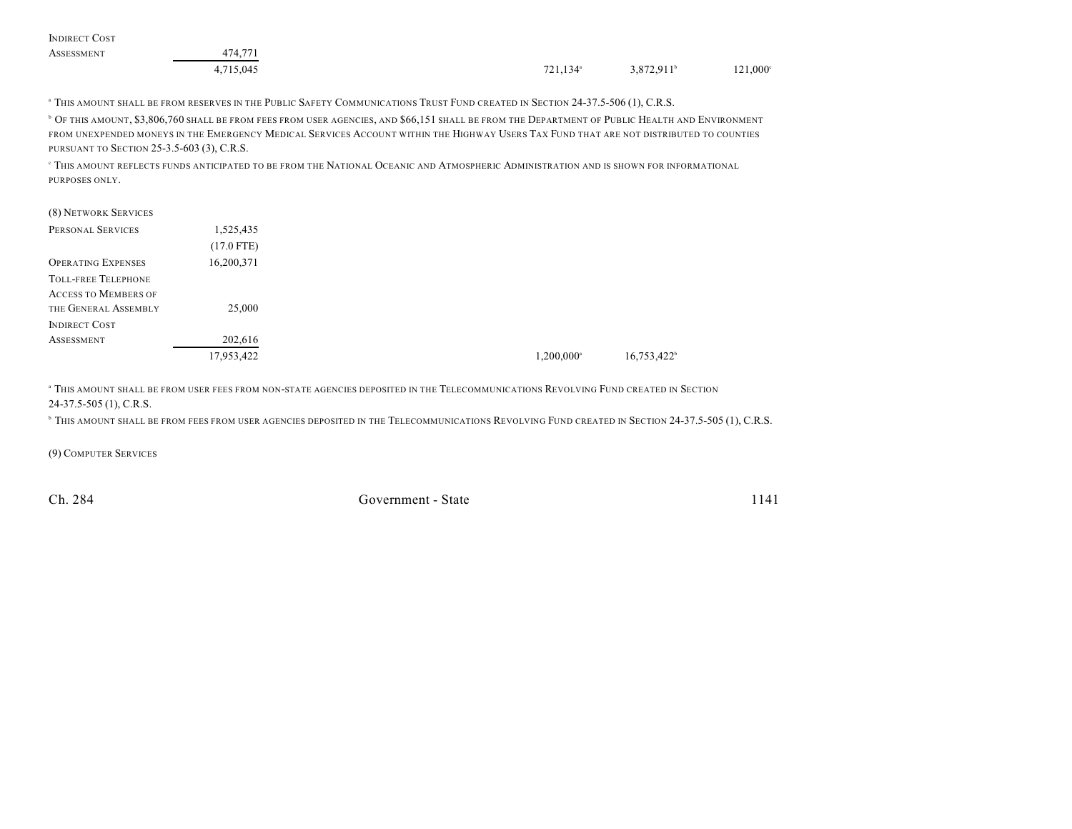| | | | | | |
|---|---|---|---|---|---|
| Indirect Cost Assessment | 474,771 | | | | |
| | 4,715,045 | | 721,134[a] | 3,872,911[b] | 121,000[c] |

[a] This amount shall be from reserves in the Public Safety Communications Trust Fund created in Section 24-37.5-506 (1), C.R.S.

[b] Of this amount, $3,806,760 shall be from fees from user agencies, and $66,151 shall be from the Department of Public Health and Environment from unexpended moneys in the Emergency Medical Services Account within the Highway Users Tax Fund that are not distributed to counties pursuant to Section 25-3.5-603 (3), C.R.S.

[c] This amount reflects funds anticipated to be from the National Oceanic and Atmospheric Administration and is shown for informational purposes only.

(8) Network Services

| | | | | |
|---|---|---|---|---|
| Personal Services | 1,525,435 | | | |
| | (17.0 FTE) | | | |
| Operating Expenses | 16,200,371 | | | |
| Toll-free Telephone Access to Members of the General Assembly | 25,000 | | | |
| Indirect Cost Assessment | 202,616 | | | |
| | 17,953,422 | | 1,200,000[a] | 16,753,422[b] |

[a] This amount shall be from user fees from non-state agencies deposited in the Telecommunications Revolving Fund created in Section 24-37.5-505 (1), C.R.S.

[b] This amount shall be from fees from user agencies deposited in the Telecommunications Revolving Fund created in Section 24-37.5-505 (1), C.R.S.

(9) Computer Services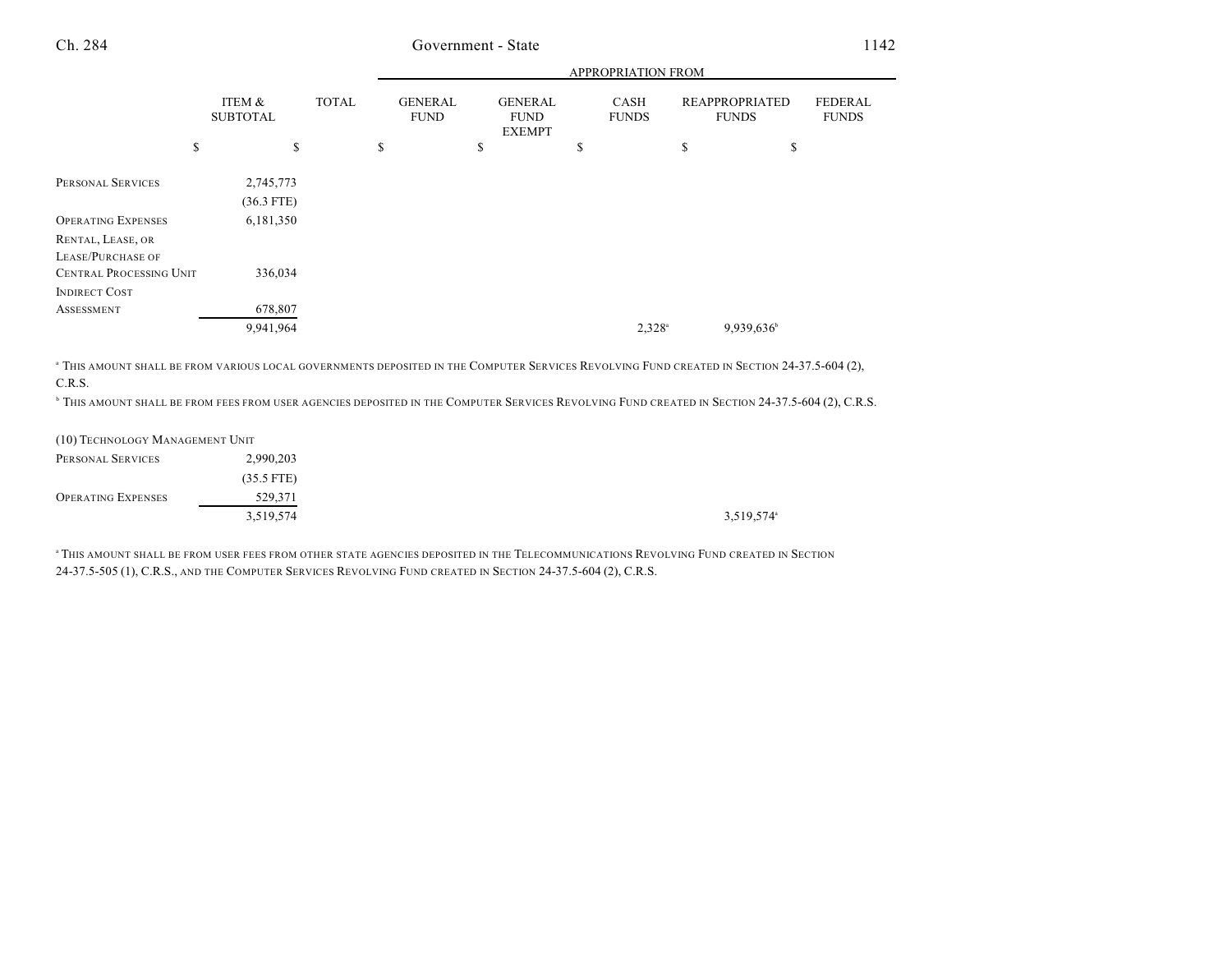| | ITEM & SUBTOTAL | TOTAL | APPROPRIATION FROM GENERAL FUND | GENERAL FUND EXEMPT | CASH FUNDS | REAPPROPRIATED FUNDS | FEDERAL FUNDS |
|---|---|---|---|---|---|---|---|
| | $ | $ | $ | $ | $ | $ | $ |
| PERSONAL SERVICES | 2,745,773 | | | | | | |
| | (36.3 FTE) | | | | | | |
| OPERATING EXPENSES | 6,181,350 | | | | | | |
| RENTAL, LEASE, OR LEASE/PURCHASE OF CENTRAL PROCESSING UNIT | 336,034 | | | | | | |
| INDIRECT COST ASSESSMENT | 678,807 | | | | | | |
| | 9,941,964 | | | | 2,328[a] | 9,939,636[b] | |

[a] THIS AMOUNT SHALL BE FROM VARIOUS LOCAL GOVERNMENTS DEPOSITED IN THE COMPUTER SERVICES REVOLVING FUND CREATED IN SECTION 24-37.5-604 (2), C.R.S.

[b] THIS AMOUNT SHALL BE FROM FEES FROM USER AGENCIES DEPOSITED IN THE COMPUTER SERVICES REVOLVING FUND CREATED IN SECTION 24-37.5-604 (2), C.R.S.

| (10) TECHNOLOGY MANAGEMENT UNIT | ITEM & SUBTOTAL | TOTAL | GENERAL FUND | GENERAL FUND EXEMPT | CASH FUNDS | REAPPROPRIATED FUNDS | FEDERAL FUNDS |
|---|---|---|---|---|---|---|---|
| PERSONAL SERVICES | 2,990,203 | | | | | | |
| | (35.5 FTE) | | | | | | |
| OPERATING EXPENSES | 529,371 | | | | | | |
| | 3,519,574 | | | | | 3,519,574[a] | |

[a] THIS AMOUNT SHALL BE FROM USER FEES FROM OTHER STATE AGENCIES DEPOSITED IN THE TELECOMMUNICATIONS REVOLVING FUND CREATED IN SECTION 24-37.5-505 (1), C.R.S., AND THE COMPUTER SERVICES REVOLVING FUND CREATED IN SECTION 24-37.5-604 (2), C.R.S.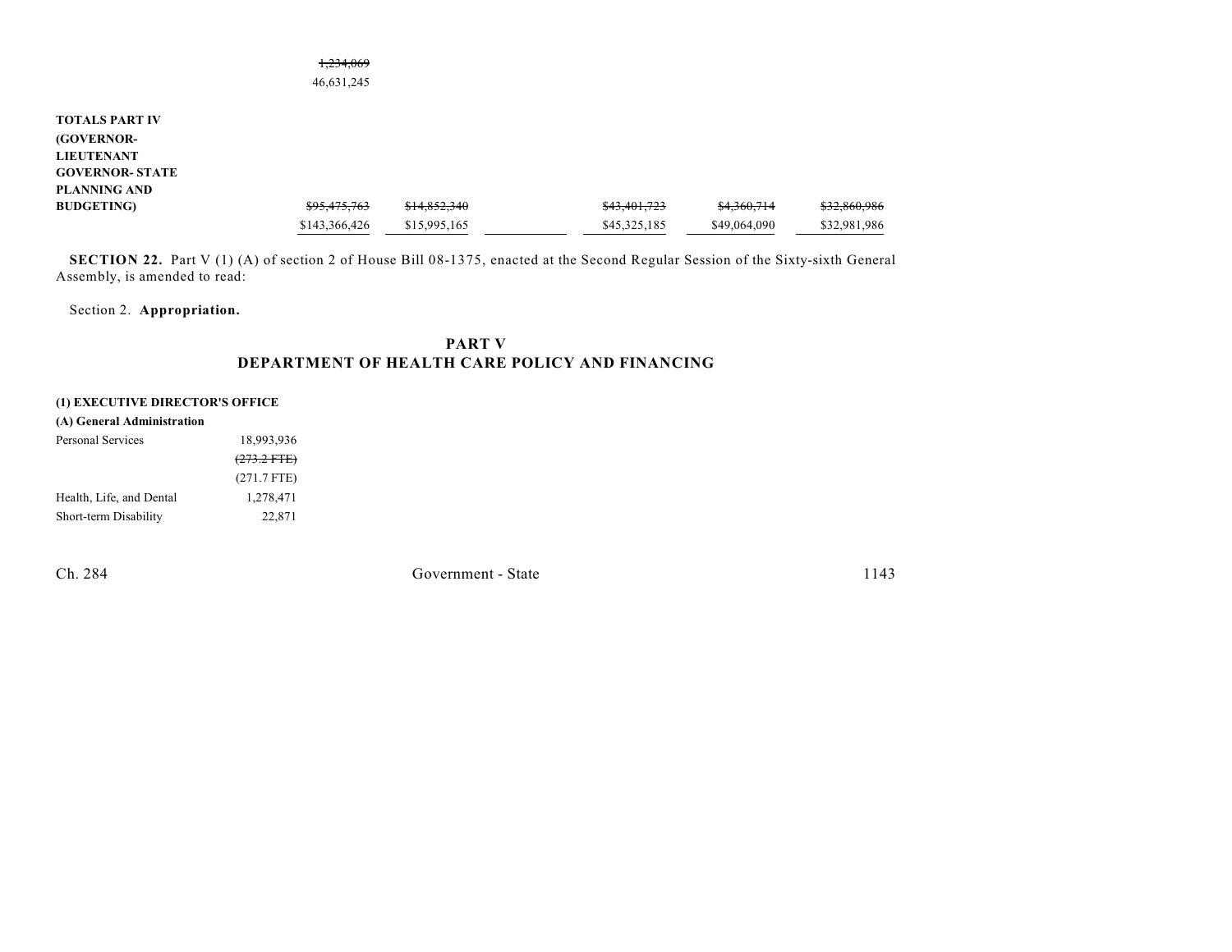~~1,234,069~~
46,631,245

| | | | | | | |
|---|---|---|---|---|---|---|
| **TOTALS PART IV (GOVERNOR-LIEUTENANT GOVERNOR- STATE PLANNING AND BUDGETING)** | ~~$95,475,763~~ | ~~$14,852,340~~ | | ~~$43,401,723~~ | ~~$4,360,714~~ | ~~$32,860,986~~ |
| | $143,366,426 | $15,995,165 | | $45,325,185 | $49,064,090 | $32,981,986 |

**SECTION 22.** Part V (1) (A) of section 2 of House Bill 08-1375, enacted at the Second Regular Session of the Sixty-sixth General Assembly, is amended to read:

Section 2. **Appropriation.**

## PART V
## DEPARTMENT OF HEALTH CARE POLICY AND FINANCING

**(1) EXECUTIVE DIRECTOR'S OFFICE**

**(A) General Administration**

| | |
|---|---|
| Personal Services | 18,993,936 |
| | ~~(273.2 FTE)~~ |
| | (271.7 FTE) |
| Health, Life, and Dental | 1,278,471 |
| Short-term Disability | 22,871 |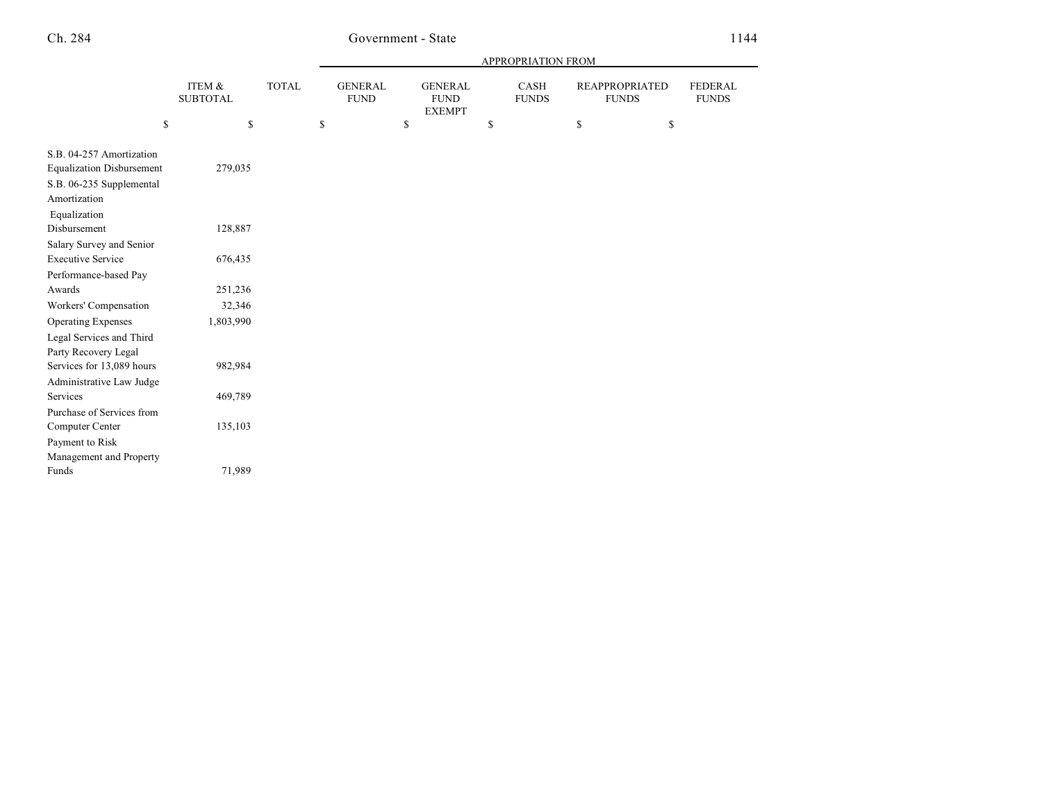| | ITEM & SUBTOTAL | TOTAL | APPROPRIATION FROM GENERAL FUND | GENERAL FUND EXEMPT | CASH FUNDS | REAPPROPRIATED FUNDS | FEDERAL FUNDS |
|---|---|---|---|---|---|---|---|
| | $ | $ | $ | $ | $ | $ | $ |
| S.B. 04-257 Amortization Equalization Disbursement | 279,035 | | | | | | |
| S.B. 06-235 Supplemental Amortization Equalization Disbursement | 128,887 | | | | | | |
| Salary Survey and Senior Executive Service | 676,435 | | | | | | |
| Performance-based Pay Awards | 251,236 | | | | | | |
| Workers' Compensation | 32,346 | | | | | | |
| Operating Expenses | 1,803,990 | | | | | | |
| Legal Services and Third Party Recovery Legal Services for 13,089 hours | 982,984 | | | | | | |
| Administrative Law Judge Services | 469,789 | | | | | | |
| Purchase of Services from Computer Center | 135,103 | | | | | | |
| Payment to Risk Management and Property Funds | 71,989 | | | | | | |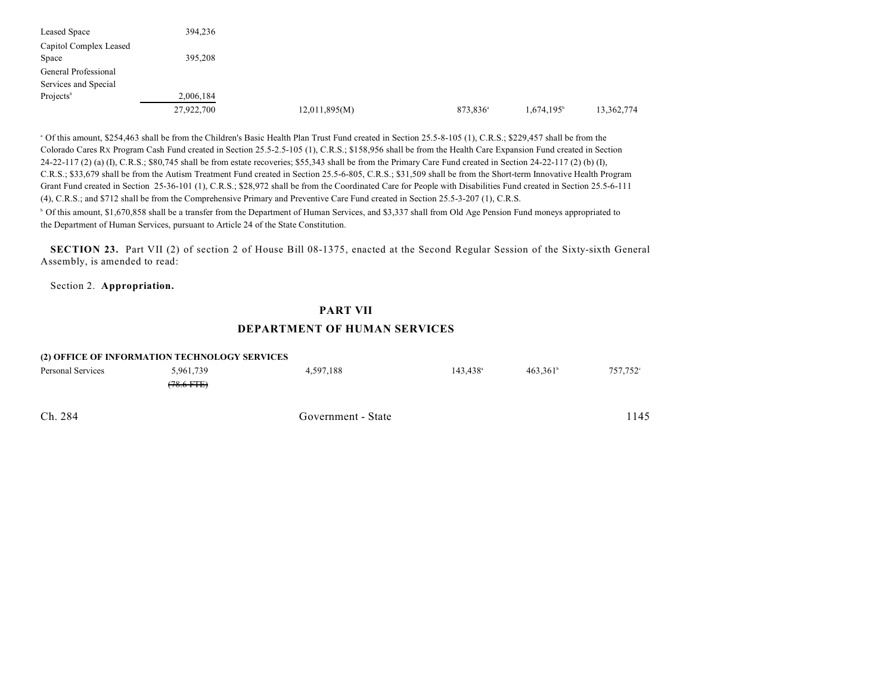| | | | | | |
|---|---|---|---|---|---|
| Leased Space | 394,236 | | | | |
| Capitol Complex Leased Space | 395,208 | | | | |
| General Professional Services and Special Projects[a] | 2,006,184 | | | | |
| | 27,922,700 | 12,011,895(M) | 873,836[a] | 1,674,195[b] | 13,362,774 |

[a] Of this amount, $254,463 shall be from the Children's Basic Health Plan Trust Fund created in Section 25.5-8-105 (1), C.R.S.; $229,457 shall be from the Colorado Cares Rx Program Cash Fund created in Section 25.5-2.5-105 (1), C.R.S.; $158,956 shall be from the Health Care Expansion Fund created in Section 24-22-117 (2) (a) (I), C.R.S.; $80,745 shall be from estate recoveries; $55,343 shall be from the Primary Care Fund created in Section 24-22-117 (2) (b) (I), C.R.S.; $33,679 shall be from the Autism Treatment Fund created in Section 25.5-6-805, C.R.S.; $31,509 shall be from the Short-term Innovative Health Program Grant Fund created in Section 25-36-101 (1), C.R.S.; $28,972 shall be from the Coordinated Care for People with Disabilities Fund created in Section 25.5-6-111 (4), C.R.S.; and $712 shall be from the Comprehensive Primary and Preventive Care Fund created in Section 25.5-3-207 (1), C.R.S.

[b] Of this amount, $1,670,858 shall be a transfer from the Department of Human Services, and $3,337 shall from Old Age Pension Fund moneys appropriated to the Department of Human Services, pursuant to Article 24 of the State Constitution.

**SECTION 23.** Part VII (2) of section 2 of House Bill 08-1375, enacted at the Second Regular Session of the Sixty-sixth General Assembly, is amended to read:

Section 2. **Appropriation.**

## PART VII

## DEPARTMENT OF HUMAN SERVICES

**(2) OFFICE OF INFORMATION TECHNOLOGY SERVICES**

| | | | | | |
|---|---|---|---|---|---|
| Personal Services | 5,961,739 | 4,597,188 | 143,438[a] | 463,361[b] | 757,752[c] |
| | ~~(78.6 FTE)~~ | | | | |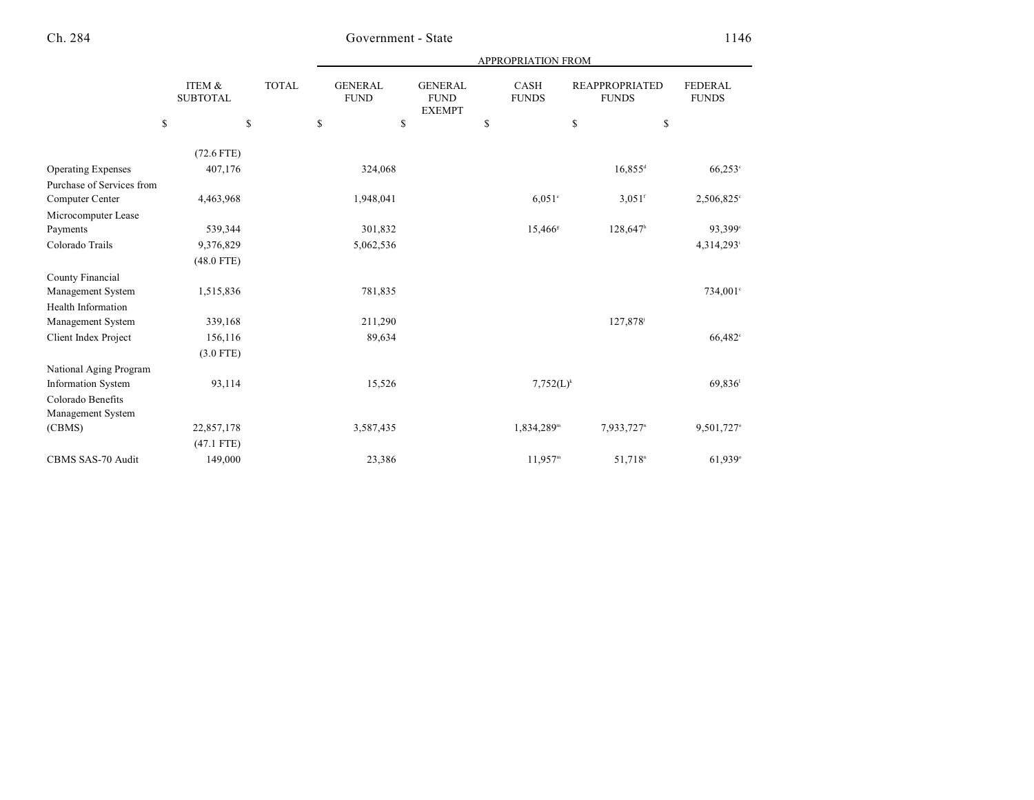| | ITEM & SUBTOTAL | TOTAL | APPROPRIATION FROM GENERAL FUND | GENERAL FUND EXEMPT | CASH FUNDS | REAPPROPRIATED FUNDS | FEDERAL FUNDS |
|---|---|---|---|---|---|---|---|
| | $ | $ | $ | $ | $ | $ | $ |
| | (72.6 FTE) | | | | | | |
| Operating Expenses | 407,176 | | 324,068 | | | 16,855[d] | 66,253[c] |
| Purchase of Services from Computer Center | 4,463,968 | | 1,948,041 | | 6,051[e] | 3,051[f] | 2,506,825[c] |
| Microcomputer Lease Payments | 539,344 | | 301,832 | | 15,466[g] | 128,647[h] | 93,399[c] |
| Colorado Trails | 9,376,829 | | 5,062,536 | | | | 4,314,293[i] |
| | (48.0 FTE) | | | | | | |
| County Financial Management System | 1,515,836 | | 781,835 | | | | 734,001[c] |
| Health Information Management System | 339,168 | | 211,290 | | | 127,878[j] | |
| Client Index Project | 156,116 | | 89,634 | | | | 66,482[c] |
| | (3.0 FTE) | | | | | | |
| National Aging Program Information System | 93,114 | | 15,526 | | 7,752(L)[k] | | 69,836[l] |
| Colorado Benefits Management System (CBMS) | 22,857,178 | | 3,587,435 | | 1,834,289[m] | 7,933,727[n] | 9,501,727[o] |
| | (47.1 FTE) | | | | | | |
| CBMS SAS-70 Audit | 149,000 | | 23,386 | | 11,957[m] | 51,718[n] | 61,939[o] |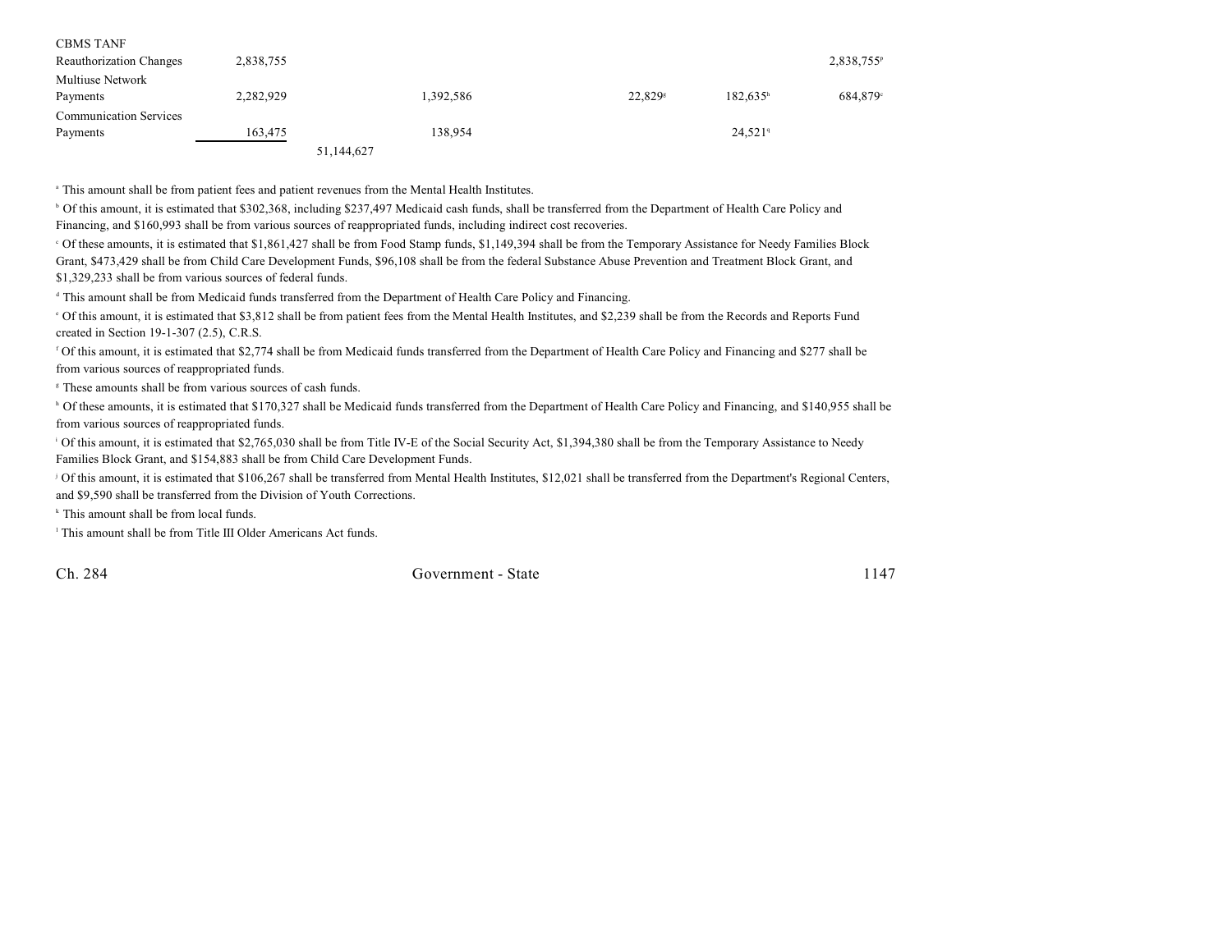| | | | | | | |
|---|---|---|---|---|---|---|
| CBMS TANF Reauthorization Changes | 2,838,755 | | | | | 2,838,755[p] |
| Multiuse Network Payments | 2,282,929 | | 1,392,586 | 22,829[g] | 182,635[h] | 684,879[c] |
| Communication Services Payments | 163,475 | | 138,954 | | 24,521[q] | |
| | | 51,144,627 | | | | |

[a] This amount shall be from patient fees and patient revenues from the Mental Health Institutes.

[b] Of this amount, it is estimated that $302,368, including $237,497 Medicaid cash funds, shall be transferred from the Department of Health Care Policy and Financing, and $160,993 shall be from various sources of reappropriated funds, including indirect cost recoveries.

[c] Of these amounts, it is estimated that $1,861,427 shall be from Food Stamp funds, $1,149,394 shall be from the Temporary Assistance for Needy Families Block Grant, $473,429 shall be from Child Care Development Funds, $96,108 shall be from the federal Substance Abuse Prevention and Treatment Block Grant, and $1,329,233 shall be from various sources of federal funds.

[d] This amount shall be from Medicaid funds transferred from the Department of Health Care Policy and Financing.

[e] Of this amount, it is estimated that $3,812 shall be from patient fees from the Mental Health Institutes, and $2,239 shall be from the Records and Reports Fund created in Section 19-1-307 (2.5), C.R.S.

[f] Of this amount, it is estimated that $2,774 shall be from Medicaid funds transferred from the Department of Health Care Policy and Financing and $277 shall be from various sources of reappropriated funds.

[g] These amounts shall be from various sources of cash funds.

[h] Of these amounts, it is estimated that $170,327 shall be Medicaid funds transferred from the Department of Health Care Policy and Financing, and $140,955 shall be from various sources of reappropriated funds.

[i] Of this amount, it is estimated that $2,765,030 shall be from Title IV-E of the Social Security Act, $1,394,380 shall be from the Temporary Assistance to Needy Families Block Grant, and $154,883 shall be from Child Care Development Funds.

[j] Of this amount, it is estimated that $106,267 shall be transferred from Mental Health Institutes, $12,021 shall be transferred from the Department's Regional Centers, and $9,590 shall be transferred from the Division of Youth Corrections.

[k] This amount shall be from local funds.

[l] This amount shall be from Title III Older Americans Act funds.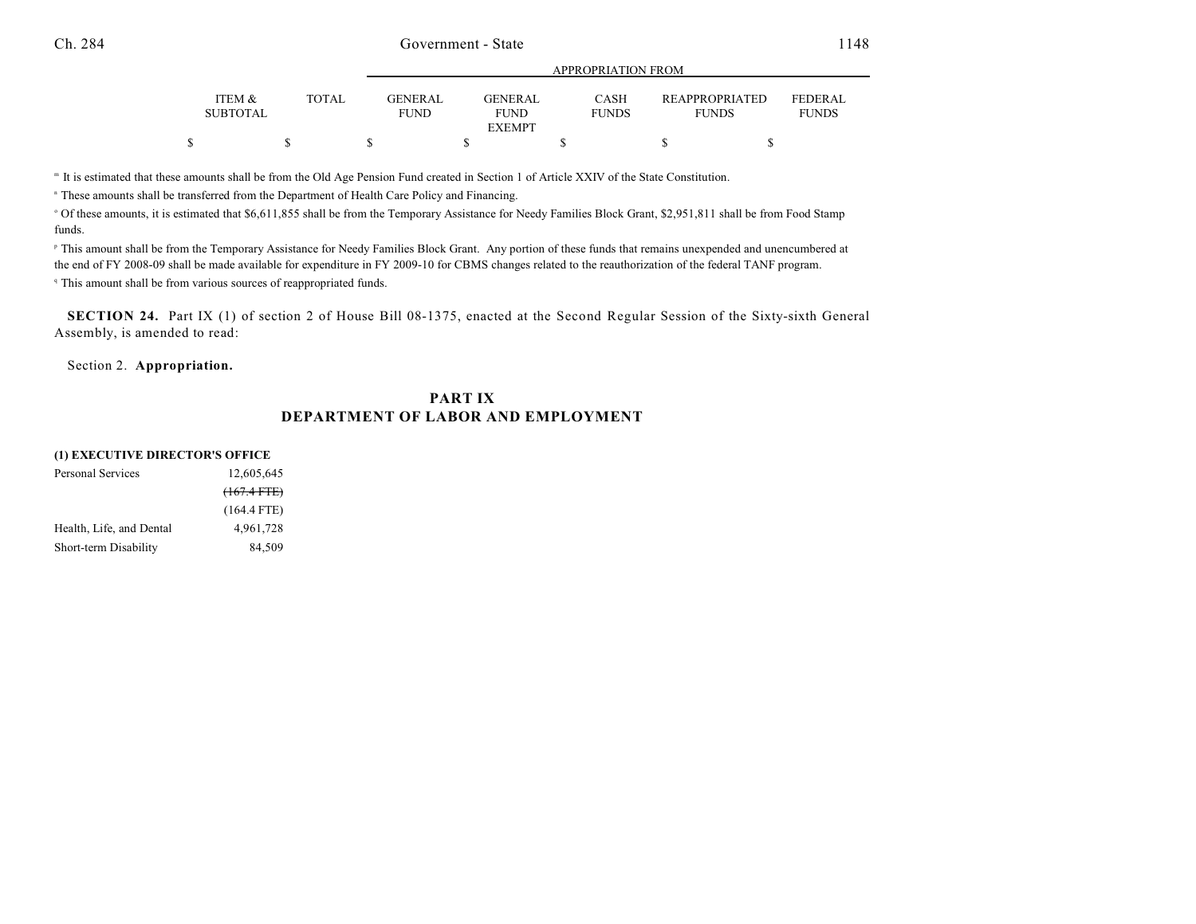| | ITEM & SUBTOTAL | TOTAL | APPROPRIATION FROM | | | | |
|---|---|---|---|---|---|---|---|
| | | | GENERAL FUND | GENERAL FUND EXEMPT | CASH FUNDS | REAPPROPRIATED FUNDS | FEDERAL FUNDS |
| | $ | $ | $ | $ | $ | $ | $ |

[m] It is estimated that these amounts shall be from the Old Age Pension Fund created in Section 1 of Article XXIV of the State Constitution.

[n] These amounts shall be transferred from the Department of Health Care Policy and Financing.

[o] Of these amounts, it is estimated that $6,611,855 shall be from the Temporary Assistance for Needy Families Block Grant, $2,951,811 shall be from Food Stamp funds.

[p] This amount shall be from the Temporary Assistance for Needy Families Block Grant. Any portion of these funds that remains unexpended and unencumbered at the end of FY 2008-09 shall be made available for expenditure in FY 2009-10 for CBMS changes related to the reauthorization of the federal TANF program.

[q] This amount shall be from various sources of reappropriated funds.

**SECTION 24.** Part IX (1) of section 2 of House Bill 08-1375, enacted at the Second Regular Session of the Sixty-sixth General Assembly, is amended to read:

Section 2. **Appropriation.**

## PART IX
## DEPARTMENT OF LABOR AND EMPLOYMENT

**(1) EXECUTIVE DIRECTOR'S OFFICE**

| | ITEM & SUBTOTAL | TOTAL | GENERAL FUND | GENERAL FUND EXEMPT | CASH FUNDS | REAPPROPRIATED FUNDS | FEDERAL FUNDS |
|---|---|---|---|---|---|---|---|
| Personal Services | 12,605,645 | | | | | | |
| | ~~(167.4 FTE)~~ | | | | | | |
| | (164.4 FTE) | | | | | | |
| Health, Life, and Dental | 4,961,728 | | | | | | |
| Short-term Disability | 84,509 | | | | | | |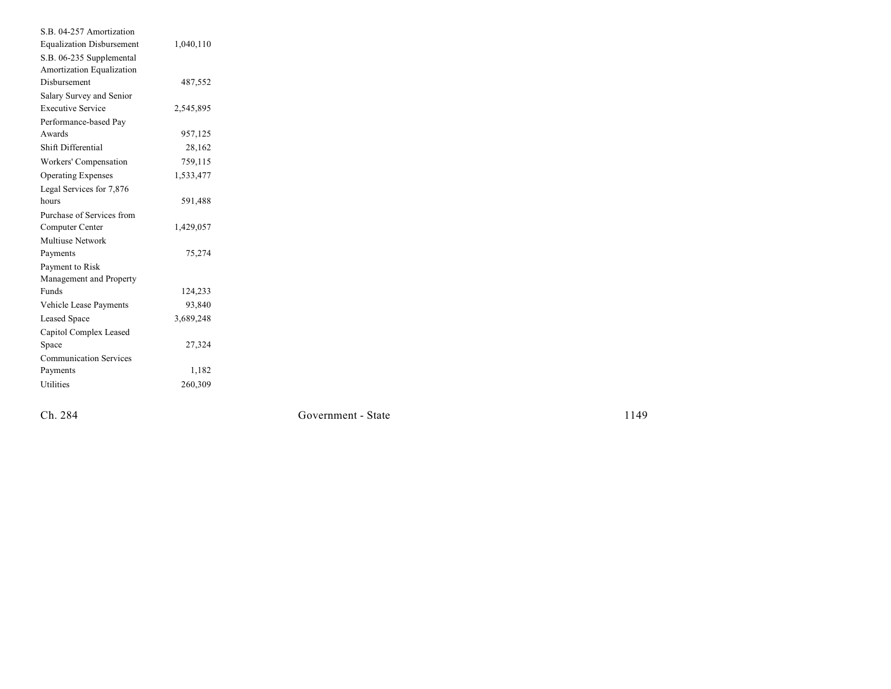| | |
|---|---|
| S.B. 04-257 Amortization Equalization Disbursement | 1,040,110 |
| S.B. 06-235 Supplemental Amortization Equalization Disbursement | 487,552 |
| Salary Survey and Senior Executive Service | 2,545,895 |
| Performance-based Pay Awards | 957,125 |
| Shift Differential | 28,162 |
| Workers' Compensation | 759,115 |
| Operating Expenses | 1,533,477 |
| Legal Services for 7,876 hours | 591,488 |
| Purchase of Services from Computer Center | 1,429,057 |
| Multiuse Network Payments | 75,274 |
| Payment to Risk Management and Property Funds | 124,233 |
| Vehicle Lease Payments | 93,840 |
| Leased Space | 3,689,248 |
| Capitol Complex Leased Space | 27,324 |
| Communication Services Payments | 1,182 |
| Utilities | 260,309 |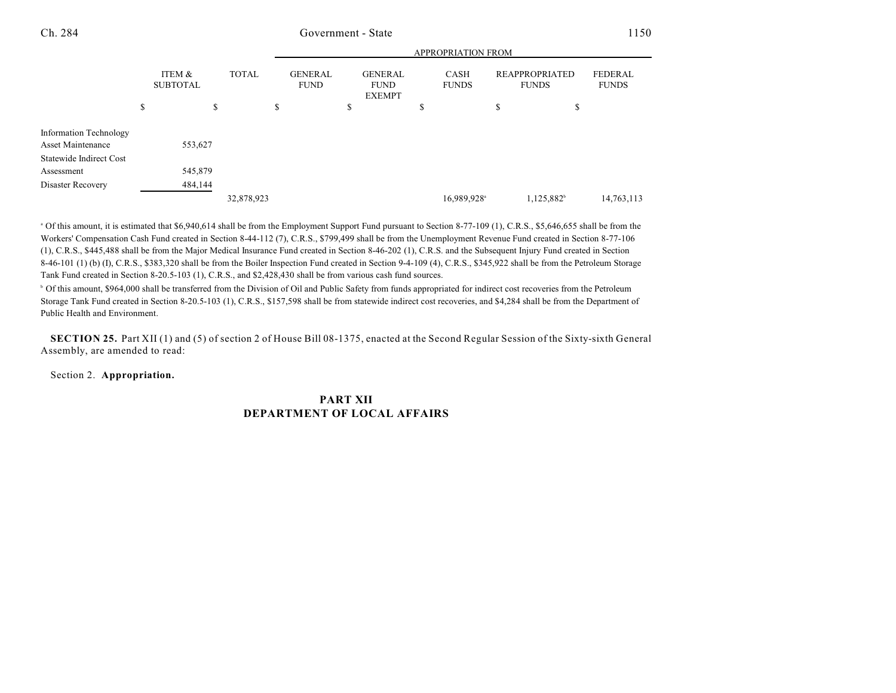| | ITEM & SUBTOTAL | TOTAL | APPROPRIATION FROM GENERAL FUND | GENERAL FUND EXEMPT | CASH FUNDS | REAPPROPRIATED FUNDS | FEDERAL FUNDS |
|---|---|---|---|---|---|---|---|
| | $ | $ | $ | $ | $ | $ | $ |
| Information Technology Asset Maintenance | 553,627 | | | | | | |
| Statewide Indirect Cost Assessment | 545,879 | | | | | | |
| Disaster Recovery | 484,144 | | | | | | |
| | | 32,878,923 | | | 16,989,928[a] | 1,125,882[b] | 14,763,113 |

[a] Of this amount, it is estimated that $6,940,614 shall be from the Employment Support Fund pursuant to Section 8-77-109 (1), C.R.S., $5,646,655 shall be from the Workers' Compensation Cash Fund created in Section 8-44-112 (7), C.R.S., $799,499 shall be from the Unemployment Revenue Fund created in Section 8-77-106 (1), C.R.S., $445,488 shall be from the Major Medical Insurance Fund created in Section 8-46-202 (1), C.R.S. and the Subsequent Injury Fund created in Section 8-46-101 (1) (b) (I), C.R.S., $383,320 shall be from the Boiler Inspection Fund created in Section 9-4-109 (4), C.R.S., $345,922 shall be from the Petroleum Storage Tank Fund created in Section 8-20.5-103 (1), C.R.S., and $2,428,430 shall be from various cash fund sources.

[b] Of this amount, $964,000 shall be transferred from the Division of Oil and Public Safety from funds appropriated for indirect cost recoveries from the Petroleum Storage Tank Fund created in Section 8-20.5-103 (1), C.R.S., $157,598 shall be from statewide indirect cost recoveries, and $4,284 shall be from the Department of Public Health and Environment.

**SECTION 25.** Part XII (1) and (5) of section 2 of House Bill 08-1375, enacted at the Second Regular Session of the Sixty-sixth General Assembly, are amended to read:

Section 2. **Appropriation.**

## PART XII
## DEPARTMENT OF LOCAL AFFAIRS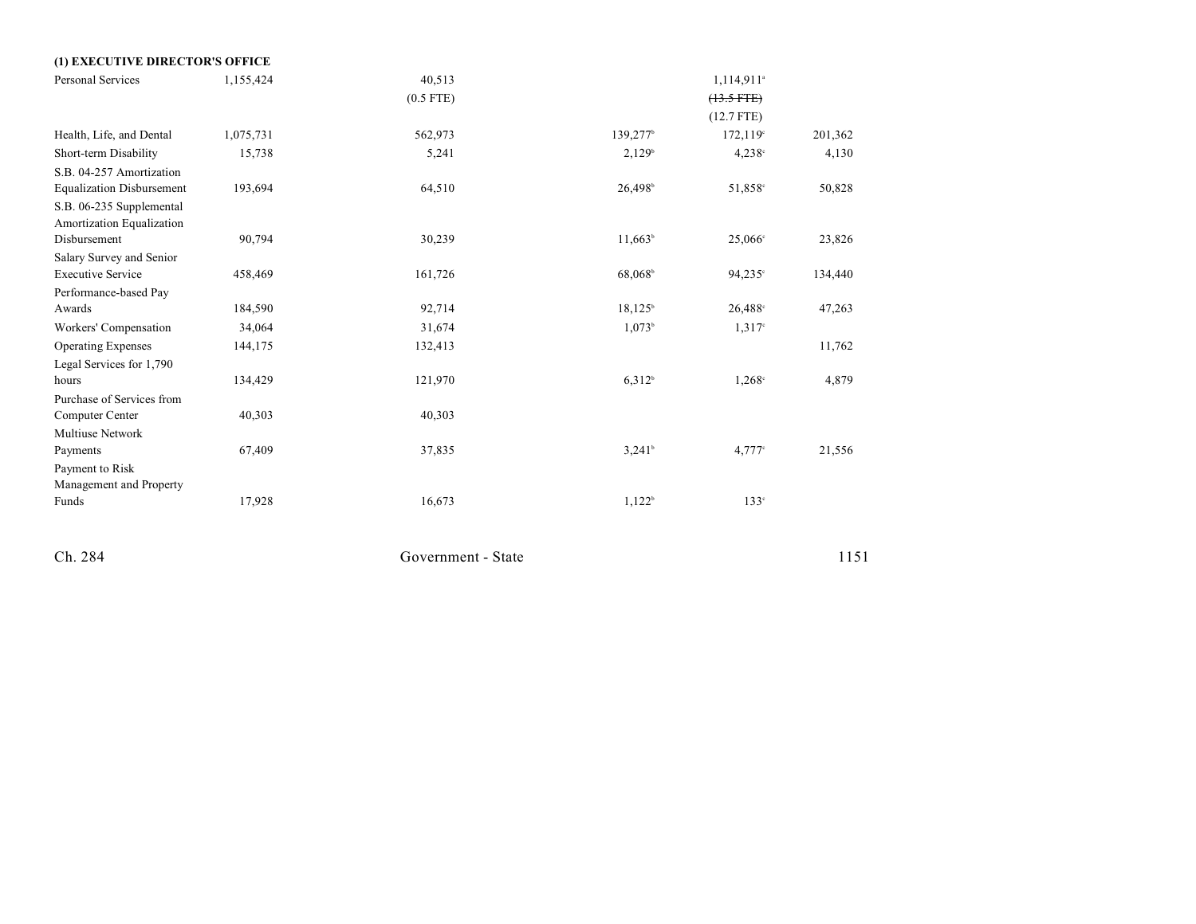**(1) EXECUTIVE DIRECTOR'S OFFICE**

| | | | | | | |
|---|---|---|---|---|---|---|
| Personal Services | 1,155,424 | 40,513 | | | 1,114,911[a] | |
| | | (0.5 FTE) | | | ~~(13.5 FTE)~~ | |
| | | | | | (12.7 FTE) | |
| Health, Life, and Dental | 1,075,731 | 562,973 | | 139,277[b] | 172,119[c] | 201,362 |
| Short-term Disability | 15,738 | 5,241 | | 2,129[b] | 4,238[c] | 4,130 |
| S.B. 04-257 Amortization Equalization Disbursement | 193,694 | 64,510 | | 26,498[b] | 51,858[c] | 50,828 |
| S.B. 06-235 Supplemental Amortization Equalization Disbursement | 90,794 | 30,239 | | 11,663[b] | 25,066[c] | 23,826 |
| Salary Survey and Senior Executive Service | 458,469 | 161,726 | | 68,068[b] | 94,235[c] | 134,440 |
| Performance-based Pay Awards | 184,590 | 92,714 | | 18,125[b] | 26,488[c] | 47,263 |
| Workers' Compensation | 34,064 | 31,674 | | 1,073[b] | 1,317[c] | |
| Operating Expenses | 144,175 | 132,413 | | | | 11,762 |
| Legal Services for 1,790 hours | 134,429 | 121,970 | | 6,312[b] | 1,268[c] | 4,879 |
| Purchase of Services from Computer Center | 40,303 | 40,303 | | | | |
| Multiuse Network Payments | 67,409 | 37,835 | | 3,241[b] | 4,777[c] | 21,556 |
| Payment to Risk Management and Property Funds | 17,928 | 16,673 | | 1,122[b] | 133[c] | |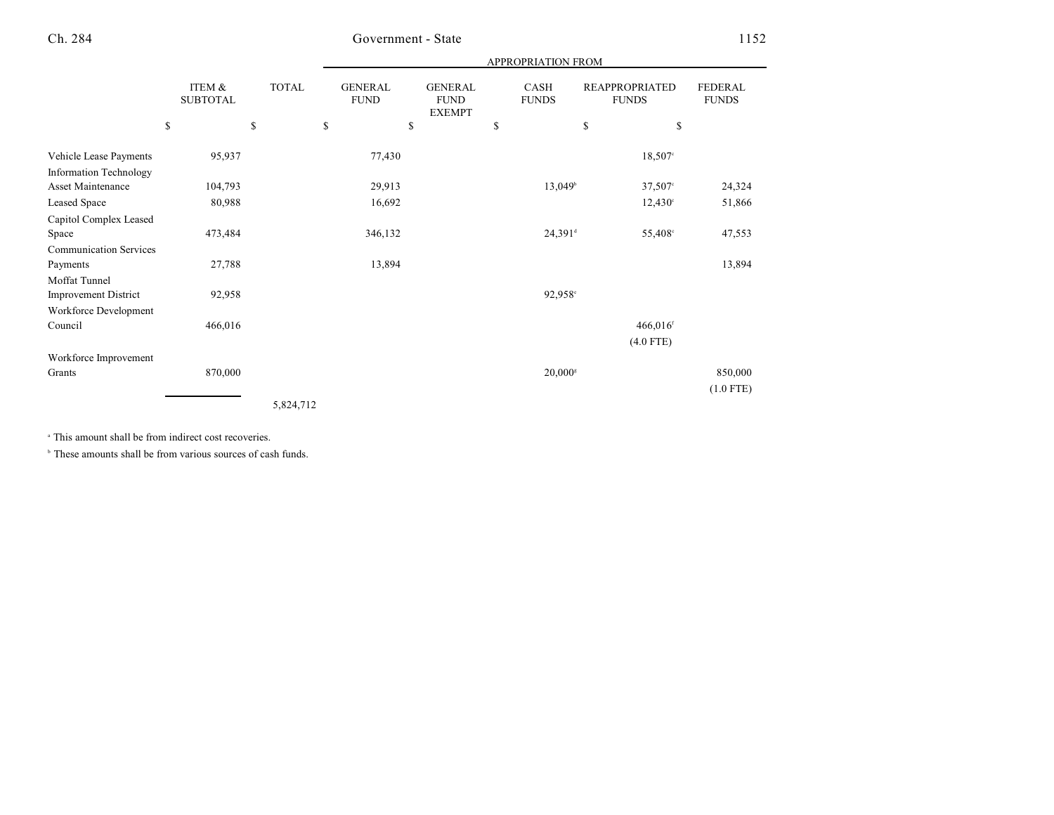| | ITEM & SUBTOTAL | TOTAL | APPROPRIATION FROM GENERAL FUND | GENERAL FUND EXEMPT | CASH FUNDS | REAPPROPRIATED FUNDS | FEDERAL FUNDS |
|---|---|---|---|---|---|---|---|
| | $ | $ | $ | $ | $ | $ | $ |
| Vehicle Lease Payments | 95,937 | | 77,430 | | | 18,507[c] | |
| Information Technology Asset Maintenance | 104,793 | | 29,913 | | 13,049[b] | 37,507[c] | 24,324 |
| Leased Space | 80,988 | | 16,692 | | | 12,430[c] | 51,866 |
| Capitol Complex Leased Space | 473,484 | | 346,132 | | 24,391[d] | 55,408[c] | 47,553 |
| Communication Services Payments | 27,788 | | 13,894 | | | | 13,894 |
| Moffat Tunnel Improvement District | 92,958 | | | | 92,958[e] | | |
| Workforce Development Council | 466,016 | | | | | 466,016[f] (4.0 FTE) | |
| Workforce Improvement Grants | 870,000 | | | | 20,000[g] | | 850,000 (1.0 FTE) |
| | | 5,824,712 | | | | | |

[a] This amount shall be from indirect cost recoveries.

[b] These amounts shall be from various sources of cash funds.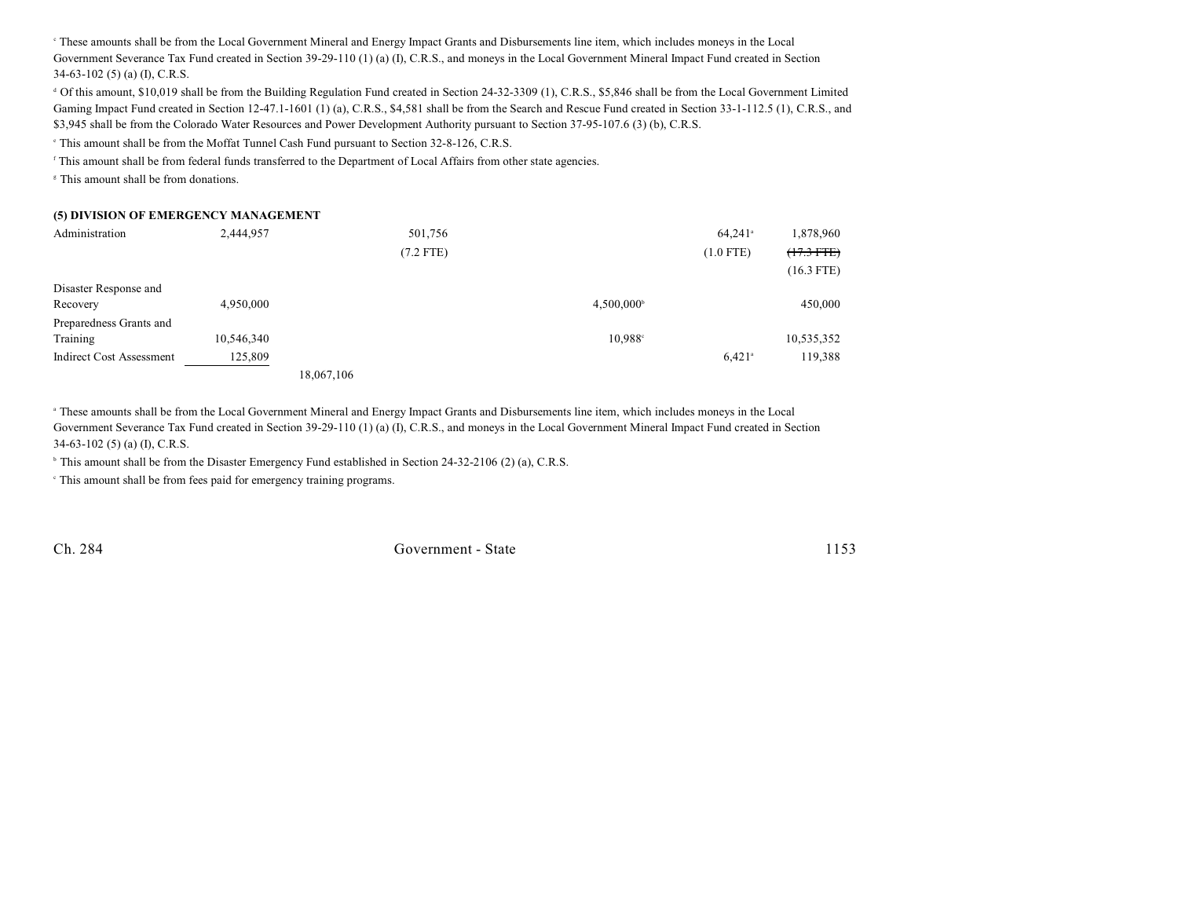[c] These amounts shall be from the Local Government Mineral and Energy Impact Grants and Disbursements line item, which includes moneys in the Local Government Severance Tax Fund created in Section 39-29-110 (1) (a) (I), C.R.S., and moneys in the Local Government Mineral Impact Fund created in Section 34-63-102 (5) (a) (I), C.R.S.

[d] Of this amount, $10,019 shall be from the Building Regulation Fund created in Section 24-32-3309 (1), C.R.S., $5,846 shall be from the Local Government Limited Gaming Impact Fund created in Section 12-47.1-1601 (1) (a), C.R.S., $4,581 shall be from the Search and Rescue Fund created in Section 33-1-112.5 (1), C.R.S., and $3,945 shall be from the Colorado Water Resources and Power Development Authority pursuant to Section 37-95-107.6 (3) (b), C.R.S.

[e] This amount shall be from the Moffat Tunnel Cash Fund pursuant to Section 32-8-126, C.R.S.

[f] This amount shall be from federal funds transferred to the Department of Local Affairs from other state agencies.

[g] This amount shall be from donations.

**(5) DIVISION OF EMERGENCY MANAGEMENT**

| | | | | | | |
|---|---|---|---|---|---|---|
| Administration | 2,444,957 | | 501,756<br>(7.2 FTE) | | 64,241[a]<br>(1.0 FTE) | 1,878,960<br>~~(17.3 FTE)~~<br>(16.3 FTE) |
| Disaster Response and Recovery | 4,950,000 | | | 4,500,000[b] | | 450,000 |
| Preparedness Grants and Training | 10,546,340 | | | 10,988[c] | | 10,535,352 |
| Indirect Cost Assessment | 125,809 | | | | 6,421[a] | 119,388 |
| | | 18,067,106 | | | | |

[a] These amounts shall be from the Local Government Mineral and Energy Impact Grants and Disbursements line item, which includes moneys in the Local Government Severance Tax Fund created in Section 39-29-110 (1) (a) (I), C.R.S., and moneys in the Local Government Mineral Impact Fund created in Section 34-63-102 (5) (a) (I), C.R.S.

[b] This amount shall be from the Disaster Emergency Fund established in Section 24-32-2106 (2) (a), C.R.S.

[c] This amount shall be from fees paid for emergency training programs.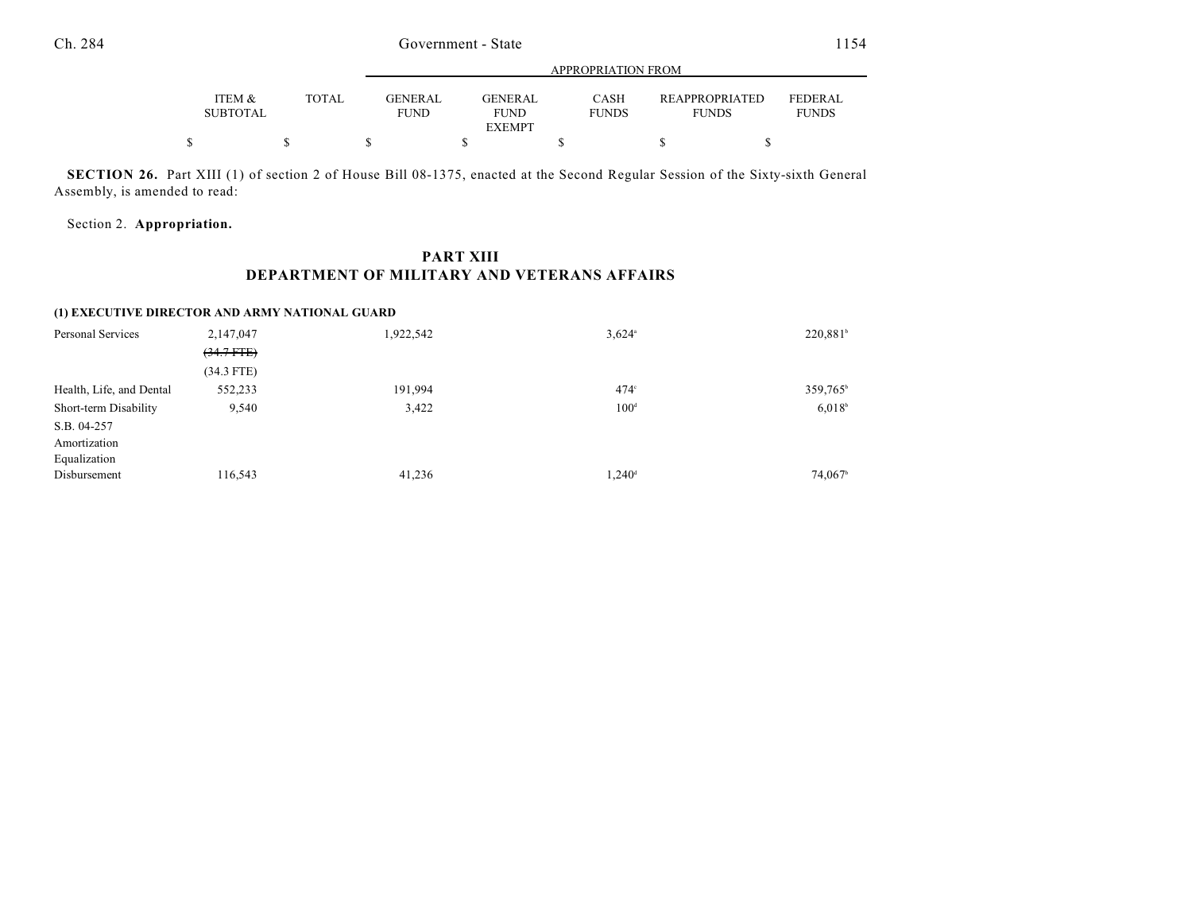**SECTION 26.** Part XIII (1) of section 2 of House Bill 08-1375, enacted at the Second Regular Session of the Sixty-sixth General Assembly, is amended to read:

Section 2. **Appropriation.**

## PART XIII
## DEPARTMENT OF MILITARY AND VETERANS AFFAIRS

| | ITEM & SUBTOTAL | TOTAL | APPROPRIATION FROM GENERAL FUND | GENERAL FUND EXEMPT | CASH FUNDS | REAPPROPRIATED FUNDS | FEDERAL FUNDS |
|---|---|---|---|---|---|---|---|
| | $ | $ | $ | $ | $ | $ | $ |
| **(1) EXECUTIVE DIRECTOR AND ARMY NATIONAL GUARD** | | | | | | | |
| Personal Services | 2,147,047 | | 1,922,542 | | 3,624[a] | | 220,881[b] |
| | ~~(34.7 FTE)~~ | | | | | | |
| | (34.3 FTE) | | | | | | |
| Health, Life, and Dental | 552,233 | | 191,994 | | 474[c] | | 359,765[b] |
| Short-term Disability | 9,540 | | 3,422 | | 100[d] | | 6,018[b] |
| S.B. 04-257 Amortization Equalization Disbursement | 116,543 | | 41,236 | | 1,240[d] | | 74,067[b] |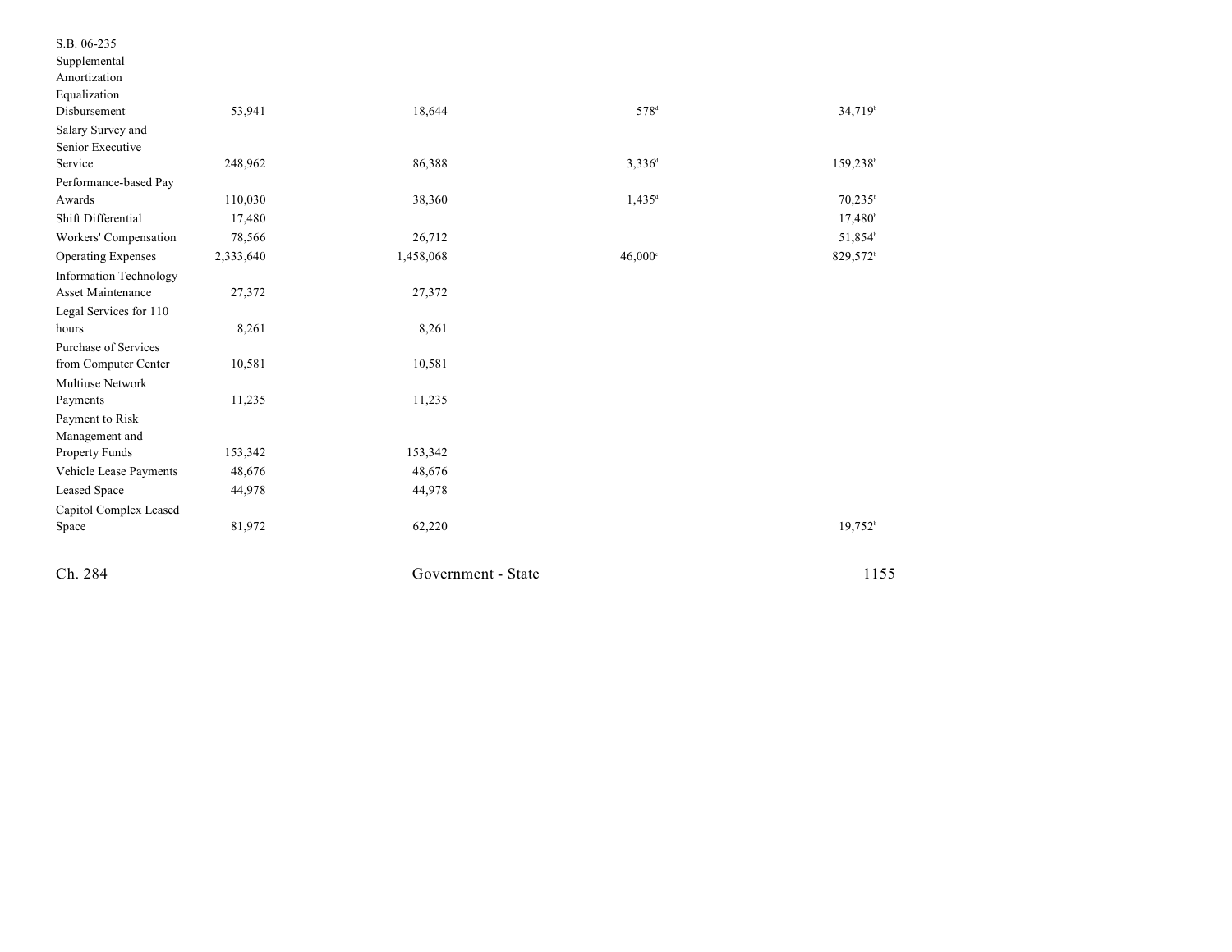| | | | | |
|---|---|---|---|---|
| S.B. 06-235 Supplemental Amortization Equalization Disbursement | 53,941 | 18,644 | 578[d] | 34,719[b] |
| Salary Survey and Senior Executive Service | 248,962 | 86,388 | 3,336[d] | 159,238[b] |
| Performance-based Pay Awards | 110,030 | 38,360 | 1,435[d] | 70,235[b] |
| Shift Differential | 17,480 | | | 17,480[b] |
| Workers' Compensation | 78,566 | 26,712 | | 51,854[b] |
| Operating Expenses | 2,333,640 | 1,458,068 | 46,000[c] | 829,572[b] |
| Information Technology Asset Maintenance | 27,372 | 27,372 | | |
| Legal Services for 110 hours | 8,261 | 8,261 | | |
| Purchase of Services from Computer Center | 10,581 | 10,581 | | |
| Multiuse Network Payments | 11,235 | 11,235 | | |
| Payment to Risk Management and Property Funds | 153,342 | 153,342 | | |
| Vehicle Lease Payments | 48,676 | 48,676 | | |
| Leased Space | 44,978 | 44,978 | | |
| Capitol Complex Leased Space | 81,972 | 62,220 | | 19,752[b] |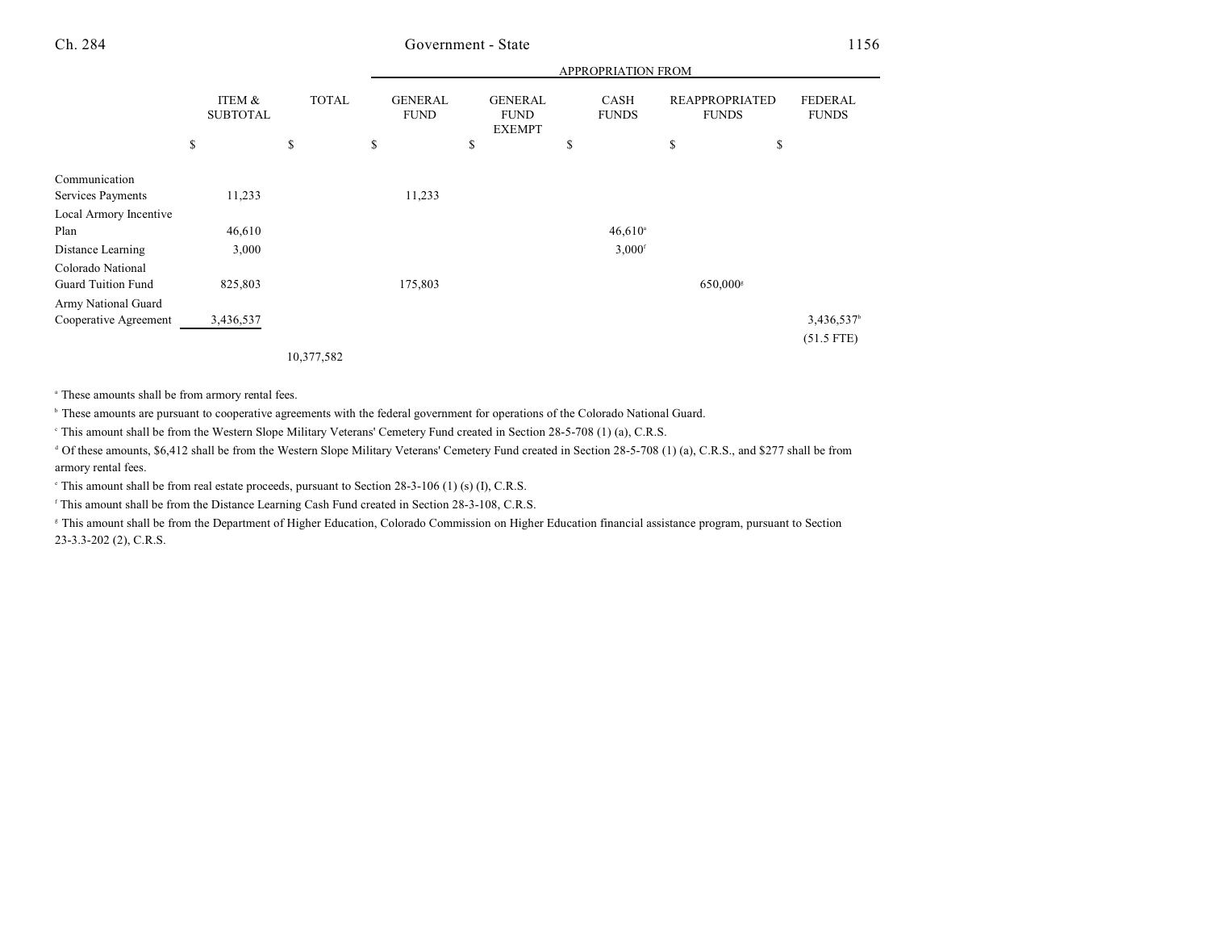| | ITEM & SUBTOTAL | TOTAL | APPROPRIATION FROM GENERAL FUND | GENERAL FUND EXEMPT | CASH FUNDS | REAPPROPRIATED FUNDS | FEDERAL FUNDS |
|---|---|---|---|---|---|---|---|
| | $ | $ | $ | $ | $ | $ | $ |
| Communication Services Payments | 11,233 | | 11,233 | | | | |
| Local Armory Incentive Plan | 46,610 | | | | 46,610[a] | | |
| Distance Learning | 3,000 | | | | 3,000[f] | | |
| Colorado National Guard Tuition Fund | 825,803 | | 175,803 | | | 650,000[g] | |
| Army National Guard Cooperative Agreement | 3,436,537 | | | | | | 3,436,537[b] |
| | | | | | | | (51.5 FTE) |
| | | 10,377,582 | | | | | |

[a] These amounts shall be from armory rental fees.

[b] These amounts are pursuant to cooperative agreements with the federal government for operations of the Colorado National Guard.

[c] This amount shall be from the Western Slope Military Veterans' Cemetery Fund created in Section 28-5-708 (1) (a), C.R.S.

[d] Of these amounts, $6,412 shall be from the Western Slope Military Veterans' Cemetery Fund created in Section 28-5-708 (1) (a), C.R.S., and $277 shall be from armory rental fees.

[e] This amount shall be from real estate proceeds, pursuant to Section 28-3-106 (1) (s) (I), C.R.S.

[f] This amount shall be from the Distance Learning Cash Fund created in Section 28-3-108, C.R.S.

[g] This amount shall be from the Department of Higher Education, Colorado Commission on Higher Education financial assistance program, pursuant to Section 23-3.3-202 (2), C.R.S.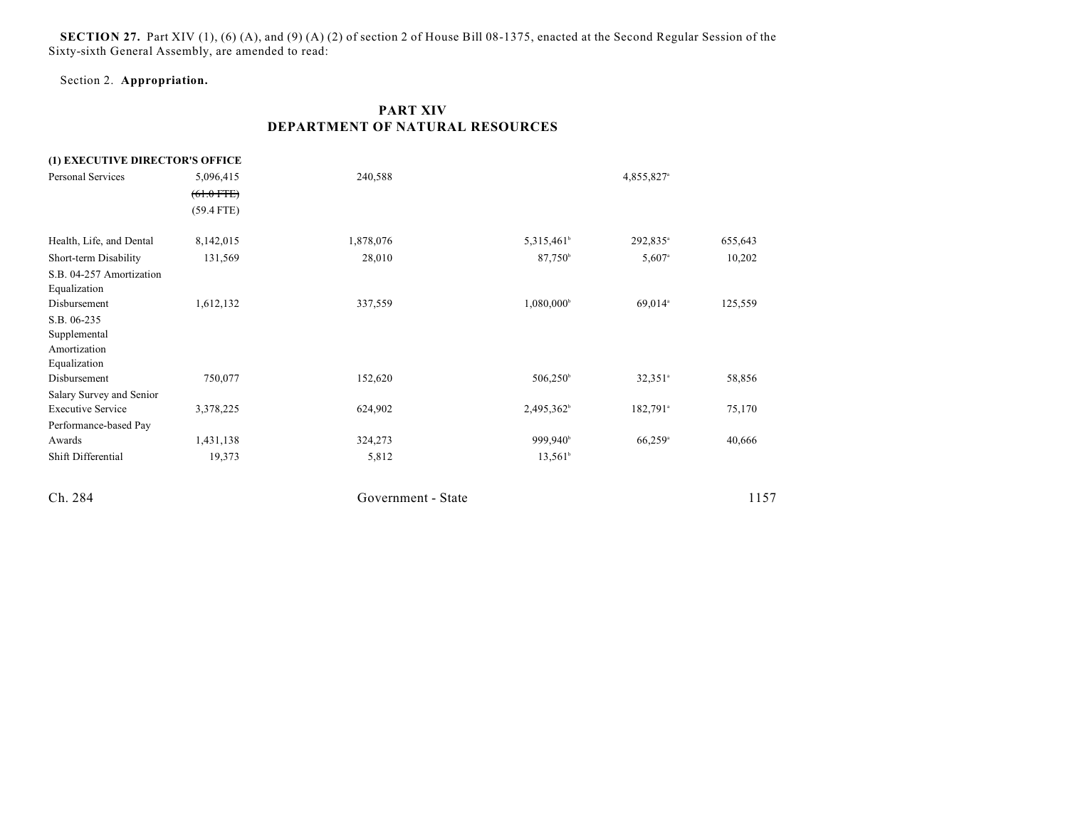**SECTION 27.** Part XIV (1), (6) (A), and (9) (A) (2) of section 2 of House Bill 08-1375, enacted at the Second Regular Session of the Sixty-sixth General Assembly, are amended to read:

Section 2. **Appropriation.**

## PART XIV
## DEPARTMENT OF NATURAL RESOURCES

| | | | | | |
|---|---|---|---|---|---|
| **(1) EXECUTIVE DIRECTOR'S OFFICE** | | | | | |
| Personal Services | 5,096,415 | 240,588 | | 4,855,827[a] | |
| | ~~(61.0 FTE)~~ | | | | |
| | (59.4 FTE) | | | | |
| Health, Life, and Dental | 8,142,015 | 1,878,076 | 5,315,461[b] | 292,835[a] | 655,643 |
| Short-term Disability | 131,569 | 28,010 | 87,750[b] | 5,607[a] | 10,202 |
| S.B. 04-257 Amortization Equalization Disbursement | 1,612,132 | 337,559 | 1,080,000[b] | 69,014[a] | 125,559 |
| S.B. 06-235 Supplemental Amortization Equalization Disbursement | 750,077 | 152,620 | 506,250[b] | 32,351[a] | 58,856 |
| Salary Survey and Senior Executive Service | 3,378,225 | 624,902 | 2,495,362[b] | 182,791[a] | 75,170 |
| Performance-based Pay Awards | 1,431,138 | 324,273 | 999,940[b] | 66,259[a] | 40,666 |
| Shift Differential | 19,373 | 5,812 | 13,561[b] | | |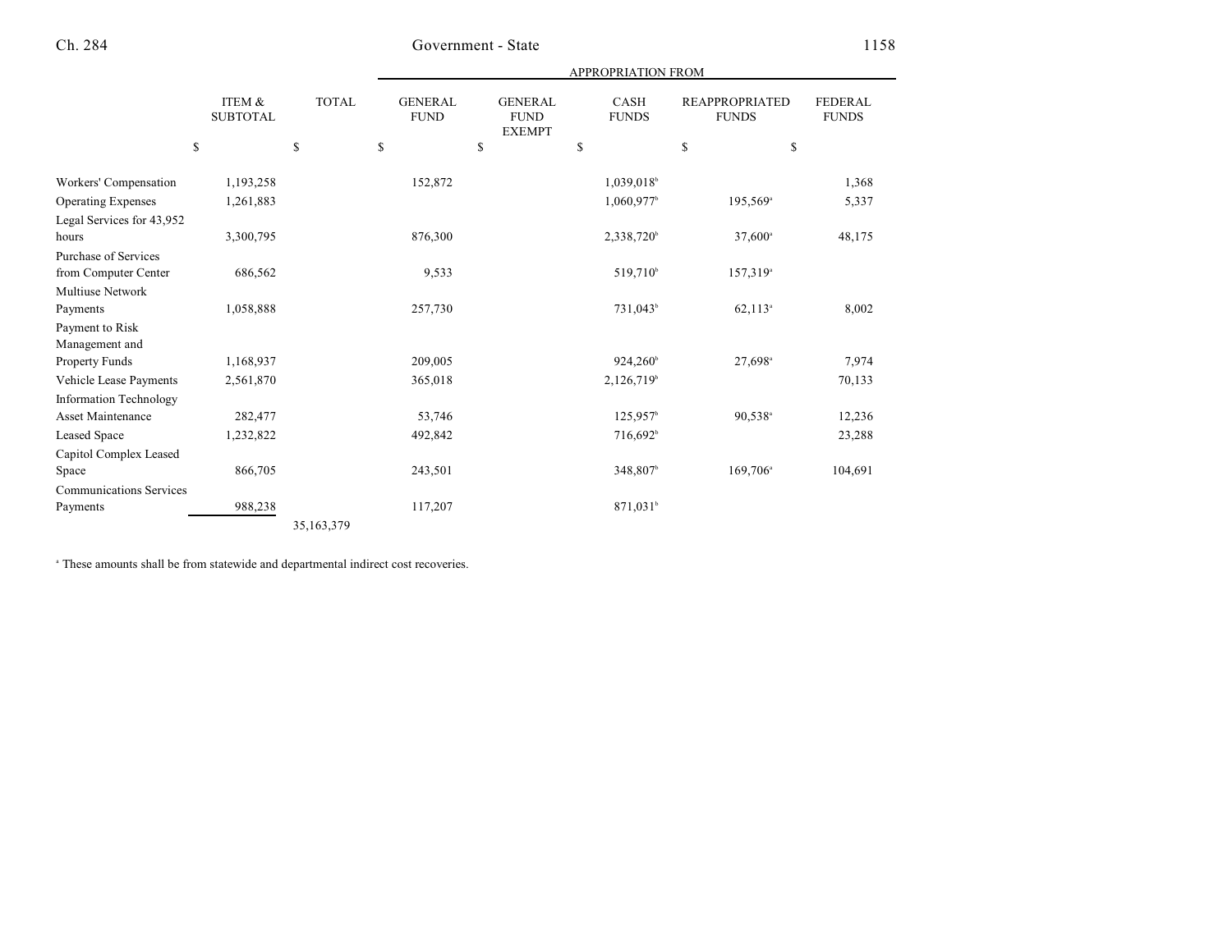| | ITEM & SUBTOTAL | TOTAL | APPROPRIATION FROM | | | | |
|---|---|---|---|---|---|---|---|
| | | | GENERAL FUND | GENERAL FUND EXEMPT | CASH FUNDS | REAPPROPRIATED FUNDS | FEDERAL FUNDS |
| | $ | $ | $ | $ | $ | $ | $ |
| Workers' Compensation | 1,193,258 | | 152,872 | | 1,039,018[b] | | 1,368 |
| Operating Expenses | 1,261,883 | | | | 1,060,977[b] | 195,569[a] | 5,337 |
| Legal Services for 43,952 hours | 3,300,795 | | 876,300 | | 2,338,720[b] | 37,600[a] | 48,175 |
| Purchase of Services from Computer Center | 686,562 | | 9,533 | | 519,710[b] | 157,319[a] | |
| Multiuse Network Payments | 1,058,888 | | 257,730 | | 731,043[b] | 62,113[a] | 8,002 |
| Payment to Risk Management and Property Funds | 1,168,937 | | 209,005 | | 924,260[b] | 27,698[a] | 7,974 |
| Vehicle Lease Payments | 2,561,870 | | 365,018 | | 2,126,719[b] | | 70,133 |
| Information Technology Asset Maintenance | 282,477 | | 53,746 | | 125,957[b] | 90,538[a] | 12,236 |
| Leased Space | 1,232,822 | | 492,842 | | 716,692[b] | | 23,288 |
| Capitol Complex Leased Space | 866,705 | | 243,501 | | 348,807[b] | 169,706[a] | 104,691 |
| Communications Services Payments | 988,238 | | 117,207 | | 871,031[b] | | |
| | | 35,163,379 | | | | | |

[a] These amounts shall be from statewide and departmental indirect cost recoveries.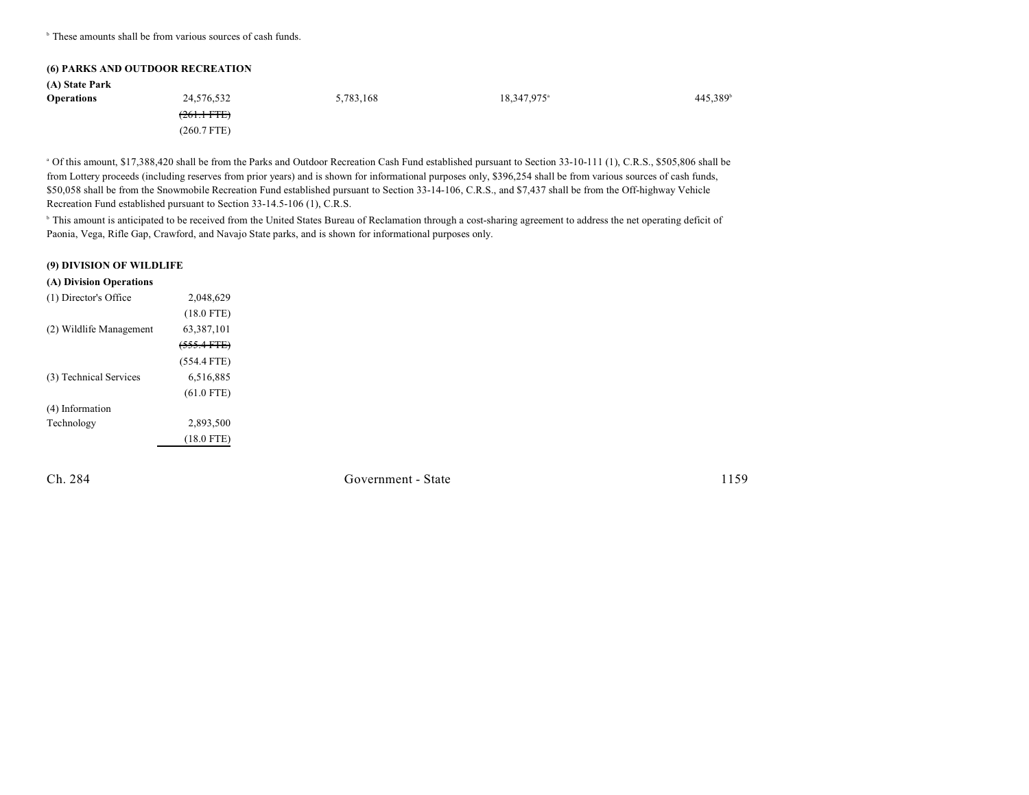[b] These amounts shall be from various sources of cash funds.

**(6) PARKS AND OUTDOOR RECREATION**

| | | | | |
|---|---|---|---|---|
| **(A) State Park Operations** | 24,576,532 | 5,783,168 | 18,347,975[a] | 445,389[b] |
| | ~~(261.1 FTE)~~ | | | |
| | (260.7 FTE) | | | |

[a] Of this amount, $17,388,420 shall be from the Parks and Outdoor Recreation Cash Fund established pursuant to Section 33-10-111 (1), C.R.S., $505,806 shall be from Lottery proceeds (including reserves from prior years) and is shown for informational purposes only, $396,254 shall be from various sources of cash funds, $50,058 shall be from the Snowmobile Recreation Fund established pursuant to Section 33-14-106, C.R.S., and $7,437 shall be from the Off-highway Vehicle Recreation Fund established pursuant to Section 33-14.5-106 (1), C.R.S.

[b] This amount is anticipated to be received from the United States Bureau of Reclamation through a cost-sharing agreement to address the net operating deficit of Paonia, Vega, Rifle Gap, Crawford, and Navajo State parks, and is shown for informational purposes only.

**(9) DIVISION OF WILDLIFE**

| | |
|---|---|
| **(A) Division Operations** | |
| (1) Director's Office | 2,048,629 |
| | (18.0 FTE) |
| (2) Wildlife Management | 63,387,101 |
| | ~~(555.4 FTE)~~ |
| | (554.4 FTE) |
| (3) Technical Services | 6,516,885 |
| | (61.0 FTE) |
| (4) Information Technology | 2,893,500 |
| | (18.0 FTE) |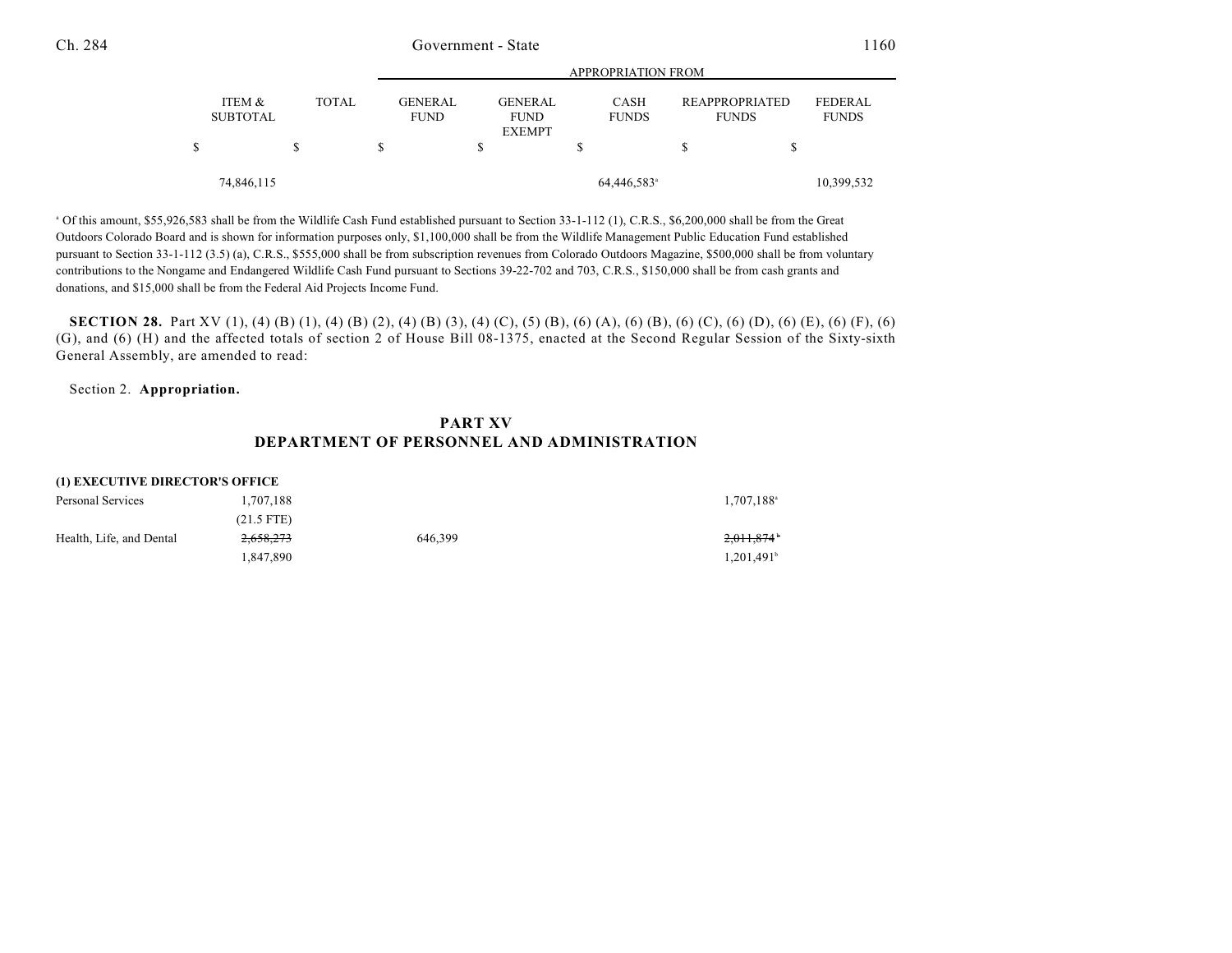| | ITEM & SUBTOTAL | TOTAL | GENERAL FUND | GENERAL FUND EXEMPT | CASH FUNDS | REAPPROPRIATED FUNDS | FEDERAL FUNDS |
|---|---|---|---|---|---|---|---|
| | | | APPROPRIATION FROM | | | | |
| | $ | $ | $ | $ | $ | $ | $ |
| | | 74,846,115 | | | 64,446,583[a] | | 10,399,532 |

[a] Of this amount, $55,926,583 shall be from the Wildlife Cash Fund established pursuant to Section 33-1-112 (1), C.R.S., $6,200,000 shall be from the Great Outdoors Colorado Board and is shown for information purposes only, $1,100,000 shall be from the Wildlife Management Public Education Fund established pursuant to Section 33-1-112 (3.5) (a), C.R.S., $555,000 shall be from subscription revenues from Colorado Outdoors Magazine, $500,000 shall be from voluntary contributions to the Nongame and Endangered Wildlife Cash Fund pursuant to Sections 39-22-702 and 703, C.R.S., $150,000 shall be from cash grants and donations, and $15,000 shall be from the Federal Aid Projects Income Fund.

**SECTION 28.** Part XV (1), (4) (B) (1), (4) (B) (2), (4) (B) (3), (4) (C), (5) (B), (6) (A), (6) (B), (6) (C), (6) (D), (6) (E), (6) (F), (6) (G), and (6) (H) and the affected totals of section 2 of House Bill 08-1375, enacted at the Second Regular Session of the Sixty-sixth General Assembly, are amended to read:

Section 2. **Appropriation.**

## PART XV
## DEPARTMENT OF PERSONNEL AND ADMINISTRATION

**(1) EXECUTIVE DIRECTOR'S OFFICE**

| | ITEM & SUBTOTAL | TOTAL | GENERAL FUND | GENERAL FUND EXEMPT | CASH FUNDS | REAPPROPRIATED FUNDS | FEDERAL FUNDS |
|---|---|---|---|---|---|---|---|
| Personal Services | 1,707,188 | | | | | 1,707,188[a] | |
| | (21.5 FTE) | | | | | | |
| Health, Life, and Dental | ~~2,658,273~~ | | 646,399 | | | ~~2,011,874~~[b] | |
| | 1,847,890 | | | | | 1,201,491[b] | |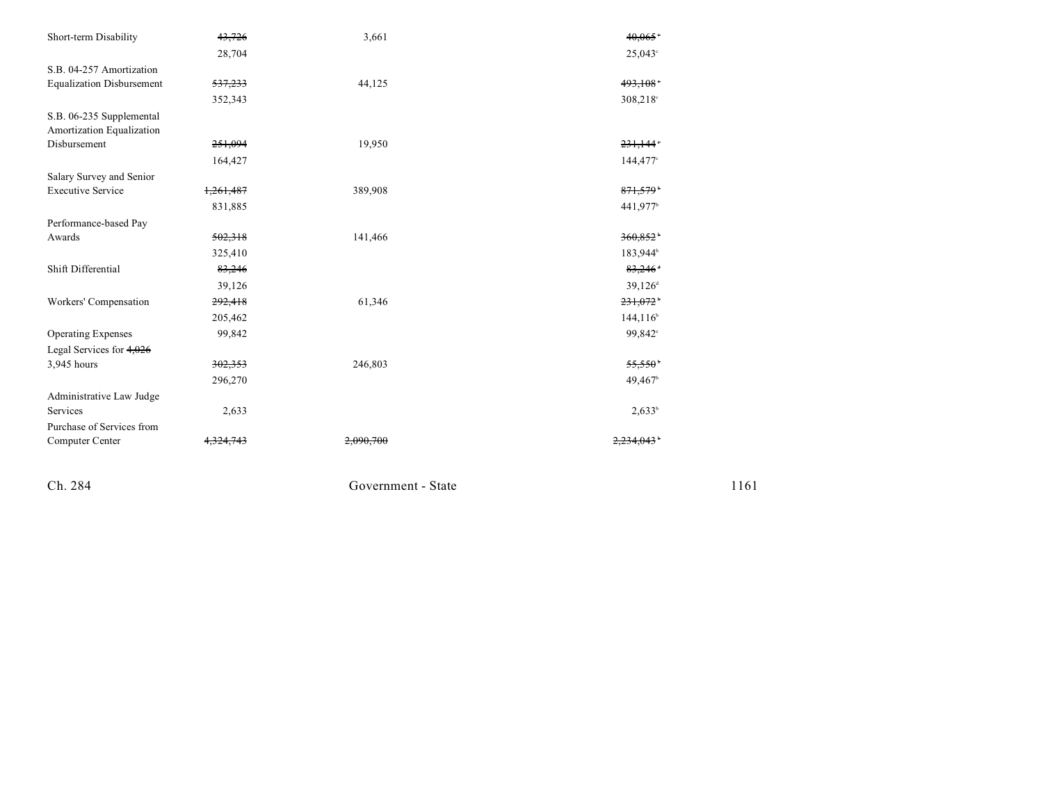| | | | | |
|---|---|---|---|---|
| Short-term Disability | ~~43,726~~ | 3,661 | | ~~40,065~~[c] |
| | 28,704 | | | 25,043[c] |
| S.B. 04-257 Amortization Equalization Disbursement | ~~537,233~~ | 44,125 | | ~~493,108~~[c] |
| | 352,343 | | | 308,218[c] |
| S.B. 06-235 Supplemental Amortization Equalization Disbursement | ~~251,094~~ | 19,950 | | ~~231,144~~[c] |
| | 164,427 | | | 144,477[c] |
| Salary Survey and Senior Executive Service | ~~1,261,487~~ | 389,908 | | ~~871,579~~[b] |
| | 831,885 | | | 441,977[b] |
| Performance-based Pay Awards | ~~502,318~~ | 141,466 | | ~~360,852~~[b] |
| | 325,410 | | | 183,944[b] |
| Shift Differential | ~~83,246~~ | | | ~~83,246~~[d] |
| | 39,126 | | | 39,126[d] |
| Workers' Compensation | ~~292,418~~ | 61,346 | | ~~231,072~~[b] |
| | 205,462 | | | 144,116[b] |
| Operating Expenses | 99,842 | | | 99,842[c] |
| Legal Services for ~~4,026~~ 3,945 hours | ~~302,353~~ | 246,803 | | ~~55,550~~[b] |
| | 296,270 | | | 49,467[b] |
| Administrative Law Judge Services | 2,633 | | | 2,633[b] |
| Purchase of Services from Computer Center | ~~4,324,743~~ | ~~2,090,700~~ | | ~~2,234,043~~[b] |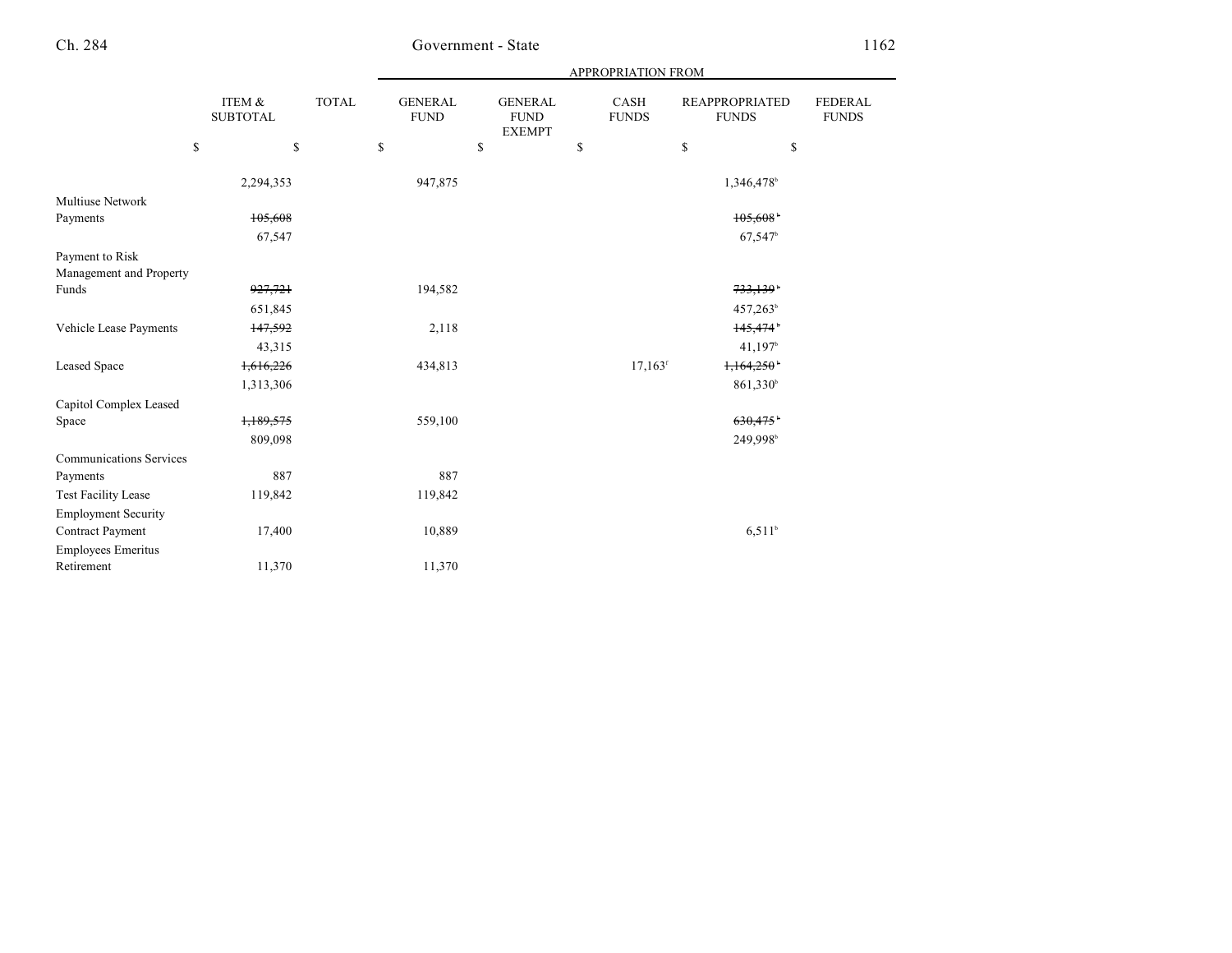| | ITEM & SUBTOTAL | TOTAL | APPROPRIATION FROM | | | | |
|---|---|---|---|---|---|---|---|
| | | | GENERAL FUND | GENERAL FUND EXEMPT | CASH FUNDS | REAPPROPRIATED FUNDS | FEDERAL FUNDS |
| | $ | $ | $ | $ | $ | $ | $ |
| | 2,294,353 | | 947,875 | | | 1,346,478[b] | |
| Multiuse Network Payments | ~~105,608~~ | | | | | ~~105,608~~[b] | |
| | 67,547 | | | | | 67,547[b] | |
| Payment to Risk Management and Property Funds | ~~927,721~~ | | 194,582 | | | ~~733,139~~[b] | |
| | 651,845 | | | | | 457,263[b] | |
| Vehicle Lease Payments | ~~147,592~~ | | 2,118 | | | ~~145,474~~[b] | |
| | 43,315 | | | | | 41,197[b] | |
| Leased Space | ~~1,616,226~~ | | 434,813 | | 17,163[c] | ~~1,164,250~~[b] | |
| | 1,313,306 | | | | | 861,330[b] | |
| Capitol Complex Leased Space | ~~1,189,575~~ | | 559,100 | | | ~~630,475~~[b] | |
| | 809,098 | | | | | 249,998[b] | |
| Communications Services Payments | 887 | | 887 | | | | |
| Test Facility Lease | 119,842 | | 119,842 | | | | |
| Employment Security Contract Payment | 17,400 | | 10,889 | | | 6,511[b] | |
| Employees Emeritus Retirement | 11,370 | | 11,370 | | | | |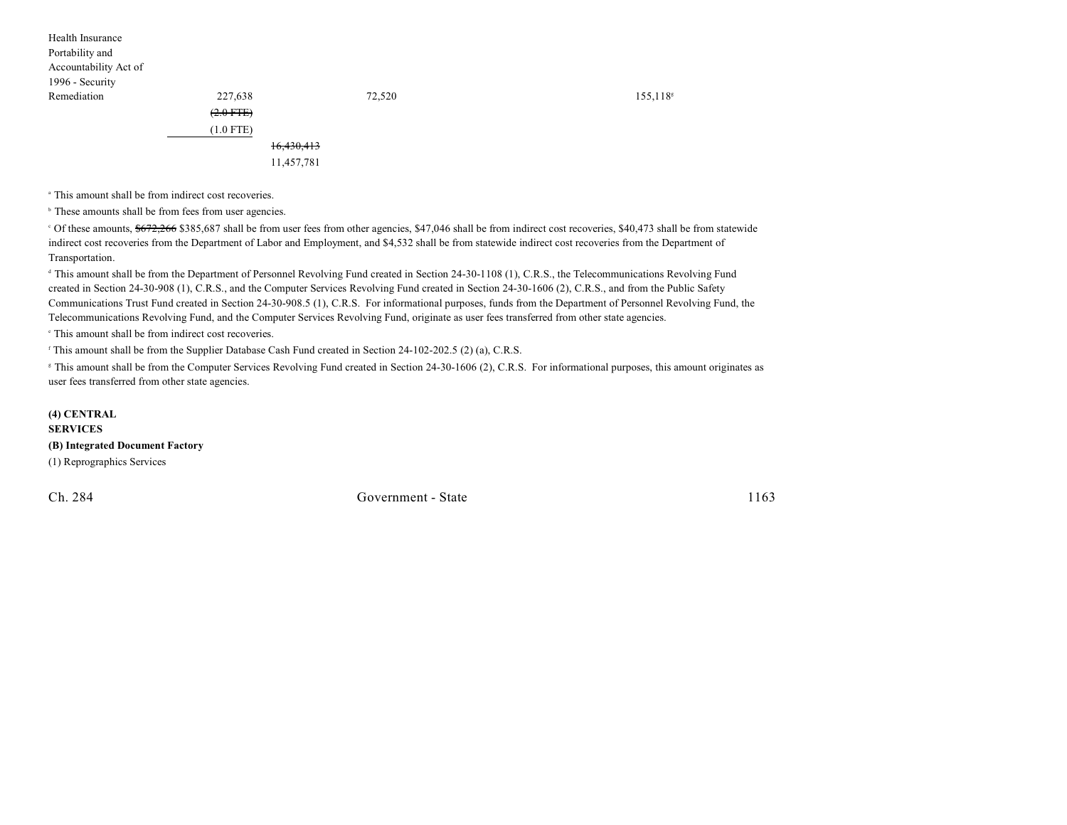| | | | | | |
|---|---|---|---|---|---|
| Health Insurance Portability and Accountability Act of 1996 - Security Remediation | 227,638 | | 72,520 | | 155,118[g] |
| | ~~(2.0 FTE)~~ | | | | |
| | (1.0 FTE) | | | | |
| | | ~~16,430,413~~ | | | |
| | | 11,457,781 | | | |

[a] This amount shall be from indirect cost recoveries.

[b] These amounts shall be from fees from user agencies.

[c] Of these amounts, ~~$672,266~~ $385,687 shall be from user fees from other agencies, $47,046 shall be from indirect cost recoveries, $40,473 shall be from statewide indirect cost recoveries from the Department of Labor and Employment, and $4,532 shall be from statewide indirect cost recoveries from the Department of Transportation.

[d] This amount shall be from the Department of Personnel Revolving Fund created in Section 24-30-1108 (1), C.R.S., the Telecommunications Revolving Fund created in Section 24-30-908 (1), C.R.S., and the Computer Services Revolving Fund created in Section 24-30-1606 (2), C.R.S., and from the Public Safety Communications Trust Fund created in Section 24-30-908.5 (1), C.R.S. For informational purposes, funds from the Department of Personnel Revolving Fund, the Telecommunications Revolving Fund, and the Computer Services Revolving Fund, originate as user fees transferred from other state agencies.

[e] This amount shall be from indirect cost recoveries.

[f] This amount shall be from the Supplier Database Cash Fund created in Section 24-102-202.5 (2) (a), C.R.S.

[g] This amount shall be from the Computer Services Revolving Fund created in Section 24-30-1606 (2), C.R.S. For informational purposes, this amount originates as user fees transferred from other state agencies.

**(4) CENTRAL SERVICES**

**(B) Integrated Document Factory**

(1) Reprographics Services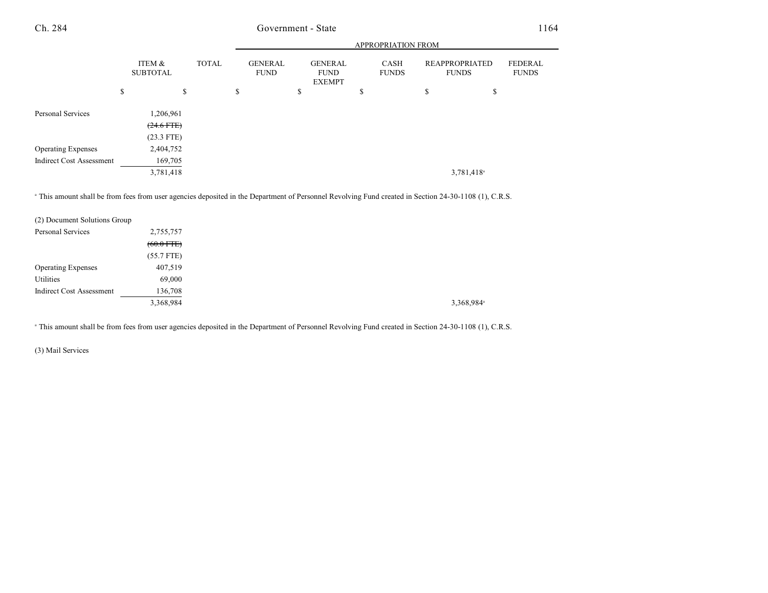| | ITEM & SUBTOTAL | TOTAL | GENERAL FUND | GENERAL FUND EXEMPT | CASH FUNDS | REAPPROPRIATED FUNDS | FEDERAL FUNDS |
|---|---|---|---|---|---|---|---|
| | $ | $ | $ | $ | $ | $ | $ |
| Personal Services | 1,206,961 | | | | | | |
| | ~~(24.6 FTE)~~ | | | | | | |
| | (23.3 FTE) | | | | | | |
| Operating Expenses | 2,404,752 | | | | | | |
| Indirect Cost Assessment | 169,705 | | | | | | |
| | 3,781,418 | | | | | 3,781,418[a] | |

[a] This amount shall be from fees from user agencies deposited in the Department of Personnel Revolving Fund created in Section 24-30-1108 (1), C.R.S.

(2) Document Solutions Group

| | ITEM & SUBTOTAL | TOTAL | GENERAL FUND | GENERAL FUND EXEMPT | CASH FUNDS | REAPPROPRIATED FUNDS | FEDERAL FUNDS |
|---|---|---|---|---|---|---|---|
| Personal Services | 2,755,757 | | | | | | |
| | ~~(60.0 FTE)~~ | | | | | | |
| | (55.7 FTE) | | | | | | |
| Operating Expenses | 407,519 | | | | | | |
| Utilities | 69,000 | | | | | | |
| Indirect Cost Assessment | 136,708 | | | | | | |
| | 3,368,984 | | | | | 3,368,984[a] | |

[a] This amount shall be from fees from user agencies deposited in the Department of Personnel Revolving Fund created in Section 24-30-1108 (1), C.R.S.

(3) Mail Services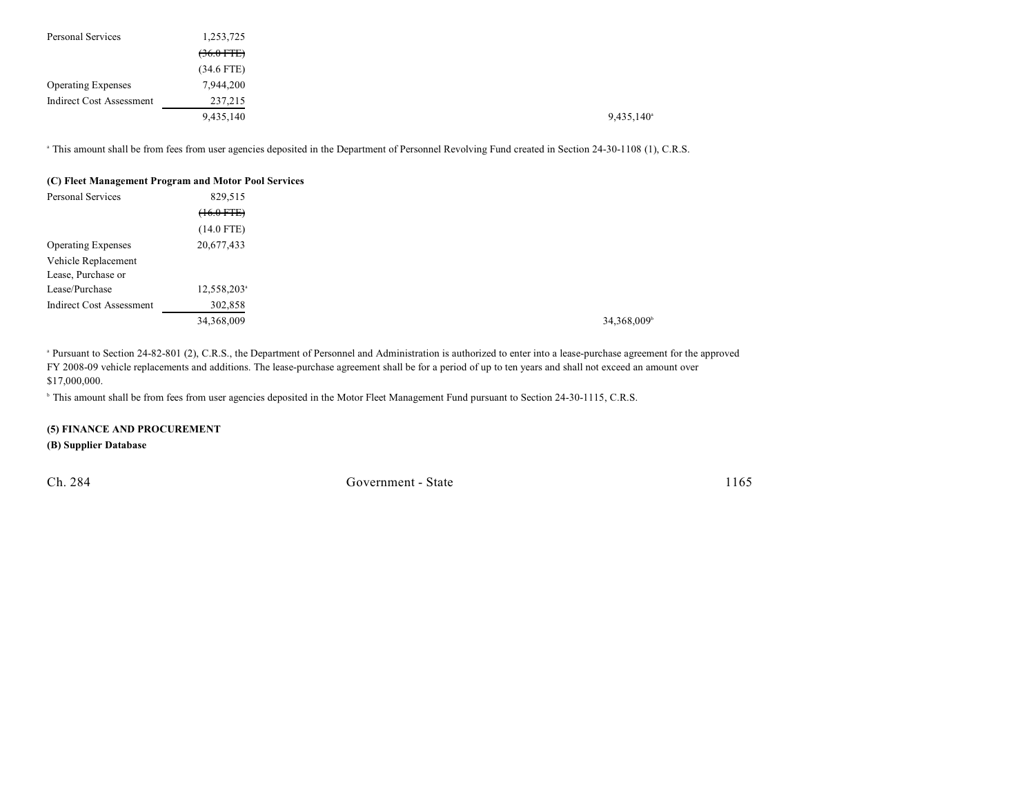| | | |
|---|---|---|
| Personal Services | 1,253,725 | |
| | ~~(36.0 FTE)~~ | |
| | (34.6 FTE) | |
| Operating Expenses | 7,944,200 | |
| Indirect Cost Assessment | 237,215 | |
| | 9,435,140 | 9,435,140[a] |

[a] This amount shall be from fees from user agencies deposited in the Department of Personnel Revolving Fund created in Section 24-30-1108 (1), C.R.S.

**(C) Fleet Management Program and Motor Pool Services**

| | | |
|---|---|---|
| Personal Services | 829,515 | |
| | ~~(16.0 FTE)~~ | |
| | (14.0 FTE) | |
| Operating Expenses | 20,677,433 | |
| Vehicle Replacement Lease, Purchase or Lease/Purchase | 12,558,203[a] | |
| Indirect Cost Assessment | 302,858 | |
| | 34,368,009 | 34,368,009[b] |

[a] Pursuant to Section 24-82-801 (2), C.R.S., the Department of Personnel and Administration is authorized to enter into a lease-purchase agreement for the approved FY 2008-09 vehicle replacements and additions. The lease-purchase agreement shall be for a period of up to ten years and shall not exceed an amount over $17,000,000.

[b] This amount shall be from fees from user agencies deposited in the Motor Fleet Management Fund pursuant to Section 24-30-1115, C.R.S.

**(5) FINANCE AND PROCUREMENT**

**(B) Supplier Database**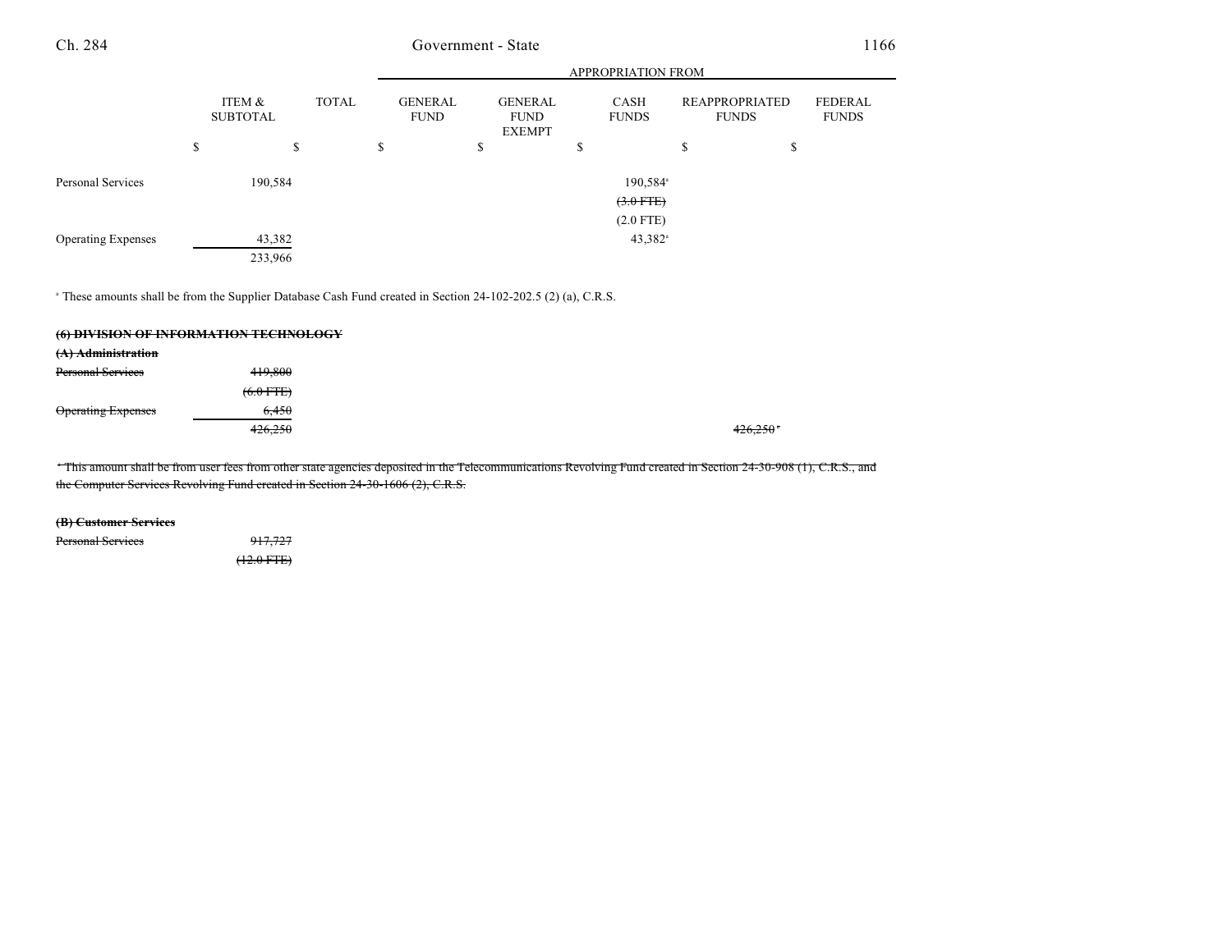| | ITEM & SUBTOTAL | TOTAL | APPROPRIATION FROM GENERAL FUND | GENERAL FUND EXEMPT | CASH FUNDS | REAPPROPRIATED FUNDS | FEDERAL FUNDS |
|---|---|---|---|---|---|---|---|
| | $ | $ | $ | $ | $ | $ | $ |
| Personal Services | 190,584 | | | | 190,584[a] | | |
| | | | | | ~~(3.0 FTE)~~ | | |
| | | | | | (2.0 FTE) | | |
| Operating Expenses | 43,382 | | | | 43,382[a] | | |
| | 233,966 | | | | | | |

[a] These amounts shall be from the Supplier Database Cash Fund created in Section 24-102-202.5 (2) (a), C.R.S.

~~**(6) DIVISION OF INFORMATION TECHNOLOGY**~~

~~**(A) Administration**~~

| | ITEM & SUBTOTAL | TOTAL | GENERAL FUND | GENERAL FUND EXEMPT | CASH FUNDS | REAPPROPRIATED FUNDS | FEDERAL FUNDS |
|---|---|---|---|---|---|---|---|
| ~~Personal Services~~ | ~~419,800~~ | | | | | | |
| | ~~(6.0 FTE)~~ | | | | | | |
| ~~Operating Expenses~~ | ~~6,450~~ | | | | | | |
| | ~~426,250~~ | | | | | ~~426,250~~[a] | |

~~[a] This amount shall be from user fees from other state agencies deposited in the Telecommunications Revolving Fund created in Section 24-30-908 (1), C.R.S., and the Computer Services Revolving Fund created in Section 24-30-1606 (2), C.R.S.~~

~~**(B) Customer Services**~~

| | ITEM & SUBTOTAL | TOTAL | GENERAL FUND | GENERAL FUND EXEMPT | CASH FUNDS | REAPPROPRIATED FUNDS | FEDERAL FUNDS |
|---|---|---|---|---|---|---|---|
| ~~Personal Services~~ | ~~917,727~~ | | | | | | |
| | ~~(12.0 FTE)~~ | | | | | | |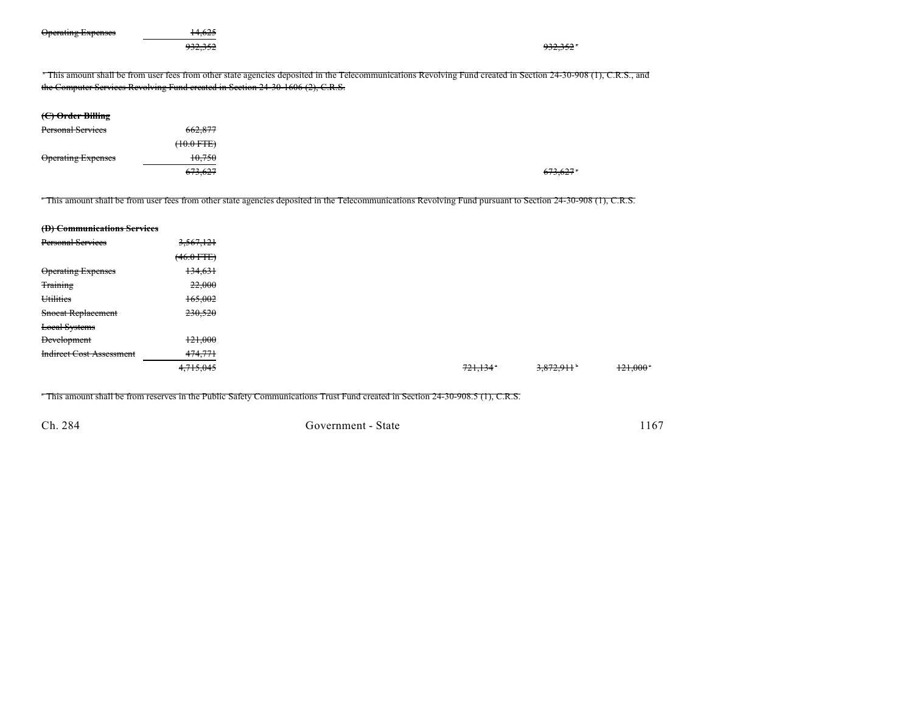| | | | | | |
|---|---|---|---|---|---|
| ~~Operating Expenses~~ | ~~14,625~~ | | | | |
| | ~~932,352~~ | | | ~~932,352~~[a] | |

~~[a] This amount shall be from user fees from other state agencies deposited in the Telecommunications Revolving Fund created in Section 24-30-908 (1), C.R.S., and the Computer Services Revolving Fund created in Section 24-30-1606 (2), C.R.S.~~

~~**(C) Order Billing**~~

| | | | | | |
|---|---|---|---|---|---|
| ~~Personal Services~~ | ~~662,877~~ | | | | |
| | ~~(10.0 FTE)~~ | | | | |
| ~~Operating Expenses~~ | ~~10,750~~ | | | | |
| | ~~673,627~~ | | | ~~673,627~~[a] | |

~~[a] This amount shall be from user fees from other state agencies deposited in the Telecommunications Revolving Fund pursuant to Section 24-30-908 (1), C.R.S.~~

~~**(D) Communications Services**~~

| | | | | | |
|---|---|---|---|---|---|
| ~~Personal Services~~ | ~~3,567,121~~ | | | | |
| | ~~(46.0 FTE)~~ | | | | |
| ~~Operating Expenses~~ | ~~134,631~~ | | | | |
| ~~Training~~ | ~~22,000~~ | | | | |
| ~~Utilities~~ | ~~165,002~~ | | | | |
| ~~Snocat Replacement~~ | ~~230,520~~ | | | | |
| ~~Local Systems Development~~ | ~~121,000~~ | | | | |
| ~~Indirect Cost Assessment~~ | ~~474,771~~ | | | | |
| | ~~4,715,045~~ | | ~~721,134~~[a] | ~~3,872,911~~[b] | ~~121,000~~[c] |

~~[a] This amount shall be from reserves in the Public Safety Communications Trust Fund created in Section 24-30-908.5 (1), C.R.S.~~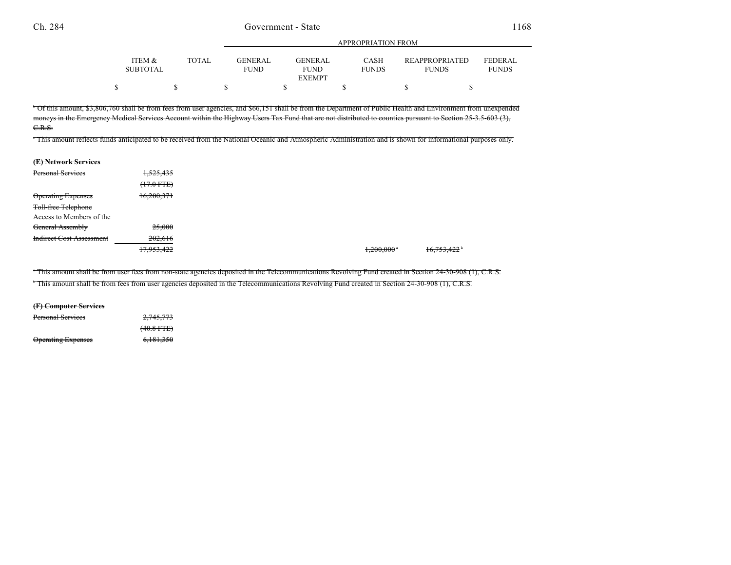| | ITEM & SUBTOTAL | TOTAL | APPROPRIATION FROM GENERAL FUND | GENERAL FUND EXEMPT | CASH FUNDS | REAPPROPRIATED FUNDS | FEDERAL FUNDS |
|---|---|---|---|---|---|---|---|
| | $ | $ | $ | $ | $ | $ | $ |

~~[b] Of this amount, $3,806,760 shall be from fees from user agencies, and $66,151 shall be from the Department of Public Health and Environment from unexpended moneys in the Emergency Medical Services Account within the Highway Users Tax Fund that are not distributed to counties pursuant to Section 25-3.5-603 (3), C.R.S.~~

~~[c] This amount reflects funds anticipated to be received from the National Oceanic and Atmospheric Administration and is shown for informational purposes only.~~

~~**(E) Network Services**~~

| | ITEM & SUBTOTAL | TOTAL | GENERAL FUND | GENERAL FUND EXEMPT | CASH FUNDS | REAPPROPRIATED FUNDS | FEDERAL FUNDS |
|---|---|---|---|---|---|---|---|
| ~~Personal Services~~ | ~~1,525,435~~ | | | | | | |
| | ~~(17.0 FTE)~~ | | | | | | |
| ~~Operating Expenses~~ | ~~16,200,371~~ | | | | | | |
| ~~Toll-free Telephone Access to Members of the General Assembly~~ | ~~25,000~~ | | | | | | |
| ~~Indirect Cost Assessment~~ | ~~202,616~~ | | | | | | |
| | ~~17,953,422~~ | | | | ~~1,200,000~~[a] | ~~16,753,422~~[b] | |

~~[a] This amount shall be from user fees from non-state agencies deposited in the Telecommunications Revolving Fund created in Section 24-30-908 (1), C.R.S.~~

~~[b] This amount shall be from fees from user agencies deposited in the Telecommunications Revolving Fund created in Section 24-30-908 (1), C.R.S.~~

~~**(F) Computer Services**~~

| | ITEM & SUBTOTAL | TOTAL | GENERAL FUND | GENERAL FUND EXEMPT | CASH FUNDS | REAPPROPRIATED FUNDS | FEDERAL FUNDS |
|---|---|---|---|---|---|---|---|
| ~~Personal Services~~ | ~~2,745,773~~ | | | | | | |
| | ~~(40.8 FTE)~~ | | | | | | |
| ~~Operating Expenses~~ | ~~6,181,350~~ | | | | | | |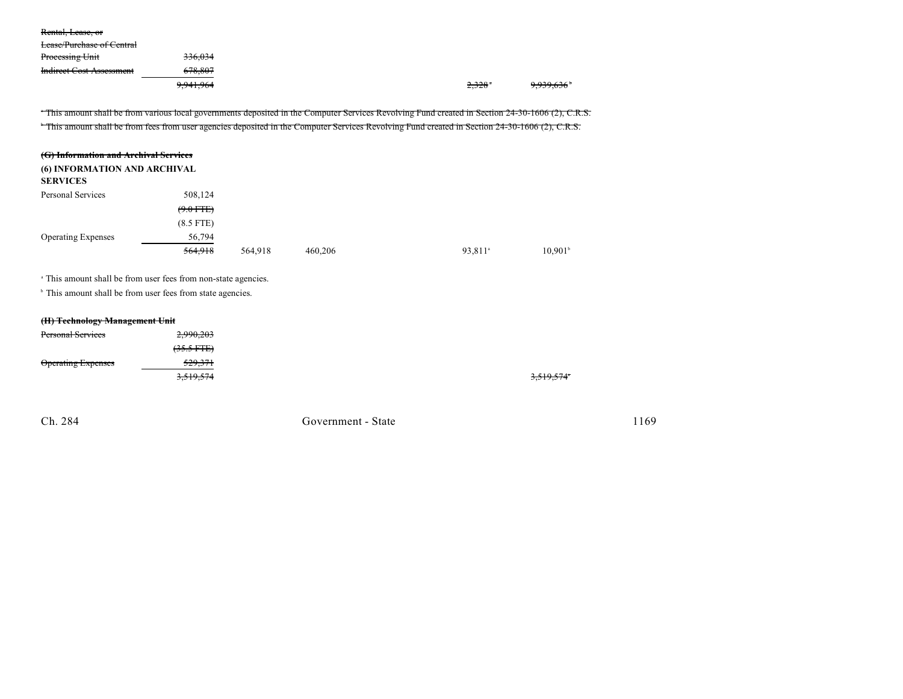| | | | | | | |
|---|---|---|---|---|---|---|
| ~~Rental, Lease, or Lease/Purchase of Central Processing Unit~~ | ~~336,034~~ | | | | | |
| ~~Indirect Cost Assessment~~ | ~~678,807~~ | | | | | |
| | ~~9,941,964~~ | | | | ~~2,328~~[a] | ~~9,939,636~~[b] |

~~[a] This amount shall be from various local governments deposited in the Computer Services Revolving Fund created in Section 24-30-1606 (2), C.R.S.~~

~~[b] This amount shall be from fees from user agencies deposited in the Computer Services Revolving Fund created in Section 24-30-1606 (2), C.R.S.~~

**~~(G) Information and Archival Services~~**

**(6) INFORMATION AND ARCHIVAL SERVICES**

| | | | | | | |
|---|---|---|---|---|---|---|
| Personal Services | 508,124 | | | | | |
| | ~~(9.0 FTE)~~ | | | | | |
| | (8.5 FTE) | | | | | |
| Operating Expenses | 56,794 | | | | | |
| | ~~564,918~~ | 564,918 | 460,206 | | 93,811[a] | 10,901[b] |

[a] This amount shall be from user fees from non-state agencies.

[b] This amount shall be from user fees from state agencies.

**~~(H) Technology Management Unit~~**

| | | | | | | |
|---|---|---|---|---|---|---|
| ~~Personal Services~~ | ~~2,990,203~~ | | | | | |
| | ~~(35.5 FTE)~~ | | | | | |
| ~~Operating Expenses~~ | ~~529,371~~ | | | | | |
| | ~~3,519,574~~ | | | | | ~~3,519,574~~[a] |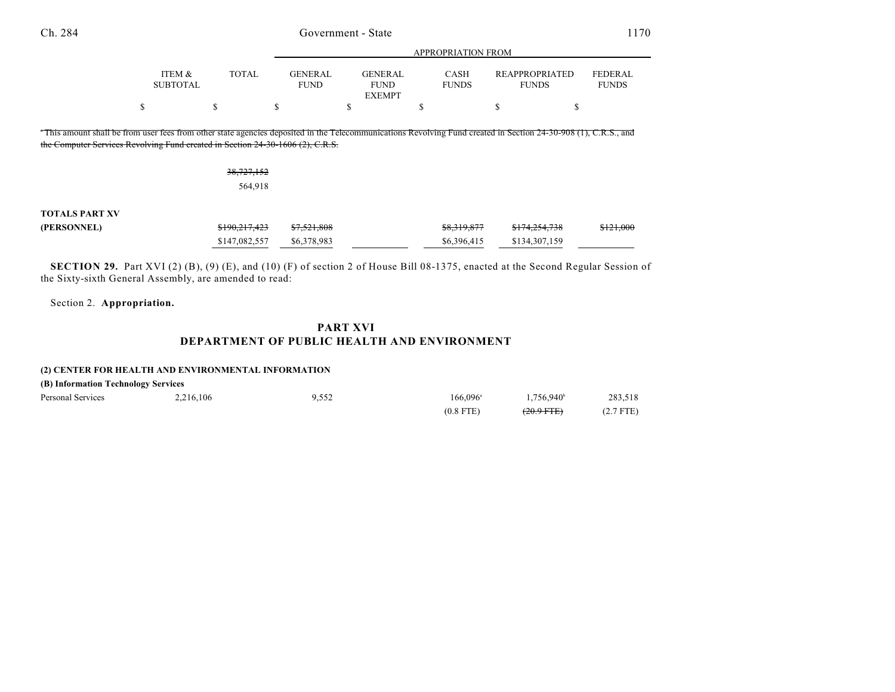| | ITEM & SUBTOTAL | TOTAL | GENERAL FUND | GENERAL FUND EXEMPT | CASH FUNDS | REAPPROPRIATED FUNDS | FEDERAL FUNDS |
|---|---|---|---|---|---|---|---|
| | | | APPROPRIATION FROM | | | | |
| | $ | $ | $ | $ | $ | $ | $ |

~~[a] This amount shall be from user fees from other state agencies deposited in the Telecommunications Revolving Fund created in Section 24-30-908 (1), C.R.S., and the Computer Services Revolving Fund created in Section 24-30-1606 (2), C.R.S.~~

| | ITEM & SUBTOTAL | TOTAL | GENERAL FUND | GENERAL FUND EXEMPT | CASH FUNDS | REAPPROPRIATED FUNDS | FEDERAL FUNDS |
|---|---|---|---|---|---|---|---|
| | | ~~38,727,152~~ | | | | | |
| | | 564,918 | | | | | |
| **TOTALS PART XV** | | | | | | | |
| **(PERSONNEL)** | | ~~$190,217,423~~ | ~~$7,521,808~~ | | ~~$8,319,877~~ | ~~$174,254,738~~ | ~~$121,000~~ |
| | | $147,082,557 | $6,378,983 | | $6,396,415 | $134,307,159 | |

**SECTION 29.** Part XVI (2) (B), (9) (E), and (10) (F) of section 2 of House Bill 08-1375, enacted at the Second Regular Session of the Sixty-sixth General Assembly, are amended to read:

Section 2. **Appropriation.**

## PART XVI
## DEPARTMENT OF PUBLIC HEALTH AND ENVIRONMENT

**(2) CENTER FOR HEALTH AND ENVIRONMENTAL INFORMATION**

**(B) Information Technology Services**

| | ITEM & SUBTOTAL | TOTAL | GENERAL FUND | GENERAL FUND EXEMPT | CASH FUNDS | REAPPROPRIATED FUNDS | FEDERAL FUNDS |
|---|---|---|---|---|---|---|---|
| Personal Services | 2,216,106 | | 9,552 | | 166,096[a] | 1,756,940[b] | 283,518 |
| | | | | | (0.8 FTE) | ~~(20.9 FTE)~~ | (2.7 FTE) |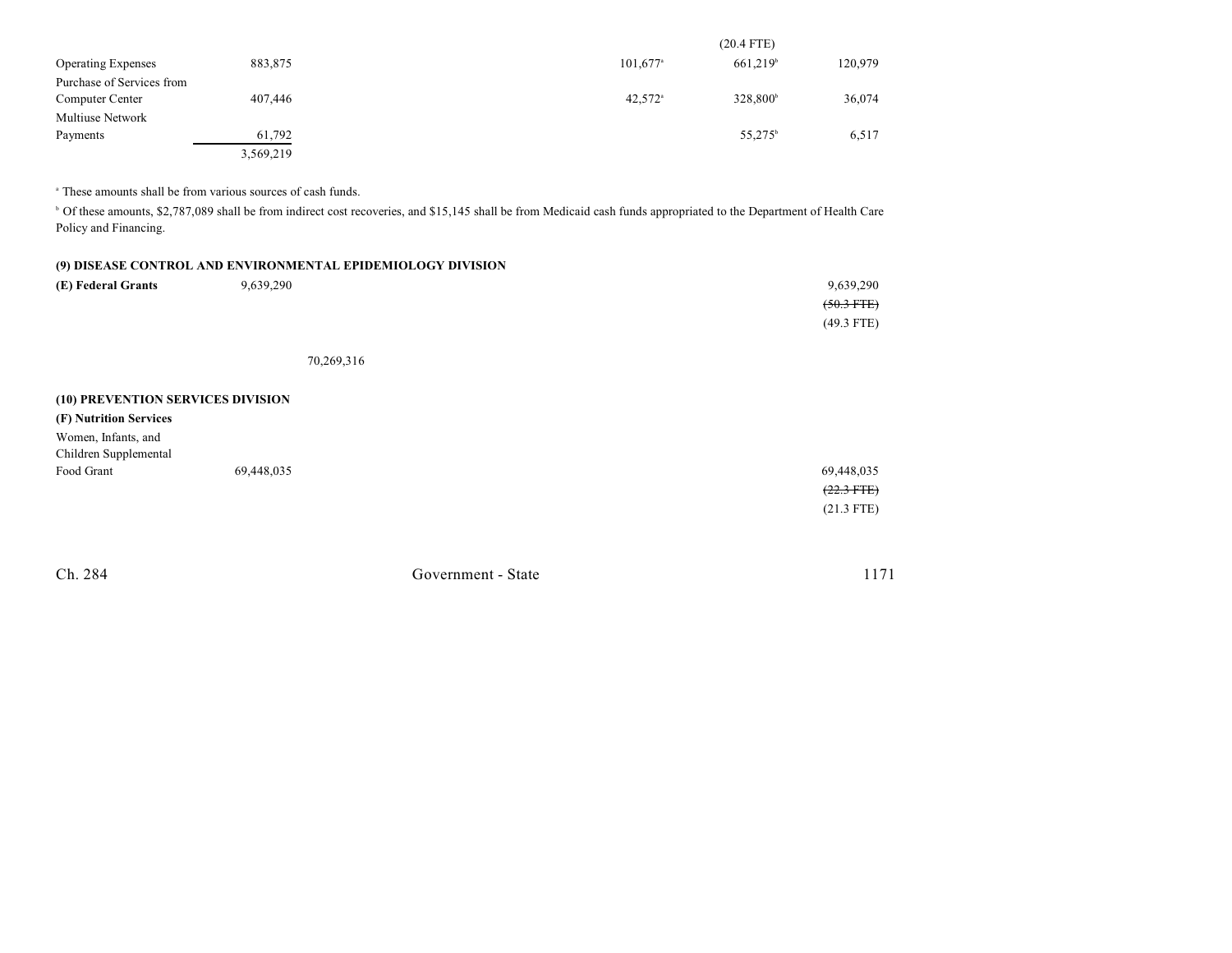| | | | | | | |
|---|---|---|---|---|---|---|
| | | | | | (20.4 FTE) | |
| Operating Expenses | 883,875 | | | 101,677[a] | 661,219[b] | 120,979 |
| Purchase of Services from Computer Center | 407,446 | | | 42,572[a] | 328,800[b] | 36,074 |
| Multiuse Network Payments | 61,792 | | | | 55,275[b] | 6,517 |
| | 3,569,219 | | | | | |

[a] These amounts shall be from various sources of cash funds.

[b] Of these amounts, $2,787,089 shall be from indirect cost recoveries, and $15,145 shall be from Medicaid cash funds appropriated to the Department of Health Care Policy and Financing.

**(9) DISEASE CONTROL AND ENVIRONMENTAL EPIDEMIOLOGY DIVISION**

| | | | | | | |
|---|---|---|---|---|---|---|
| **(E) Federal Grants** | 9,639,290 | | | | | 9,639,290 |
| | | | | | | ~~(50.3 FTE)~~ |
| | | | | | | (49.3 FTE) |
| | | 70,269,316 | | | | |

**(10) PREVENTION SERVICES DIVISION**

**(F) Nutrition Services**

| | | | | | | |
|---|---|---|---|---|---|---|
| Women, Infants, and Children Supplemental Food Grant | 69,448,035 | | | | | 69,448,035 |
| | | | | | | ~~(22.3 FTE)~~ |
| | | | | | | (21.3 FTE) |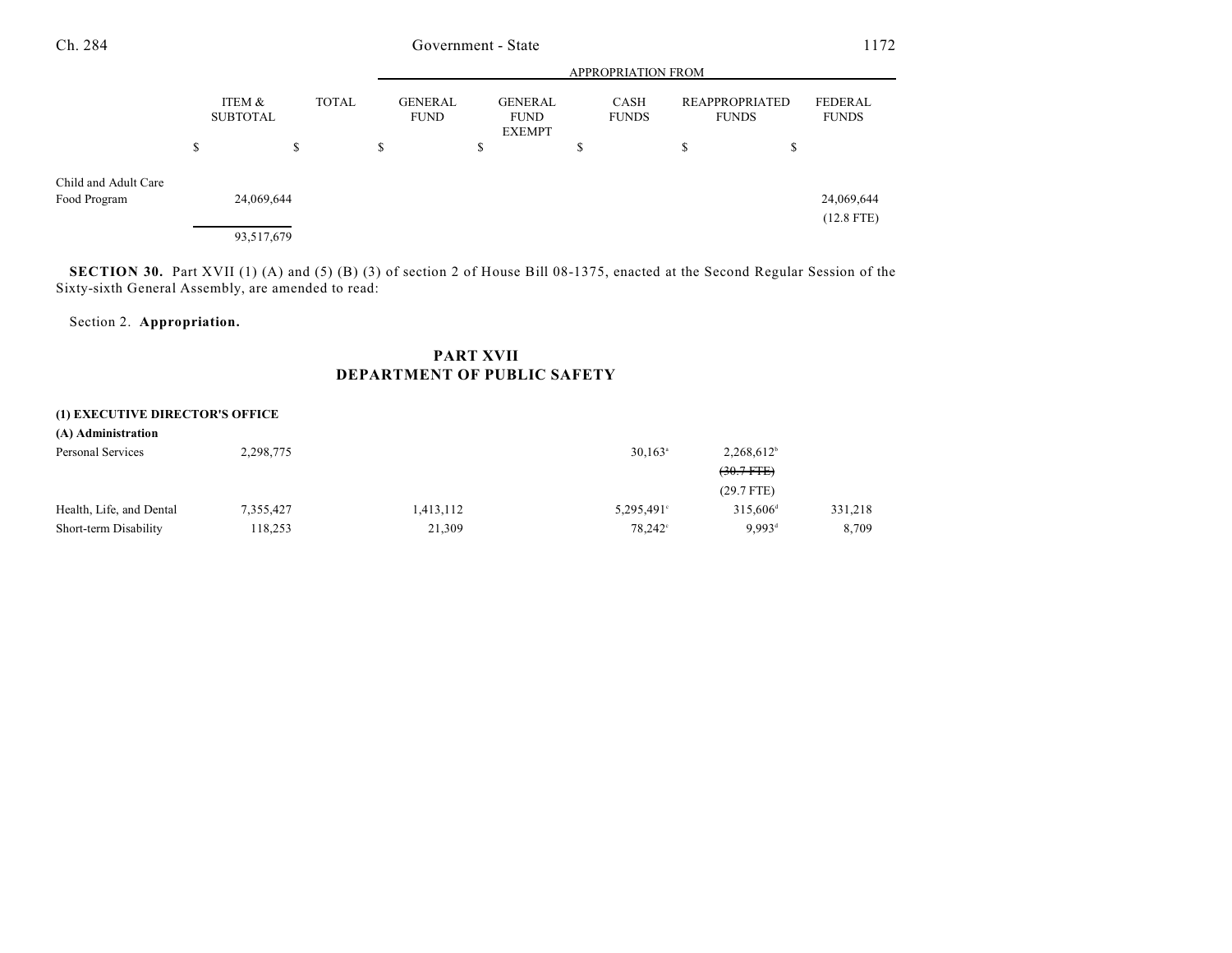| | ITEM & SUBTOTAL | TOTAL | GENERAL FUND | GENERAL FUND EXEMPT | CASH FUNDS | REAPPROPRIATED FUNDS | FEDERAL FUNDS |
|---|---|---|---|---|---|---|---|
| | | | APPROPRIATION FROM | | | | |
| | $ | $ | $ | $ | $ | $ | $ |
| Child and Adult Care Food Program | 24,069,644 | | | | | | 24,069,644 (12.8 FTE) |
| | 93,517,679 | | | | | | |

**SECTION 30.** Part XVII (1) (A) and (5) (B) (3) of section 2 of House Bill 08-1375, enacted at the Second Regular Session of the Sixty-sixth General Assembly, are amended to read:

Section 2. **Appropriation.**

## PART XVII
## DEPARTMENT OF PUBLIC SAFETY

| | ITEM & SUBTOTAL | TOTAL | GENERAL FUND | GENERAL FUND EXEMPT | CASH FUNDS | REAPPROPRIATED FUNDS | FEDERAL FUNDS |
|---|---|---|---|---|---|---|---|
| **(1) EXECUTIVE DIRECTOR'S OFFICE** | | | | | | | |
| **(A) Administration** | | | | | | | |
| Personal Services | 2,298,775 | | | | 30,163[a] | 2,268,612[b] ~~(30.7 FTE)~~ (29.7 FTE) | |
| Health, Life, and Dental | 7,355,427 | | 1,413,112 | | 5,295,491[c] | 315,606[d] | 331,218 |
| Short-term Disability | 118,253 | | 21,309 | | 78,242[c] | 9,993[d] | 8,709 |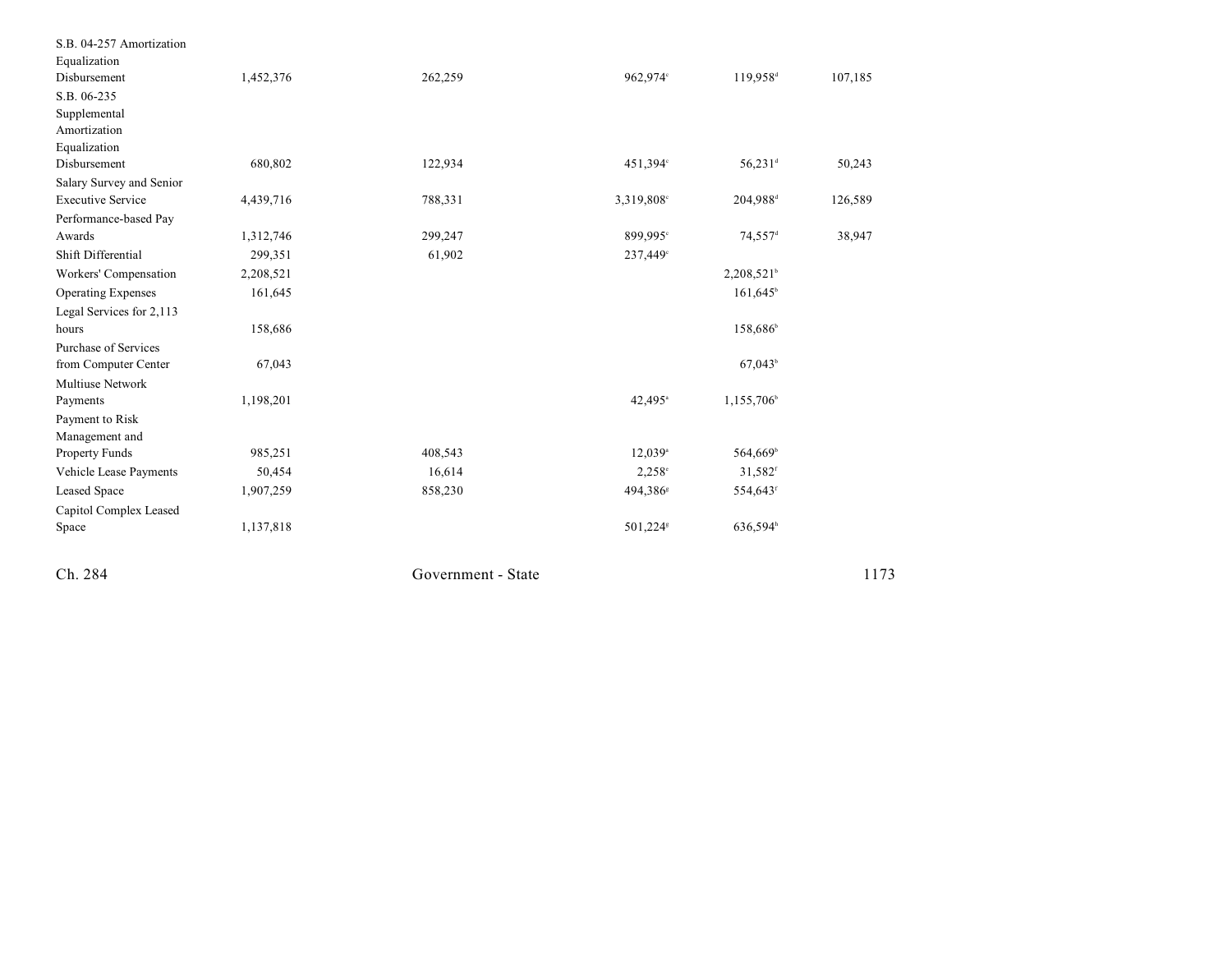| | | | | | |
|---|---|---|---|---|---|
| S.B. 04-257 Amortization Equalization Disbursement | 1,452,376 | 262,259 | 962,974[c] | 119,958[d] | 107,185 |
| S.B. 06-235 Supplemental Amortization Equalization Disbursement | 680,802 | 122,934 | 451,394[c] | 56,231[d] | 50,243 |
| Salary Survey and Senior Executive Service | 4,439,716 | 788,331 | 3,319,808[c] | 204,988[d] | 126,589 |
| Performance-based Pay Awards | 1,312,746 | 299,247 | 899,995[c] | 74,557[d] | 38,947 |
| Shift Differential | 299,351 | 61,902 | 237,449[c] | | |
| Workers' Compensation | 2,208,521 | | | 2,208,521[b] | |
| Operating Expenses | 161,645 | | | 161,645[b] | |
| Legal Services for 2,113 hours | 158,686 | | | 158,686[b] | |
| Purchase of Services from Computer Center | 67,043 | | | 67,043[b] | |
| Multiuse Network Payments | 1,198,201 | | 42,495[a] | 1,155,706[b] | |
| Payment to Risk Management and Property Funds | 985,251 | 408,543 | 12,039[a] | 564,669[b] | |
| Vehicle Lease Payments | 50,454 | 16,614 | 2,258[e] | 31,582[f] | |
| Leased Space | 1,907,259 | 858,230 | 494,386[g] | 554,643[f] | |
| Capitol Complex Leased Space | 1,137,818 | | 501,224[g] | 636,594[h] | |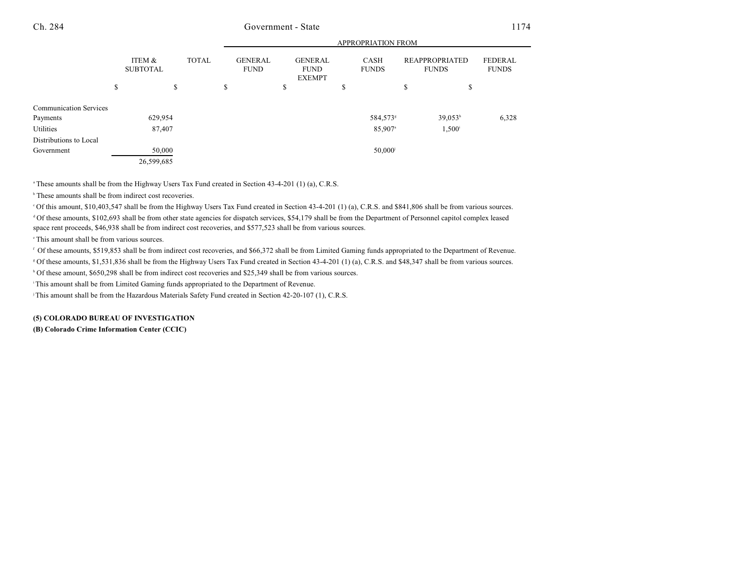| | ITEM & SUBTOTAL | TOTAL | APPROPRIATION FROM GENERAL FUND | GENERAL FUND EXEMPT | CASH FUNDS | REAPPROPRIATED FUNDS | FEDERAL FUNDS |
|---|---|---|---|---|---|---|---|
| | $ | $ | $ | $ | $ | $ | $ |
| Communication Services Payments | 629,954 | | | | 584,573[g] | 39,053[h] | 6,328 |
| Utilities | 87,407 | | | | 85,907[a] | 1,500[i] | |
| Distributions to Local Government | 50,000 | | | | 50,000[j] | | |
| | 26,599,685 | | | | | | |

[a] These amounts shall be from the Highway Users Tax Fund created in Section 43-4-201 (1) (a), C.R.S.

[b] These amounts shall be from indirect cost recoveries.

[c] Of this amount, $10,403,547 shall be from the Highway Users Tax Fund created in Section 43-4-201 (1) (a), C.R.S. and $841,806 shall be from various sources.

[d] Of these amounts, $102,693 shall be from other state agencies for dispatch services, $54,179 shall be from the Department of Personnel capitol complex leased space rent proceeds, $46,938 shall be from indirect cost recoveries, and $577,523 shall be from various sources.

[e] This amount shall be from various sources.

[f] Of these amounts, $519,853 shall be from indirect cost recoveries, and $66,372 shall be from Limited Gaming funds appropriated to the Department of Revenue.

[g] Of these amounts, $1,531,836 shall be from the Highway Users Tax Fund created in Section 43-4-201 (1) (a), C.R.S. and $48,347 shall be from various sources.

[h] Of these amount, $650,298 shall be from indirect cost recoveries and $25,349 shall be from various sources.

[i] This amount shall be from Limited Gaming funds appropriated to the Department of Revenue.

[j] This amount shall be from the Hazardous Materials Safety Fund created in Section 42-20-107 (1), C.R.S.

**(5) COLORADO BUREAU OF INVESTIGATION**

**(B) Colorado Crime Information Center (CCIC)**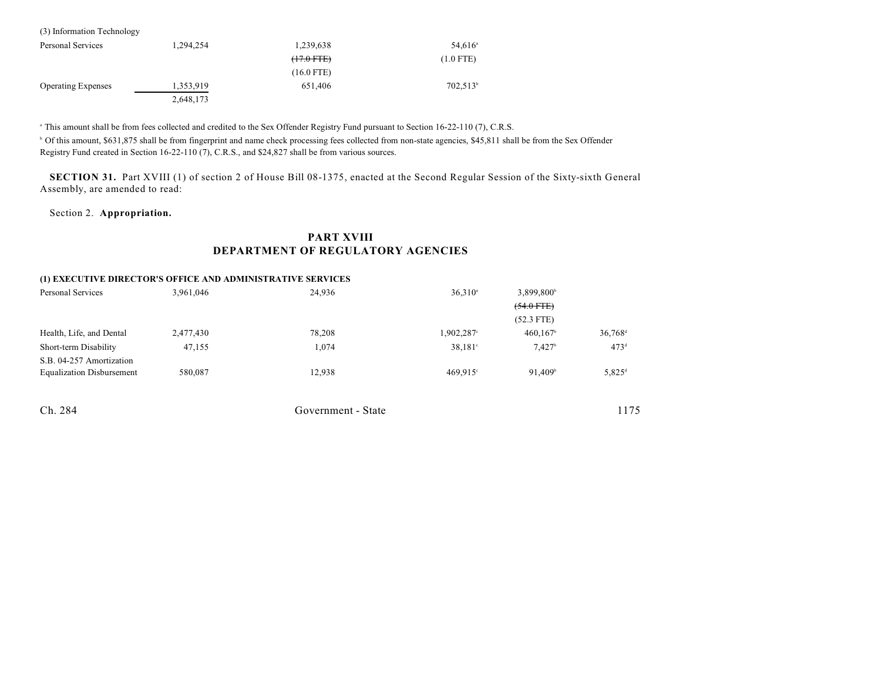(3) Information Technology

| | | | | | |
|---|---|---|---|---|---|
| Personal Services | 1,294,254 | 1,239,638 | 54,616[a] | | |
| | | ~~(17.0 FTE)~~ | (1.0 FTE) | | |
| | | (16.0 FTE) | | | |
| Operating Expenses | 1,353,919 | 651,406 | 702,513[b] | | |
| | 2,648,173 | | | | |

[a] This amount shall be from fees collected and credited to the Sex Offender Registry Fund pursuant to Section 16-22-110 (7), C.R.S.

[b] Of this amount, $631,875 shall be from fingerprint and name check processing fees collected from non-state agencies, $45,811 shall be from the Sex Offender Registry Fund created in Section 16-22-110 (7), C.R.S., and $24,827 shall be from various sources.

**SECTION 31.** Part XVIII (1) of section 2 of House Bill 08-1375, enacted at the Second Regular Session of the Sixty-sixth General Assembly, are amended to read:

Section 2. **Appropriation.**

## PART XVIII
## DEPARTMENT OF REGULATORY AGENCIES

**(1) EXECUTIVE DIRECTOR'S OFFICE AND ADMINISTRATIVE SERVICES**

| | | | | | |
|---|---|---|---|---|---|
| Personal Services | 3,961,046 | 24,936 | 36,310[a] | 3,899,800[b] | |
| | | | | ~~(54.0 FTE)~~ | |
| | | | | (52.3 FTE) | |
| Health, Life, and Dental | 2,477,430 | 78,208 | 1,902,287[c] | 460,167[b] | 36,768[d] |
| Short-term Disability | 47,155 | 1,074 | 38,181[c] | 7,427[b] | 473[d] |
| S.B. 04-257 Amortization Equalization Disbursement | 580,087 | 12,938 | 469,915[c] | 91,409[b] | 5,825[d] |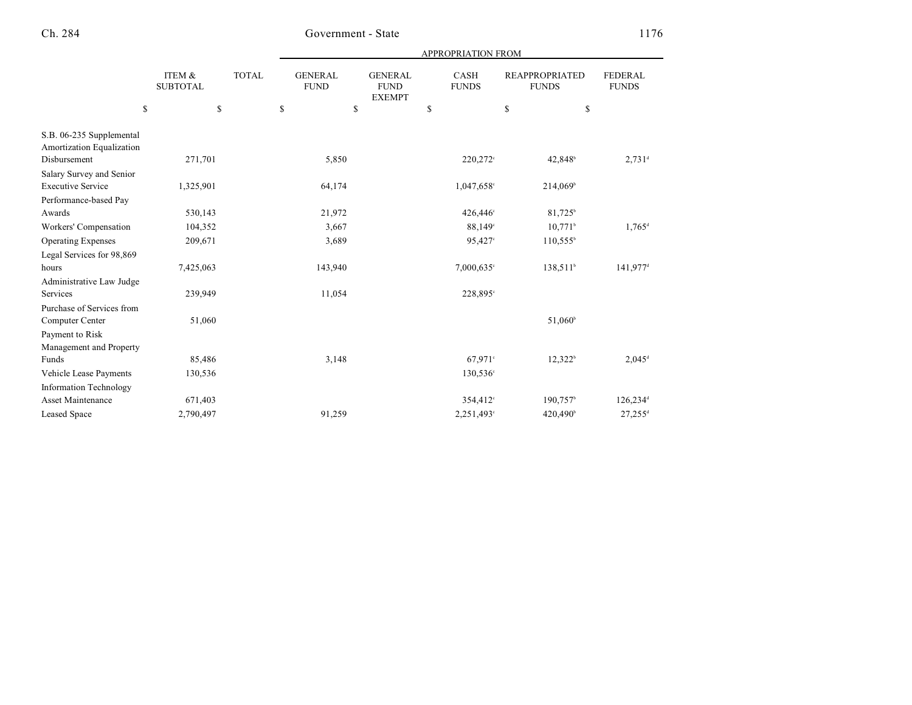| | ITEM & SUBTOTAL | TOTAL | APPROPRIATION FROM GENERAL FUND | GENERAL FUND EXEMPT | CASH FUNDS | REAPPROPRIATED FUNDS | FEDERAL FUNDS |
|---|---|---|---|---|---|---|---|
| | $ | $ | $ | $ | $ | $ | $ |
| S.B. 06-235 Supplemental Amortization Equalization Disbursement | 271,701 | | 5,850 | | 220,272[c] | 42,848[b] | 2,731[d] |
| Salary Survey and Senior Executive Service | 1,325,901 | | 64,174 | | 1,047,658[c] | 214,069[b] | |
| Performance-based Pay Awards | 530,143 | | 21,972 | | 426,446[c] | 81,725[b] | |
| Workers' Compensation | 104,352 | | 3,667 | | 88,149[c] | 10,771[b] | 1,765[d] |
| Operating Expenses | 209,671 | | 3,689 | | 95,427[c] | 110,555[b] | |
| Legal Services for 98,869 hours | 7,425,063 | | 143,940 | | 7,000,635[c] | 138,511[b] | 141,977[d] |
| Administrative Law Judge Services | 239,949 | | 11,054 | | 228,895[c] | | |
| Purchase of Services from Computer Center | 51,060 | | | | | 51,060[b] | |
| Payment to Risk Management and Property Funds | 85,486 | | 3,148 | | 67,971[c] | 12,322[b] | 2,045[d] |
| Vehicle Lease Payments | 130,536 | | | | 130,536[c] | | |
| Information Technology Asset Maintenance | 671,403 | | | | 354,412[c] | 190,757[b] | 126,234[d] |
| Leased Space | 2,790,497 | | 91,259 | | 2,251,493[c] | 420,490[b] | 27,255[d] |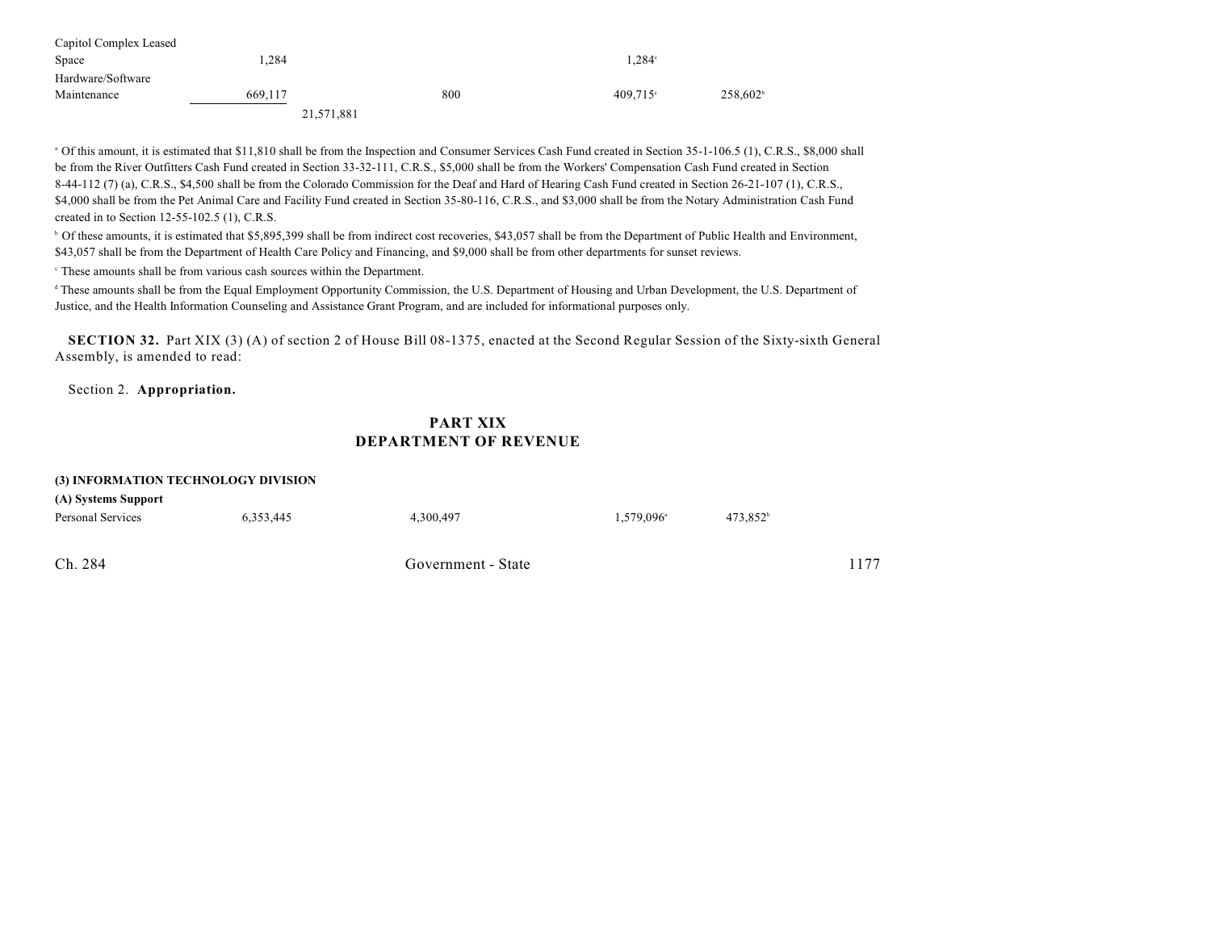| | | | | | | |
|---|---|---|---|---|---|---|
| Capitol Complex Leased Space | 1,284 | | | | 1,284[c] | |
| Hardware/Software Maintenance | 669,117 | | 800 | | 409,715[c] | 258,602[b] |
| | | 21,571,881 | | | | |

[a] Of this amount, it is estimated that $11,810 shall be from the Inspection and Consumer Services Cash Fund created in Section 35-1-106.5 (1), C.R.S., $8,000 shall be from the River Outfitters Cash Fund created in Section 33-32-111, C.R.S., $5,000 shall be from the Workers' Compensation Cash Fund created in Section 8-44-112 (7) (a), C.R.S., $4,500 shall be from the Colorado Commission for the Deaf and Hard of Hearing Cash Fund created in Section 26-21-107 (1), C.R.S., $4,000 shall be from the Pet Animal Care and Facility Fund created in Section 35-80-116, C.R.S., and $3,000 shall be from the Notary Administration Cash Fund created in to Section 12-55-102.5 (1), C.R.S.

[b] Of these amounts, it is estimated that $5,895,399 shall be from indirect cost recoveries, $43,057 shall be from the Department of Public Health and Environment, $43,057 shall be from the Department of Health Care Policy and Financing, and $9,000 shall be from other departments for sunset reviews.

[c] These amounts shall be from various cash sources within the Department.

[d] These amounts shall be from the Equal Employment Opportunity Commission, the U.S. Department of Housing and Urban Development, the U.S. Department of Justice, and the Health Information Counseling and Assistance Grant Program, and are included for informational purposes only.

**SECTION 32.** Part XIX (3) (A) of section 2 of House Bill 08-1375, enacted at the Second Regular Session of the Sixty-sixth General Assembly, is amended to read:

Section 2. **Appropriation.**

## PART XIX
## DEPARTMENT OF REVENUE

**(3) INFORMATION TECHNOLOGY DIVISION**

**(A) Systems Support**

| | | | | | | |
|---|---|---|---|---|---|---|
| Personal Services | 6,353,445 | | 4,300,497 | | 1,579,096[a] | 473,852[b] |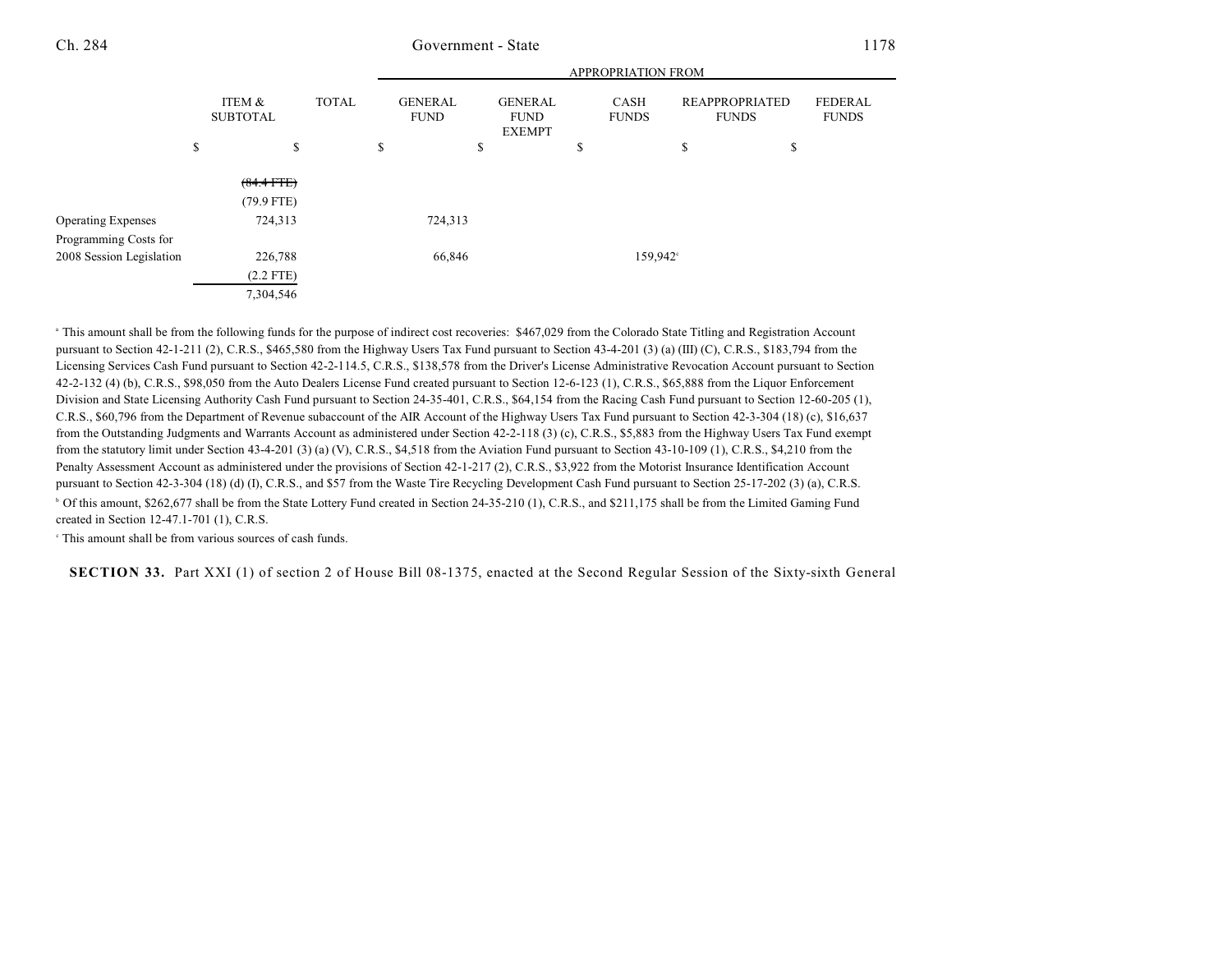| | ITEM & SUBTOTAL | TOTAL | APPROPRIATION FROM GENERAL FUND | GENERAL FUND EXEMPT | CASH FUNDS | REAPPROPRIATED FUNDS | FEDERAL FUNDS |
|---|---|---|---|---|---|---|---|
| | $ | $ | $ | $ | $ | $ | $ |
| | ~~(84.4 FTE)~~ | | | | | | |
| | (79.9 FTE) | | | | | | |
| Operating Expenses | 724,313 | | 724,313 | | | | |
| Programming Costs for 2008 Session Legislation | 226,788 | | 66,846 | | 159,942[c] | | |
| | (2.2 FTE) | | | | | | |
| | 7,304,546 | | | | | | |

[a] This amount shall be from the following funds for the purpose of indirect cost recoveries: $467,029 from the Colorado State Titling and Registration Account pursuant to Section 42-1-211 (2), C.R.S., $465,580 from the Highway Users Tax Fund pursuant to Section 43-4-201 (3) (a) (III) (C), C.R.S., $183,794 from the Licensing Services Cash Fund pursuant to Section 42-2-114.5, C.R.S., $138,578 from the Driver's License Administrative Revocation Account pursuant to Section 42-2-132 (4) (b), C.R.S., $98,050 from the Auto Dealers License Fund created pursuant to Section 12-6-123 (1), C.R.S., $65,888 from the Liquor Enforcement Division and State Licensing Authority Cash Fund pursuant to Section 24-35-401, C.R.S., $64,154 from the Racing Cash Fund pursuant to Section 12-60-205 (1), C.R.S., $60,796 from the Department of Revenue subaccount of the AIR Account of the Highway Users Tax Fund pursuant to Section 42-3-304 (18) (c), $16,637 from the Outstanding Judgments and Warrants Account as administered under Section 42-2-118 (3) (c), C.R.S., $5,883 from the Highway Users Tax Fund exempt from the statutory limit under Section 43-4-201 (3) (a) (V), C.R.S., $4,518 from the Aviation Fund pursuant to Section 43-10-109 (1), C.R.S., $4,210 from the Penalty Assessment Account as administered under the provisions of Section 42-1-217 (2), C.R.S., $3,922 from the Motorist Insurance Identification Account pursuant to Section 42-3-304 (18) (d) (I), C.R.S., and $57 from the Waste Tire Recycling Development Cash Fund pursuant to Section 25-17-202 (3) (a), C.R.S.

[b] Of this amount, $262,677 shall be from the State Lottery Fund created in Section 24-35-210 (1), C.R.S., and $211,175 shall be from the Limited Gaming Fund created in Section 12-47.1-701 (1), C.R.S.

[c] This amount shall be from various sources of cash funds.

**SECTION 33.** Part XXI (1) of section 2 of House Bill 08-1375, enacted at the Second Regular Session of the Sixty-sixth General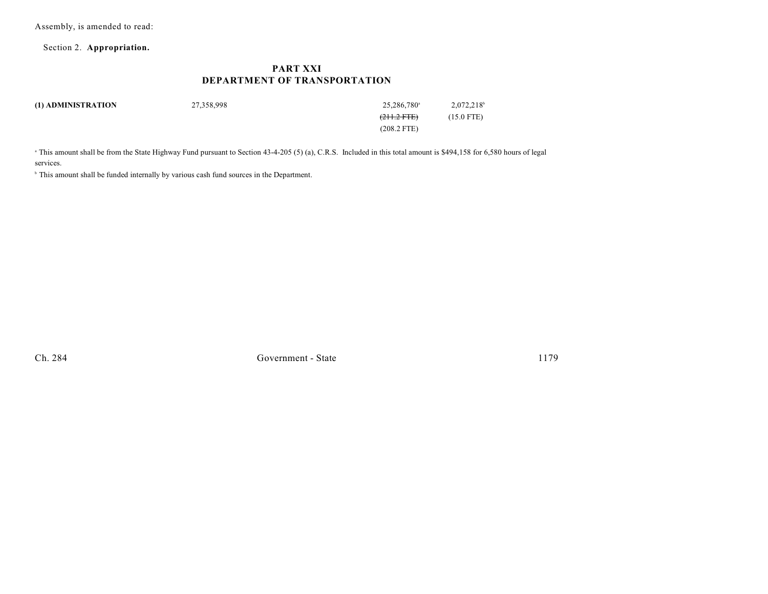Assembly, is amended to read:

Section 2. **Appropriation.**

## PART XXI
## DEPARTMENT OF TRANSPORTATION

| | | | | |
|---|---|---|---|---|
| **(1) ADMINISTRATION** | 27,358,998 | | 25,286,780[a] | 2,072,218[b] |
| | | | ~~(211.2 FTE)~~ | (15.0 FTE) |
| | | | (208.2 FTE) | |

[a] This amount shall be from the State Highway Fund pursuant to Section 43-4-205 (5) (a), C.R.S. Included in this total amount is $494,158 for 6,580 hours of legal services.

[b] This amount shall be funded internally by various cash fund sources in the Department.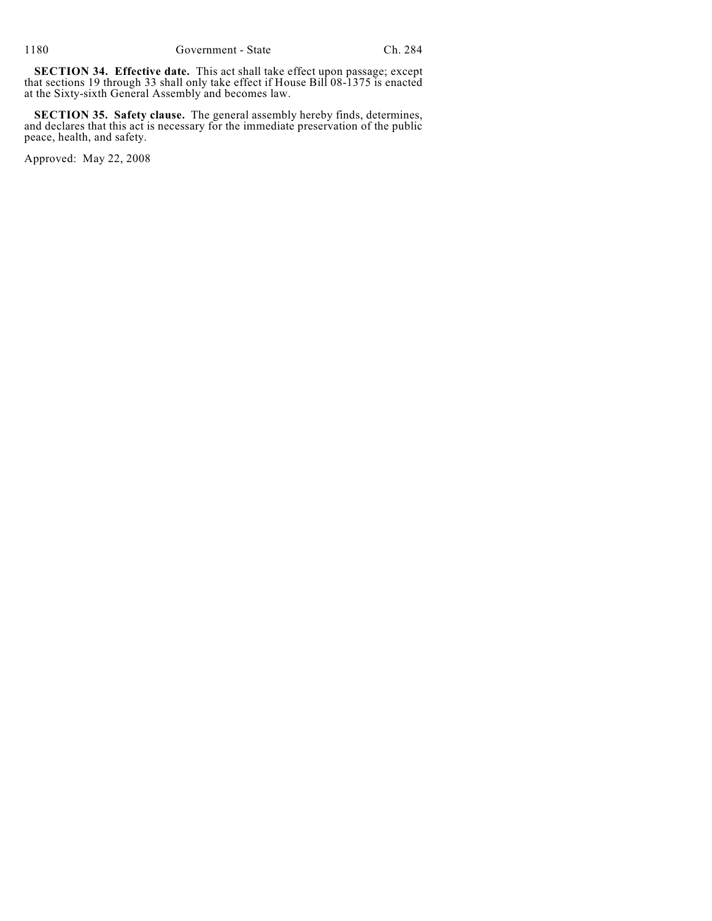**SECTION 34. Effective date.** This act shall take effect upon passage; except that sections 19 through 33 shall only take effect if House Bill 08-1375 is enacted at the Sixty-sixth General Assembly and becomes law.

**SECTION 35. Safety clause.** The general assembly hereby finds, determines, and declares that this act is necessary for the immediate preservation of the public peace, health, and safety.

Approved: May 22, 2008